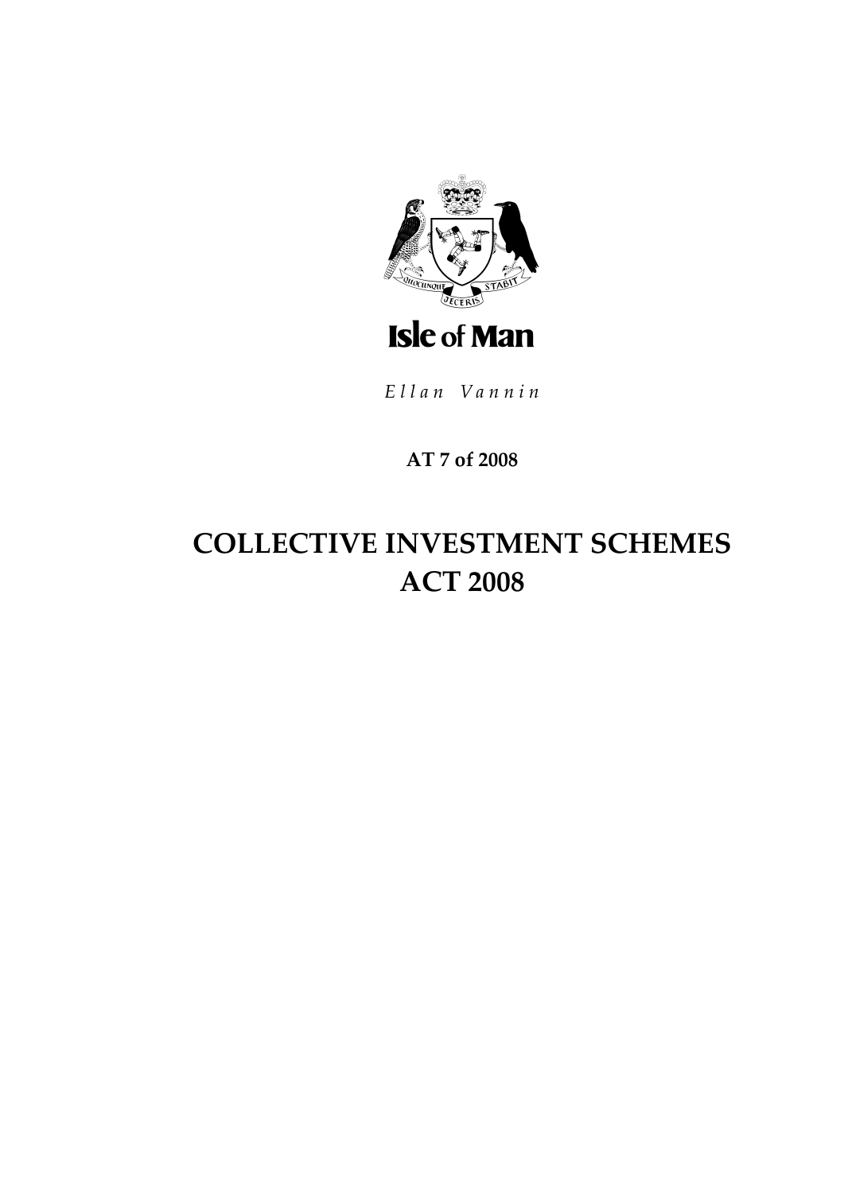Isle of Man

*Ellan Vannin*

**AT 7 of 2008**

# COLLECTIVE INVESTMENT SCHEMES ACT 2008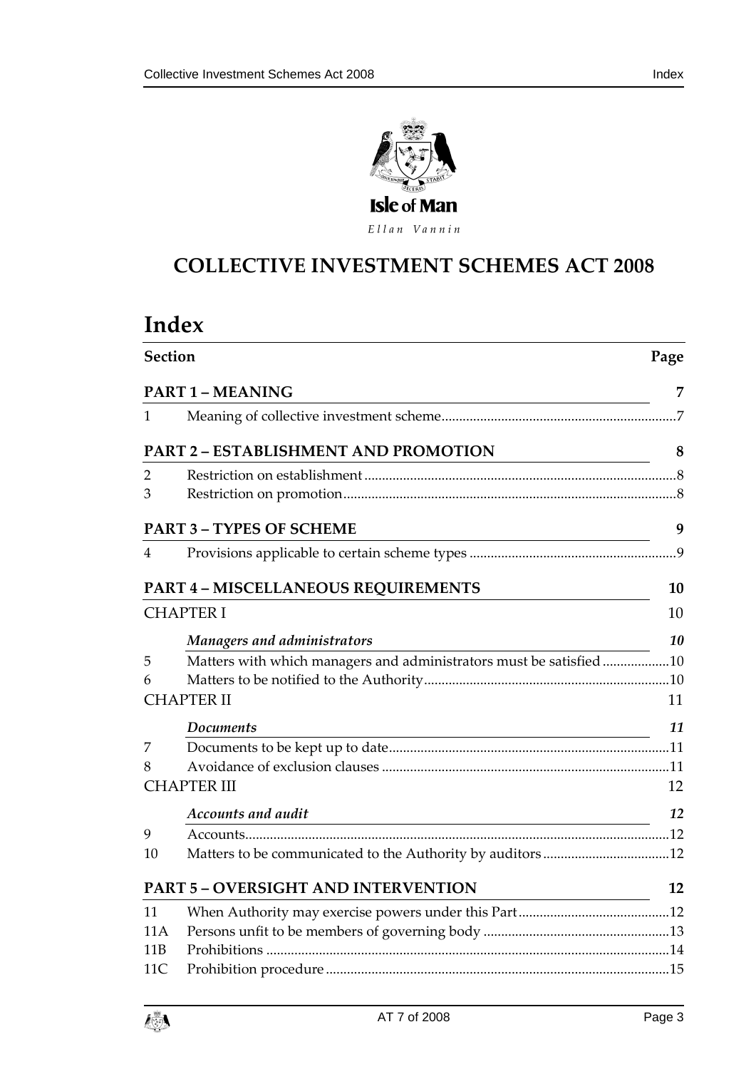Isle of Man

*Ellan Vannin*

# COLLECTIVE INVESTMENT SCHEMES ACT 2008

# Index

| Section | | Page |
|---|---|---|
| **PART 1 – MEANING** | | **7** |
| 1 | Meaning of collective investment scheme | 7 |
| **PART 2 – ESTABLISHMENT AND PROMOTION** | | **8** |
| 2 | Restriction on establishment | 8 |
| 3 | Restriction on promotion | 8 |
| **PART 3 – TYPES OF SCHEME** | | **9** |
| 4 | Provisions applicable to certain scheme types | 9 |
| **PART 4 – MISCELLANEOUS REQUIREMENTS** | | **10** |
| CHAPTER I | | 10 |
| | ***Managers and administrators*** | ***10*** |
| 5 | Matters with which managers and administrators must be satisfied | 10 |
| 6 | Matters to be notified to the Authority | 10 |
| CHAPTER II | | 11 |
| | ***Documents*** | ***11*** |
| 7 | Documents to be kept up to date | 11 |
| 8 | Avoidance of exclusion clauses | 11 |
| CHAPTER III | | 12 |
| | ***Accounts and audit*** | ***12*** |
| 9 | Accounts | 12 |
| 10 | Matters to be communicated to the Authority by auditors | 12 |
| **PART 5 – OVERSIGHT AND INTERVENTION** | | **12** |
| 11 | When Authority may exercise powers under this Part | 12 |
| 11A | Persons unfit to be members of governing body | 13 |
| 11B | Prohibitions | 14 |
| 11C | Prohibition procedure | 15 |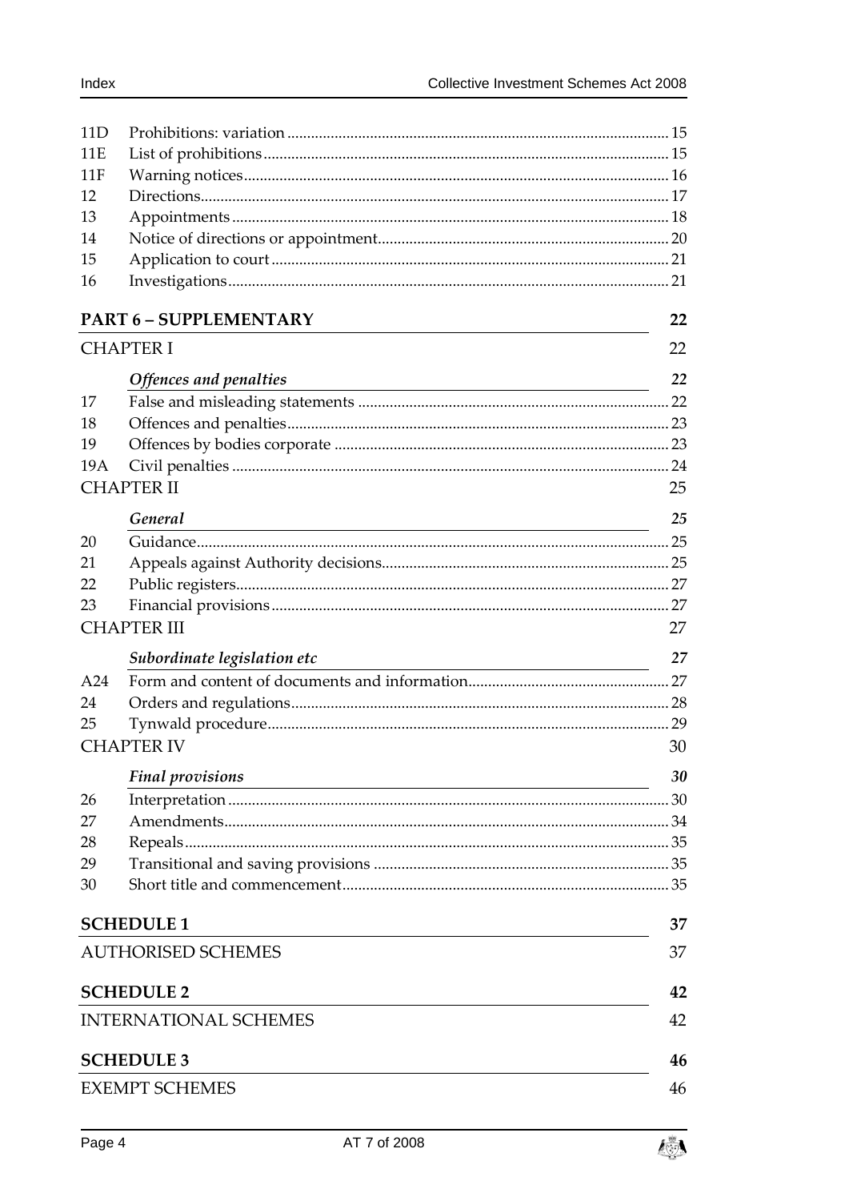| | | |
|---|---|---|
| 11D | Prohibitions: variation | 15 |
| 11E | List of prohibitions | 15 |
| 11F | Warning notices | 16 |
| 12 | Directions | 17 |
| 13 | Appointments | 18 |
| 14 | Notice of directions or appointment | 20 |
| 15 | Application to court | 21 |
| 16 | Investigations | 21 |

**PART 6 – SUPPLEMENTARY** 22

CHAPTER I 22

*Offences and penalties* 22

| | | |
|---|---|---|
| 17 | False and misleading statements | 22 |
| 18 | Offences and penalties | 23 |
| 19 | Offences by bodies corporate | 23 |
| 19A | Civil penalties | 24 |

CHAPTER II 25

*General* 25

| | | |
|---|---|---|
| 20 | Guidance | 25 |
| 21 | Appeals against Authority decisions | 25 |
| 22 | Public registers | 27 |
| 23 | Financial provisions | 27 |

CHAPTER III 27

*Subordinate legislation etc* 27

| | | |
|---|---|---|
| A24 | Form and content of documents and information | 27 |
| 24 | Orders and regulations | 28 |
| 25 | Tynwald procedure | 29 |

CHAPTER IV 30

*Final provisions* 30

| | | |
|---|---|---|
| 26 | Interpretation | 30 |
| 27 | Amendments | 34 |
| 28 | Repeals | 35 |
| 29 | Transitional and saving provisions | 35 |
| 30 | Short title and commencement | 35 |

**SCHEDULE 1** 37

AUTHORISED SCHEMES 37

**SCHEDULE 2** 42

INTERNATIONAL SCHEMES 42

**SCHEDULE 3** 46

EXEMPT SCHEMES 46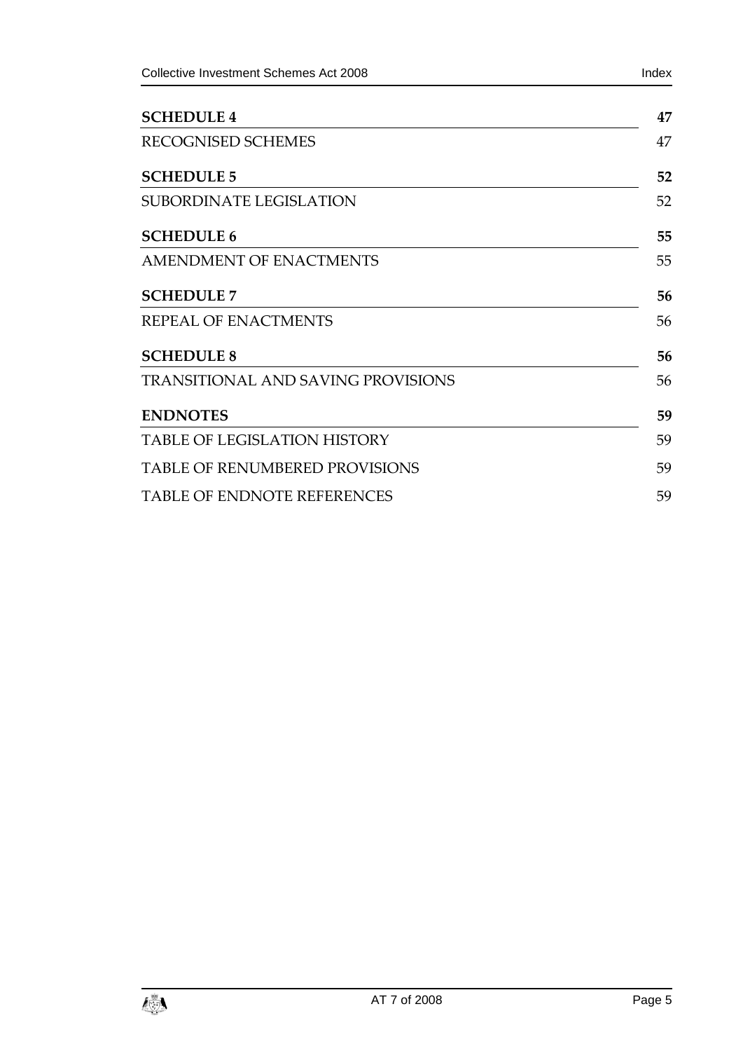| | |
|---|---|
| **SCHEDULE 4** | **47** |
| RECOGNISED SCHEMES | 47 |
| **SCHEDULE 5** | **52** |
| SUBORDINATE LEGISLATION | 52 |
| **SCHEDULE 6** | **55** |
| AMENDMENT OF ENACTMENTS | 55 |
| **SCHEDULE 7** | **56** |
| REPEAL OF ENACTMENTS | 56 |
| **SCHEDULE 8** | **56** |
| TRANSITIONAL AND SAVING PROVISIONS | 56 |
| **ENDNOTES** | **59** |
| TABLE OF LEGISLATION HISTORY | 59 |
| TABLE OF RENUMBERED PROVISIONS | 59 |
| TABLE OF ENDNOTE REFERENCES | 59 |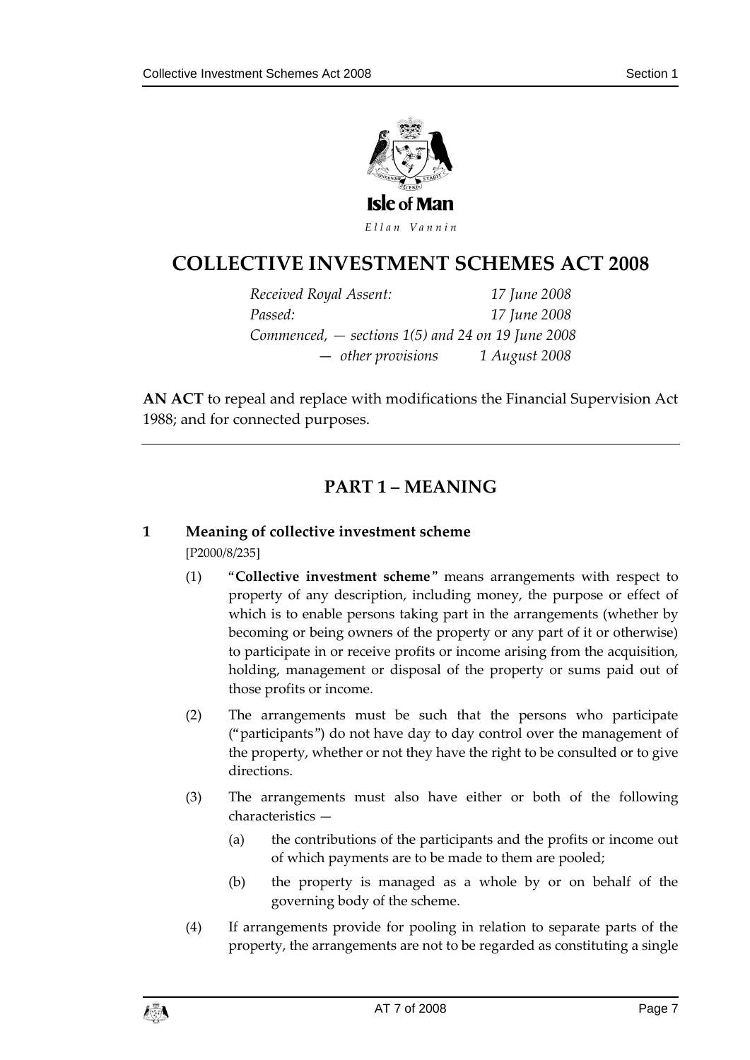Isle of Man

*Ellan Vannin*

# COLLECTIVE INVESTMENT SCHEMES ACT 2008

*Received Royal Assent:* *17 June 2008*
*Passed:* *17 June 2008*
*Commenced, — sections 1(5) and 24 on 19 June 2008*
*— other provisions* *1 August 2008*

**AN ACT** to repeal and replace with modifications the Financial Supervision Act 1988; and for connected purposes.

## PART 1 – MEANING

### 1 Meaning of collective investment scheme

[P2000/8/235]

(1) "**Collective investment scheme**" means arrangements with respect to property of any description, including money, the purpose or effect of which is to enable persons taking part in the arrangements (whether by becoming or being owners of the property or any part of it or otherwise) to participate in or receive profits or income arising from the acquisition, holding, management or disposal of the property or sums paid out of those profits or income.

(2) The arrangements must be such that the persons who participate ("participants") do not have day to day control over the management of the property, whether or not they have the right to be consulted or to give directions.

(3) The arrangements must also have either or both of the following characteristics —

(a) the contributions of the participants and the profits or income out of which payments are to be made to them are pooled;

(b) the property is managed as a whole by or on behalf of the governing body of the scheme.

(4) If arrangements provide for pooling in relation to separate parts of the property, the arrangements are not to be regarded as constituting a single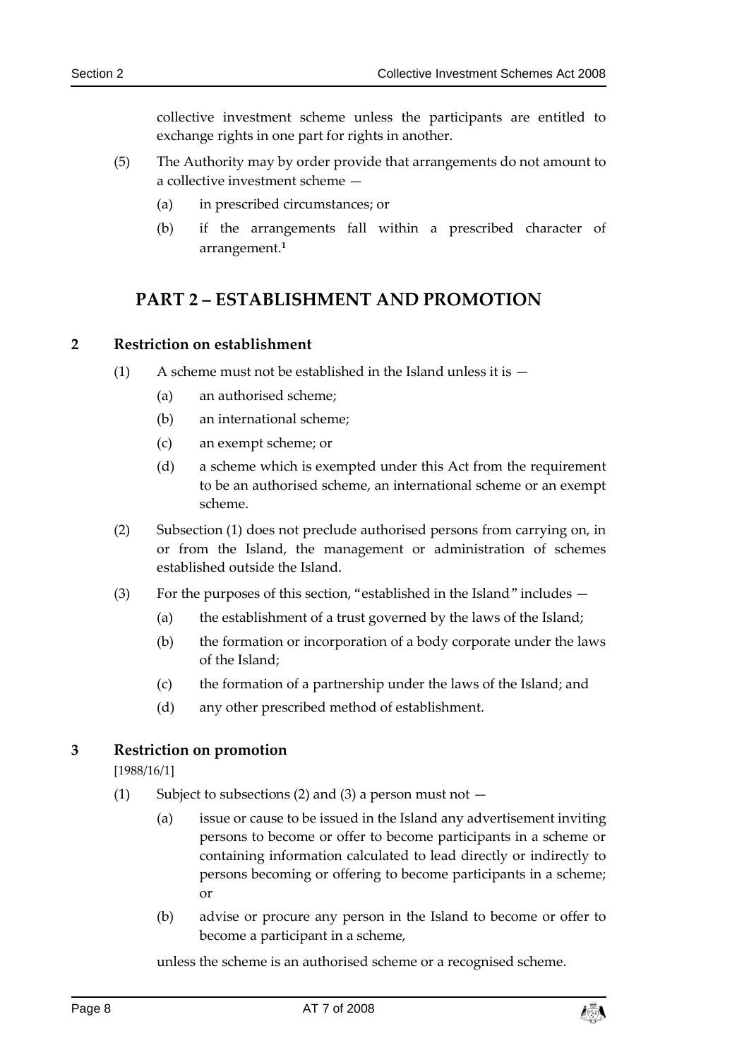collective investment scheme unless the participants are entitled to exchange rights in one part for rights in another.

(5) The Authority may by order provide that arrangements do not amount to a collective investment scheme —

(a) in prescribed circumstances; or

(b) if the arrangements fall within a prescribed character of arrangement.[1]

# PART 2 – ESTABLISHMENT AND PROMOTION

## 2 Restriction on establishment

(1) A scheme must not be established in the Island unless it is —

(a) an authorised scheme;

(b) an international scheme;

(c) an exempt scheme; or

(d) a scheme which is exempted under this Act from the requirement to be an authorised scheme, an international scheme or an exempt scheme.

(2) Subsection (1) does not preclude authorised persons from carrying on, in or from the Island, the management or administration of schemes established outside the Island.

(3) For the purposes of this section, "established in the Island" includes —

(a) the establishment of a trust governed by the laws of the Island;

(b) the formation or incorporation of a body corporate under the laws of the Island;

(c) the formation of a partnership under the laws of the Island; and

(d) any other prescribed method of establishment.

## 3 Restriction on promotion

[1988/16/1]

(1) Subject to subsections (2) and (3) a person must not —

(a) issue or cause to be issued in the Island any advertisement inviting persons to become or offer to become participants in a scheme or containing information calculated to lead directly or indirectly to persons becoming or offering to become participants in a scheme; or

(b) advise or procure any person in the Island to become or offer to become a participant in a scheme,

unless the scheme is an authorised scheme or a recognised scheme.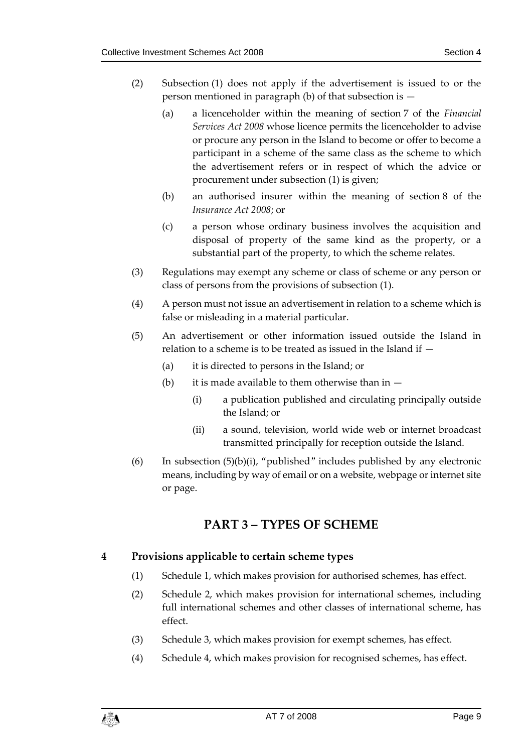(2) Subsection (1) does not apply if the advertisement is issued to or the person mentioned in paragraph (b) of that subsection is —

(a) a licenceholder within the meaning of section 7 of the *Financial Services Act 2008* whose licence permits the licenceholder to advise or procure any person in the Island to become or offer to become a participant in a scheme of the same class as the scheme to which the advertisement refers or in respect of which the advice or procurement under subsection (1) is given;

(b) an authorised insurer within the meaning of section 8 of the *Insurance Act 2008*; or

(c) a person whose ordinary business involves the acquisition and disposal of property of the same kind as the property, or a substantial part of the property, to which the scheme relates.

(3) Regulations may exempt any scheme or class of scheme or any person or class of persons from the provisions of subsection (1).

(4) A person must not issue an advertisement in relation to a scheme which is false or misleading in a material particular.

(5) An advertisement or other information issued outside the Island in relation to a scheme is to be treated as issued in the Island if —

(a) it is directed to persons in the Island; or

(b) it is made available to them otherwise than in —

(i) a publication published and circulating principally outside the Island; or

(ii) a sound, television, world wide web or internet broadcast transmitted principally for reception outside the Island.

(6) In subsection (5)(b)(i), "published" includes published by any electronic means, including by way of email or on a website, webpage or internet site or page.

## PART 3 – TYPES OF SCHEME

### 4 Provisions applicable to certain scheme types

(1) Schedule 1, which makes provision for authorised schemes, has effect.

(2) Schedule 2, which makes provision for international schemes, including full international schemes and other classes of international scheme, has effect.

(3) Schedule 3, which makes provision for exempt schemes, has effect.

(4) Schedule 4, which makes provision for recognised schemes, has effect.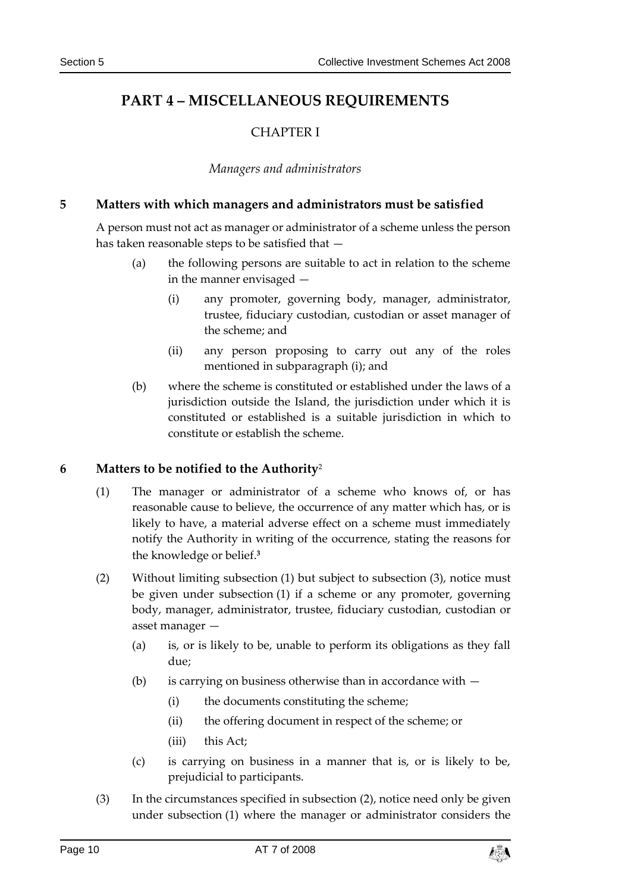# PART 4 – MISCELLANEOUS REQUIREMENTS

## CHAPTER I

*Managers and administrators*

### 5 Matters with which managers and administrators must be satisfied

A person must not act as manager or administrator of a scheme unless the person has taken reasonable steps to be satisfied that —

(a) the following persons are suitable to act in relation to the scheme in the manner envisaged —

(i) any promoter, governing body, manager, administrator, trustee, fiduciary custodian, custodian or asset manager of the scheme; and

(ii) any person proposing to carry out any of the roles mentioned in subparagraph (i); and

(b) where the scheme is constituted or established under the laws of a jurisdiction outside the Island, the jurisdiction under which it is constituted or established is a suitable jurisdiction in which to constitute or establish the scheme.

### 6 Matters to be notified to the Authority[2]

(1) The manager or administrator of a scheme who knows of, or has reasonable cause to believe, the occurrence of any matter which has, or is likely to have, a material adverse effect on a scheme must immediately notify the Authority in writing of the occurrence, stating the reasons for the knowledge or belief.[3]

(2) Without limiting subsection (1) but subject to subsection (3), notice must be given under subsection (1) if a scheme or any promoter, governing body, manager, administrator, trustee, fiduciary custodian, custodian or asset manager —

(a) is, or is likely to be, unable to perform its obligations as they fall due;

(b) is carrying on business otherwise than in accordance with —

(i) the documents constituting the scheme;

(ii) the offering document in respect of the scheme; or

(iii) this Act;

(c) is carrying on business in a manner that is, or is likely to be, prejudicial to participants.

(3) In the circumstances specified in subsection (2), notice need only be given under subsection (1) where the manager or administrator considers the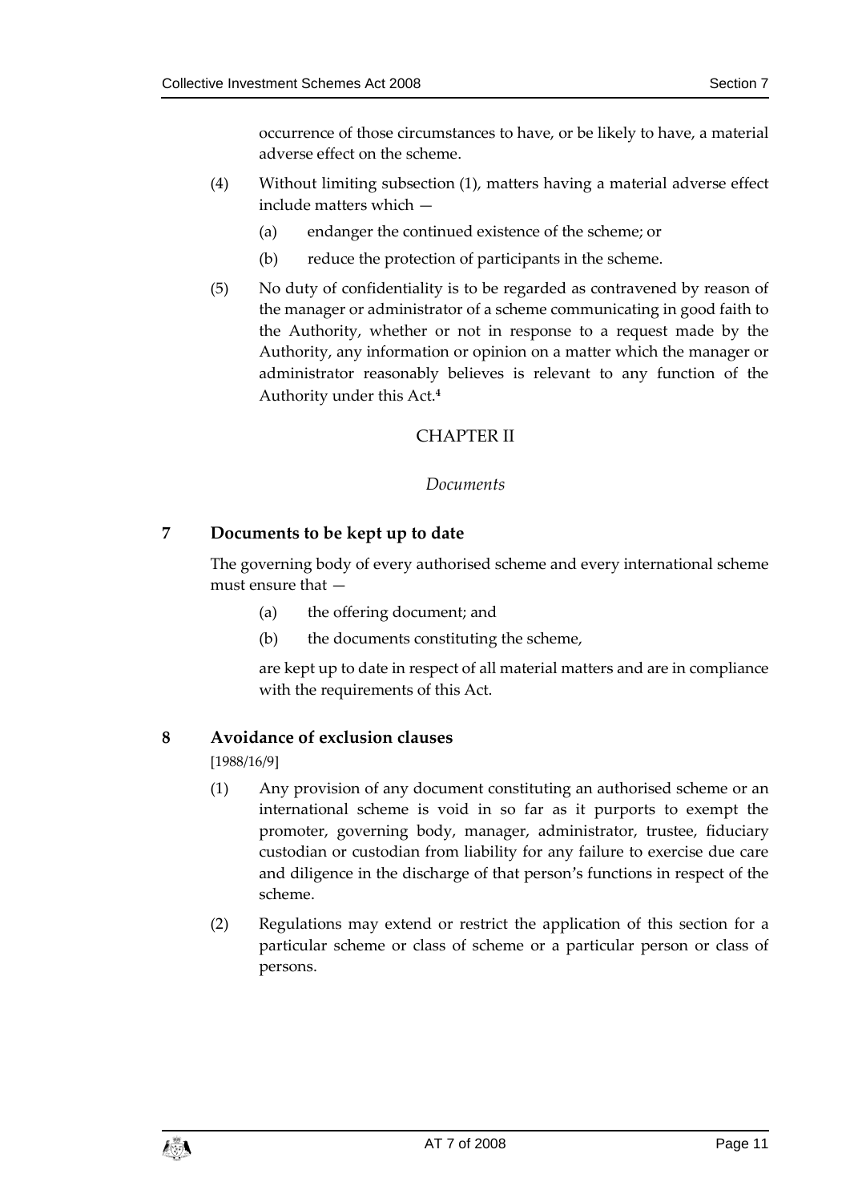occurrence of those circumstances to have, or be likely to have, a material adverse effect on the scheme.

(4) Without limiting subsection (1), matters having a material adverse effect include matters which —

(a) endanger the continued existence of the scheme; or

(b) reduce the protection of participants in the scheme.

(5) No duty of confidentiality is to be regarded as contravened by reason of the manager or administrator of a scheme communicating in good faith to the Authority, whether or not in response to a request made by the Authority, any information or opinion on a matter which the manager or administrator reasonably believes is relevant to any function of the Authority under this Act.[4]

## CHAPTER II

*Documents*

### 7 Documents to be kept up to date

The governing body of every authorised scheme and every international scheme must ensure that —

(a) the offering document; and

(b) the documents constituting the scheme,

are kept up to date in respect of all material matters and are in compliance with the requirements of this Act.

### 8 Avoidance of exclusion clauses

[1988/16/9]

(1) Any provision of any document constituting an authorised scheme or an international scheme is void in so far as it purports to exempt the promoter, governing body, manager, administrator, trustee, fiduciary custodian or custodian from liability for any failure to exercise due care and diligence in the discharge of that person's functions in respect of the scheme.

(2) Regulations may extend or restrict the application of this section for a particular scheme or class of scheme or a particular person or class of persons.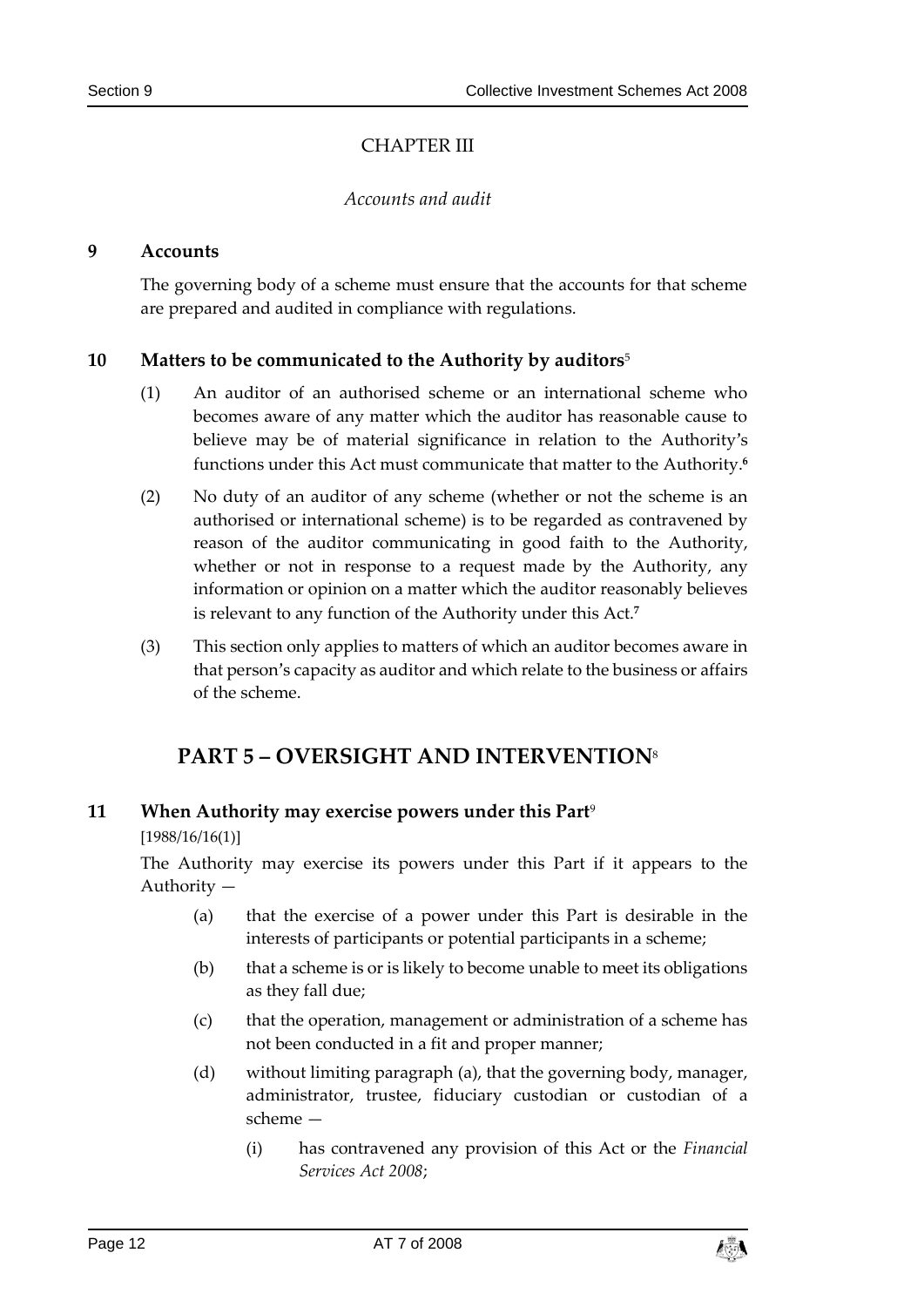## CHAPTER III

*Accounts and audit*

### 9 Accounts

The governing body of a scheme must ensure that the accounts for that scheme are prepared and audited in compliance with regulations.

### 10 Matters to be communicated to the Authority by auditors[5]

(1) An auditor of an authorised scheme or an international scheme who becomes aware of any matter which the auditor has reasonable cause to believe may be of material significance in relation to the Authority's functions under this Act must communicate that matter to the Authority.[6]

(2) No duty of an auditor of any scheme (whether or not the scheme is an authorised or international scheme) is to be regarded as contravened by reason of the auditor communicating in good faith to the Authority, whether or not in response to a request made by the Authority, any information or opinion on a matter which the auditor reasonably believes is relevant to any function of the Authority under this Act.[7]

(3) This section only applies to matters of which an auditor becomes aware in that person's capacity as auditor and which relate to the business or affairs of the scheme.

# PART 5 – OVERSIGHT AND INTERVENTION[8]

### 11 When Authority may exercise powers under this Part[9]

[1988/16/16(1)]

The Authority may exercise its powers under this Part if it appears to the Authority —

(a) that the exercise of a power under this Part is desirable in the interests of participants or potential participants in a scheme;

(b) that a scheme is or is likely to become unable to meet its obligations as they fall due;

(c) that the operation, management or administration of a scheme has not been conducted in a fit and proper manner;

(d) without limiting paragraph (a), that the governing body, manager, administrator, trustee, fiduciary custodian or custodian of a scheme —

(i) has contravened any provision of this Act or the *Financial Services Act 2008*;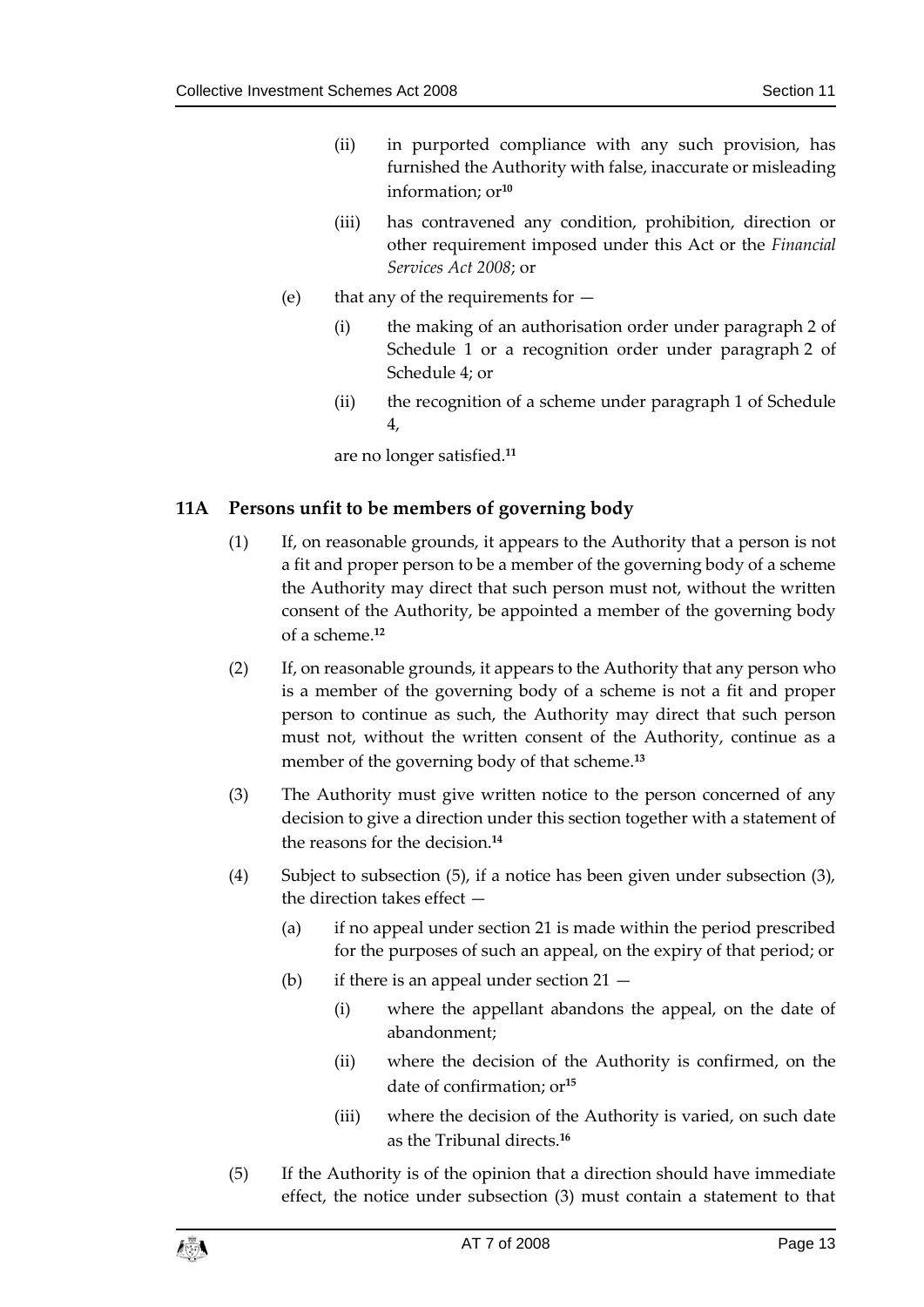(ii) in purported compliance with any such provision, has furnished the Authority with false, inaccurate or misleading information; or[10]

(iii) has contravened any condition, prohibition, direction or other requirement imposed under this Act or the *Financial Services Act 2008*; or

(e) that any of the requirements for —

(i) the making of an authorisation order under paragraph 2 of Schedule 1 or a recognition order under paragraph 2 of Schedule 4; or

(ii) the recognition of a scheme under paragraph 1 of Schedule 4,

are no longer satisfied.[11]

## 11A Persons unfit to be members of governing body

(1) If, on reasonable grounds, it appears to the Authority that a person is not a fit and proper person to be a member of the governing body of a scheme the Authority may direct that such person must not, without the written consent of the Authority, be appointed a member of the governing body of a scheme.[12]

(2) If, on reasonable grounds, it appears to the Authority that any person who is a member of the governing body of a scheme is not a fit and proper person to continue as such, the Authority may direct that such person must not, without the written consent of the Authority, continue as a member of the governing body of that scheme.[13]

(3) The Authority must give written notice to the person concerned of any decision to give a direction under this section together with a statement of the reasons for the decision.[14]

(4) Subject to subsection (5), if a notice has been given under subsection (3), the direction takes effect —

(a) if no appeal under section 21 is made within the period prescribed for the purposes of such an appeal, on the expiry of that period; or

(b) if there is an appeal under section 21 —

(i) where the appellant abandons the appeal, on the date of abandonment;

(ii) where the decision of the Authority is confirmed, on the date of confirmation; or[15]

(iii) where the decision of the Authority is varied, on such date as the Tribunal directs.[16]

(5) If the Authority is of the opinion that a direction should have immediate effect, the notice under subsection (3) must contain a statement to that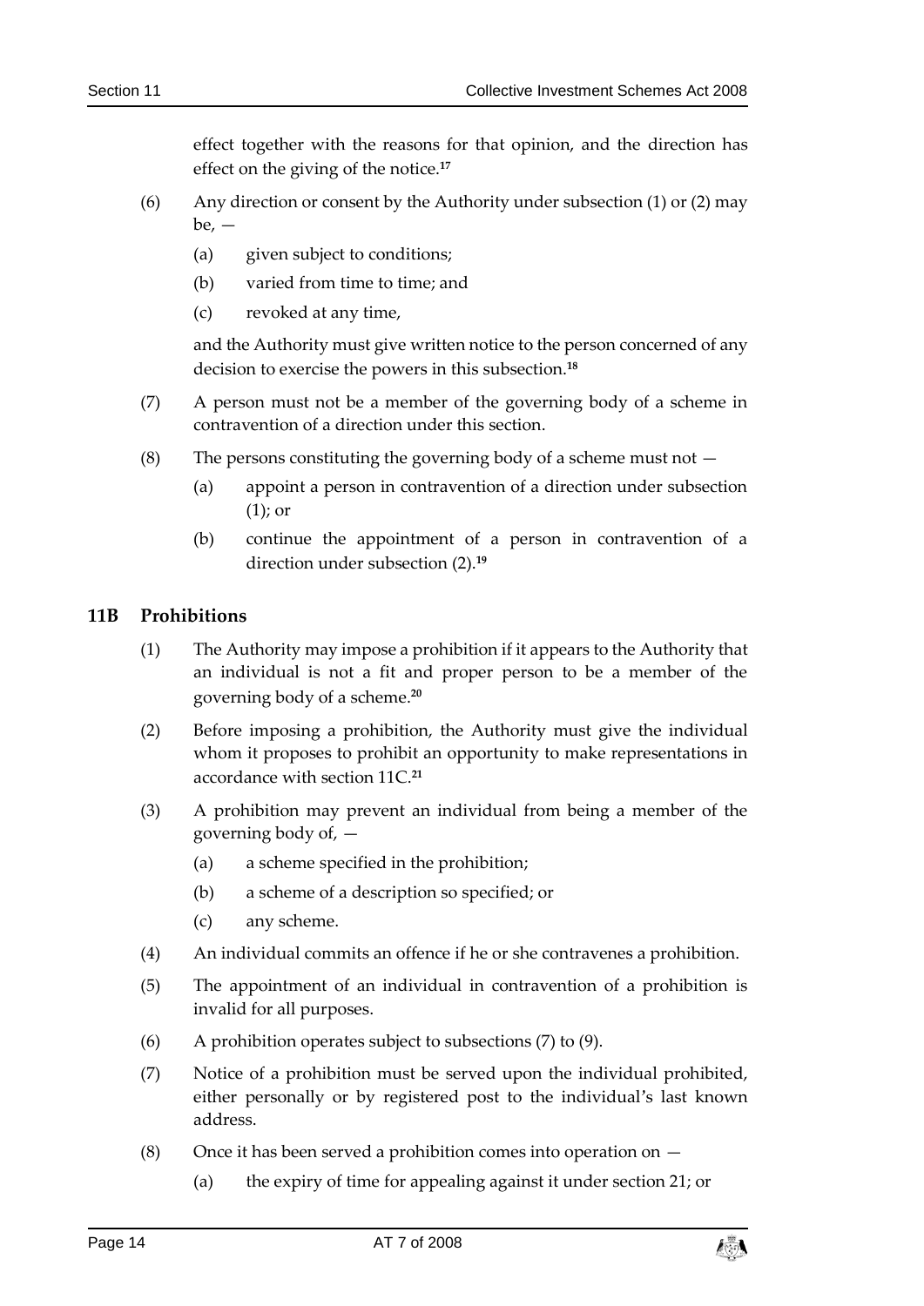effect together with the reasons for that opinion, and the direction has effect on the giving of the notice.[17]

(6) Any direction or consent by the Authority under subsection (1) or (2) may be, —

(a) given subject to conditions;

(b) varied from time to time; and

(c) revoked at any time,

and the Authority must give written notice to the person concerned of any decision to exercise the powers in this subsection.[18]

(7) A person must not be a member of the governing body of a scheme in contravention of a direction under this section.

(8) The persons constituting the governing body of a scheme must not —

(a) appoint a person in contravention of a direction under subsection (1); or

(b) continue the appointment of a person in contravention of a direction under subsection (2).[19]

## 11B Prohibitions

(1) The Authority may impose a prohibition if it appears to the Authority that an individual is not a fit and proper person to be a member of the governing body of a scheme.[20]

(2) Before imposing a prohibition, the Authority must give the individual whom it proposes to prohibit an opportunity to make representations in accordance with section 11C.[21]

(3) A prohibition may prevent an individual from being a member of the governing body of, —

(a) a scheme specified in the prohibition;

(b) a scheme of a description so specified; or

(c) any scheme.

(4) An individual commits an offence if he or she contravenes a prohibition.

(5) The appointment of an individual in contravention of a prohibition is invalid for all purposes.

(6) A prohibition operates subject to subsections (7) to (9).

(7) Notice of a prohibition must be served upon the individual prohibited, either personally or by registered post to the individual's last known address.

(8) Once it has been served a prohibition comes into operation on —

(a) the expiry of time for appealing against it under section 21; or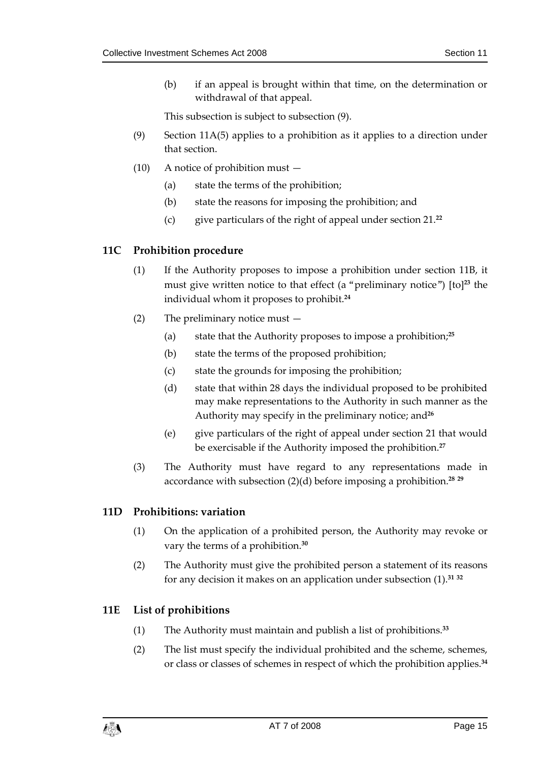(b) if an appeal is brought within that time, on the determination or withdrawal of that appeal.

This subsection is subject to subsection (9).

(9) Section 11A(5) applies to a prohibition as it applies to a direction under that section.

(10) A notice of prohibition must —

(a) state the terms of the prohibition;

(b) state the reasons for imposing the prohibition; and

(c) give particulars of the right of appeal under section 21.[22]

### 11C Prohibition procedure

(1) If the Authority proposes to impose a prohibition under section 11B, it must give written notice to that effect (a "preliminary notice") [to][23] the individual whom it proposes to prohibit.[24]

(2) The preliminary notice must —

(a) state that the Authority proposes to impose a prohibition;[25]

(b) state the terms of the proposed prohibition;

(c) state the grounds for imposing the prohibition;

(d) state that within 28 days the individual proposed to be prohibited may make representations to the Authority in such manner as the Authority may specify in the preliminary notice; and[26]

(e) give particulars of the right of appeal under section 21 that would be exercisable if the Authority imposed the prohibition.[27]

(3) The Authority must have regard to any representations made in accordance with subsection (2)(d) before imposing a prohibition.[28] [29]

### 11D Prohibitions: variation

(1) On the application of a prohibited person, the Authority may revoke or vary the terms of a prohibition.[30]

(2) The Authority must give the prohibited person a statement of its reasons for any decision it makes on an application under subsection (1).[31] [32]

### 11E List of prohibitions

(1) The Authority must maintain and publish a list of prohibitions.[33]

(2) The list must specify the individual prohibited and the scheme, schemes, or class or classes of schemes in respect of which the prohibition applies.[34]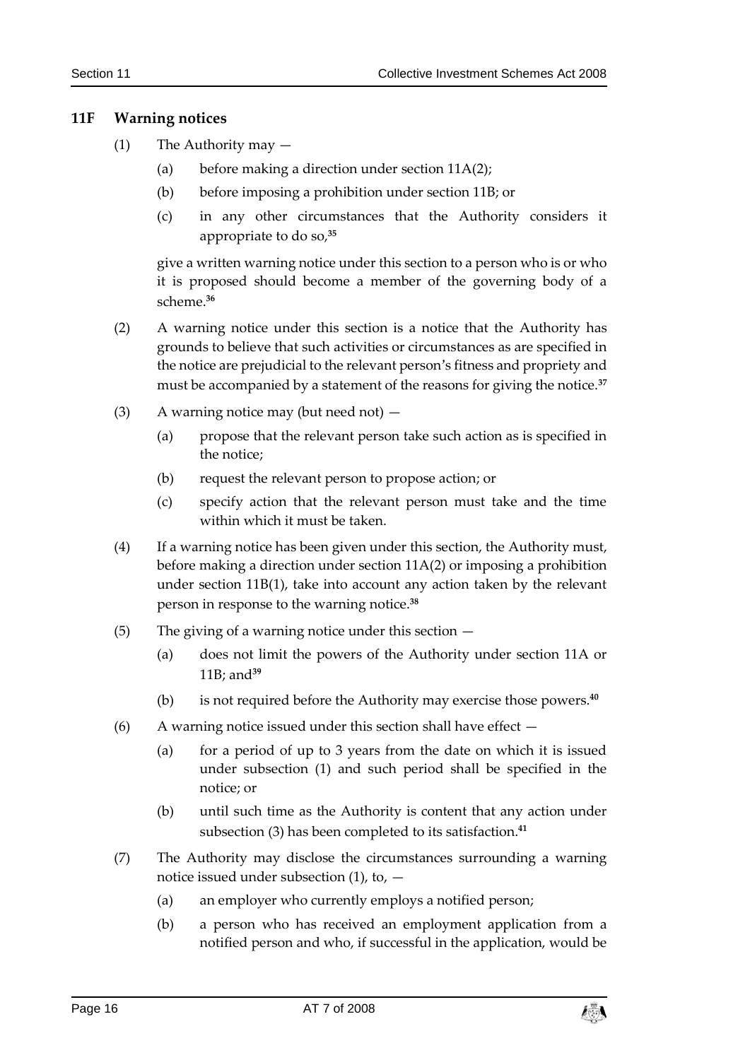## 11F Warning notices

(1) The Authority may —

(a) before making a direction under section 11A(2);

(b) before imposing a prohibition under section 11B; or

(c) in any other circumstances that the Authority considers it appropriate to do so,[35]

give a written warning notice under this section to a person who is or who it is proposed should become a member of the governing body of a scheme.[36]

(2) A warning notice under this section is a notice that the Authority has grounds to believe that such activities or circumstances as are specified in the notice are prejudicial to the relevant person's fitness and propriety and must be accompanied by a statement of the reasons for giving the notice.[37]

(3) A warning notice may (but need not) —

(a) propose that the relevant person take such action as is specified in the notice;

(b) request the relevant person to propose action; or

(c) specify action that the relevant person must take and the time within which it must be taken.

(4) If a warning notice has been given under this section, the Authority must, before making a direction under section 11A(2) or imposing a prohibition under section 11B(1), take into account any action taken by the relevant person in response to the warning notice.[38]

(5) The giving of a warning notice under this section —

(a) does not limit the powers of the Authority under section 11A or 11B; and[39]

(b) is not required before the Authority may exercise those powers.[40]

(6) A warning notice issued under this section shall have effect —

(a) for a period of up to 3 years from the date on which it is issued under subsection (1) and such period shall be specified in the notice; or

(b) until such time as the Authority is content that any action under subsection (3) has been completed to its satisfaction.[41]

(7) The Authority may disclose the circumstances surrounding a warning notice issued under subsection (1), to, —

(a) an employer who currently employs a notified person;

(b) a person who has received an employment application from a notified person and who, if successful in the application, would be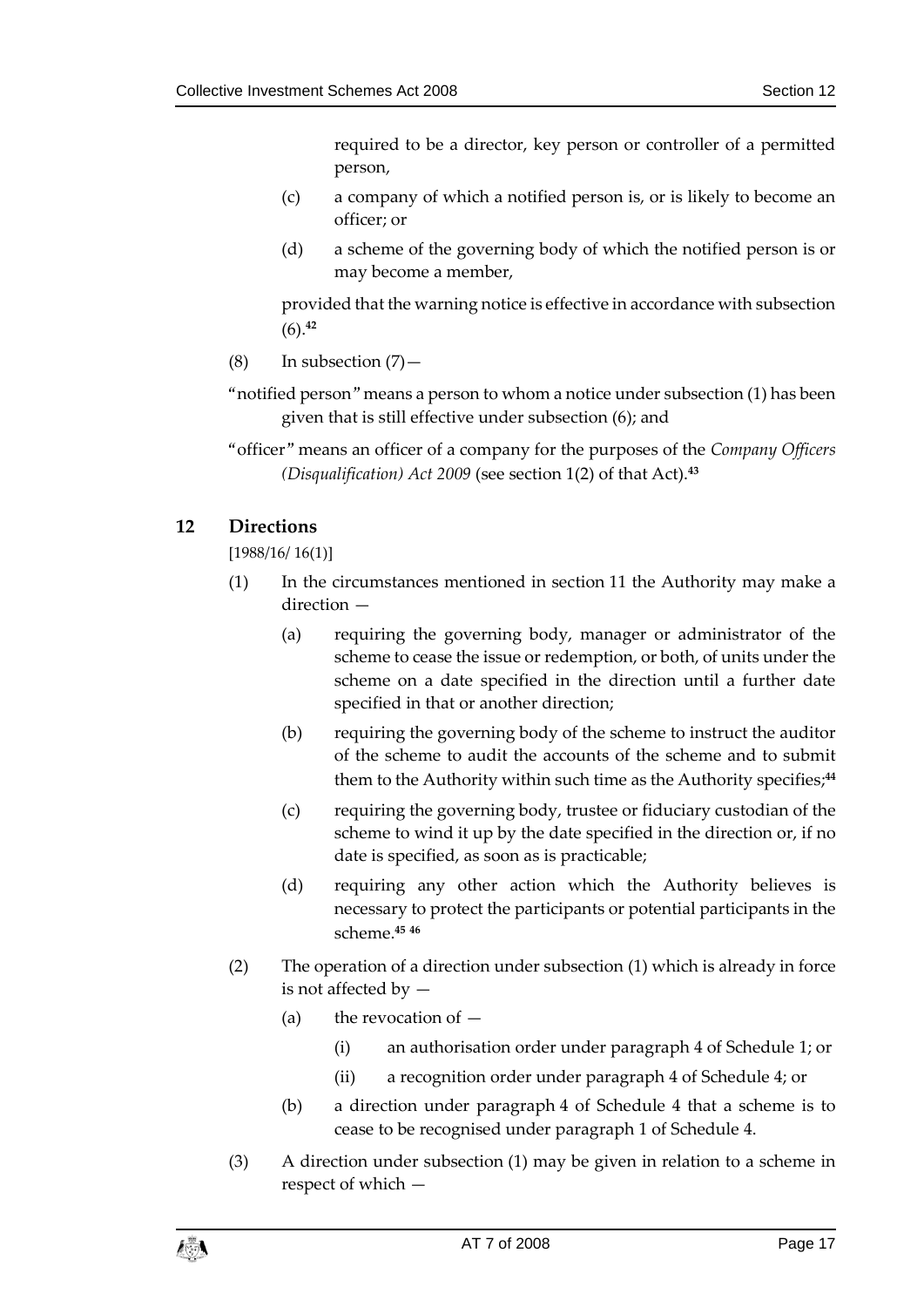required to be a director, key person or controller of a permitted person,

(c) a company of which a notified person is, or is likely to become an officer; or

(d) a scheme of the governing body of which the notified person is or may become a member,

provided that the warning notice is effective in accordance with subsection (6).[42]

(8) In subsection (7)—

"notified person" means a person to whom a notice under subsection (1) has been given that is still effective under subsection (6); and

"officer" means an officer of a company for the purposes of the *Company Officers (Disqualification) Act 2009* (see section 1(2) of that Act).[43]

## 12 Directions

[1988/16/ 16(1)]

(1) In the circumstances mentioned in section 11 the Authority may make a direction —

(a) requiring the governing body, manager or administrator of the scheme to cease the issue or redemption, or both, of units under the scheme on a date specified in the direction until a further date specified in that or another direction;

(b) requiring the governing body of the scheme to instruct the auditor of the scheme to audit the accounts of the scheme and to submit them to the Authority within such time as the Authority specifies;[44]

(c) requiring the governing body, trustee or fiduciary custodian of the scheme to wind it up by the date specified in the direction or, if no date is specified, as soon as is practicable;

(d) requiring any other action which the Authority believes is necessary to protect the participants or potential participants in the scheme.[45] [46]

(2) The operation of a direction under subsection (1) which is already in force is not affected by —

(a) the revocation of —

(i) an authorisation order under paragraph 4 of Schedule 1; or

(ii) a recognition order under paragraph 4 of Schedule 4; or

(b) a direction under paragraph 4 of Schedule 4 that a scheme is to cease to be recognised under paragraph 1 of Schedule 4.

(3) A direction under subsection (1) may be given in relation to a scheme in respect of which —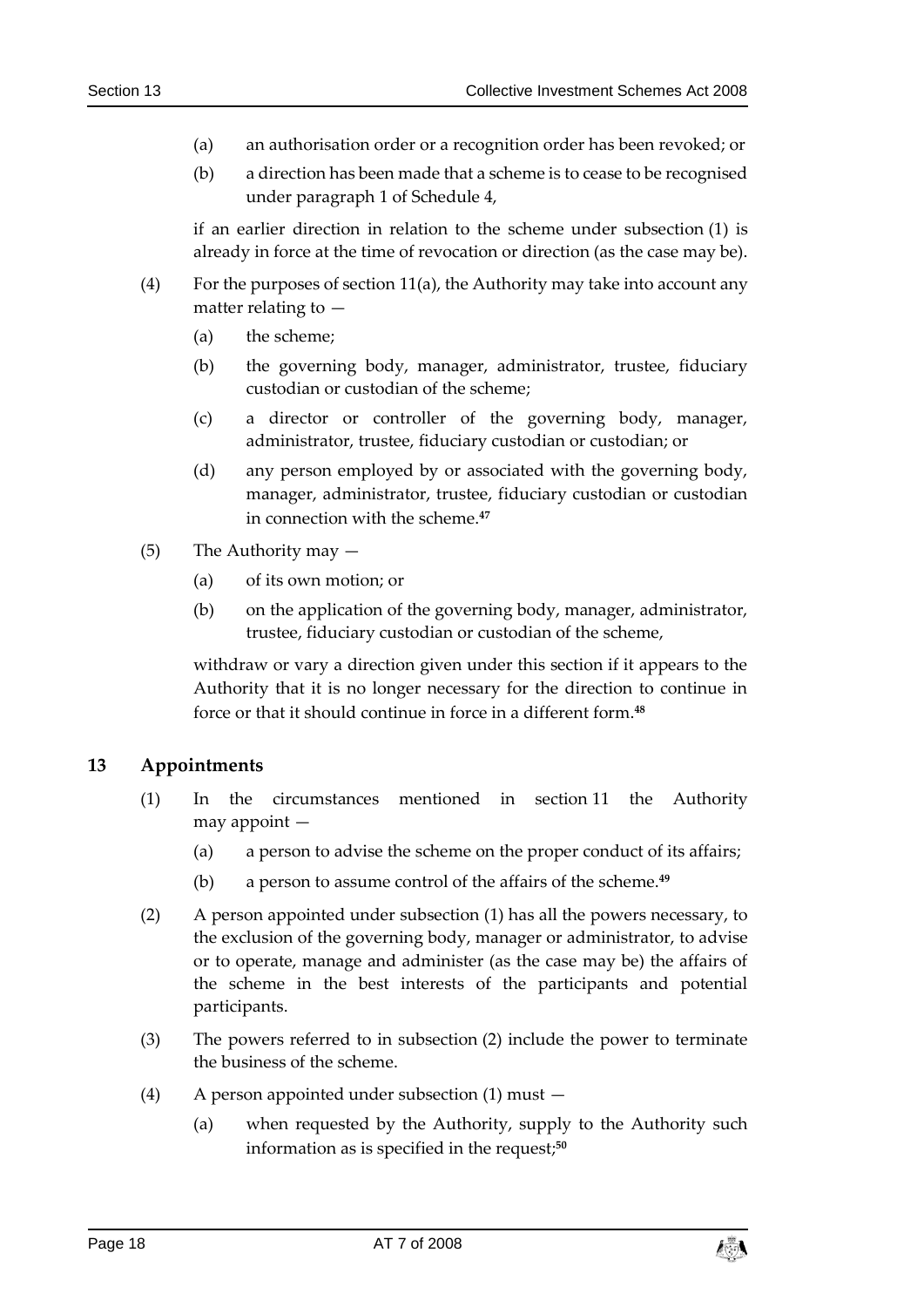(a) an authorisation order or a recognition order has been revoked; or

(b) a direction has been made that a scheme is to cease to be recognised under paragraph 1 of Schedule 4,

if an earlier direction in relation to the scheme under subsection (1) is already in force at the time of revocation or direction (as the case may be).

(4) For the purposes of section 11(a), the Authority may take into account any matter relating to —

(a) the scheme;

(b) the governing body, manager, administrator, trustee, fiduciary custodian or custodian of the scheme;

(c) a director or controller of the governing body, manager, administrator, trustee, fiduciary custodian or custodian; or

(d) any person employed by or associated with the governing body, manager, administrator, trustee, fiduciary custodian or custodian in connection with the scheme.[47]

(5) The Authority may —

(a) of its own motion; or

(b) on the application of the governing body, manager, administrator, trustee, fiduciary custodian or custodian of the scheme,

withdraw or vary a direction given under this section if it appears to the Authority that it is no longer necessary for the direction to continue in force or that it should continue in force in a different form.[48]

## 13 Appointments

(1) In the circumstances mentioned in section 11 the Authority may appoint —

(a) a person to advise the scheme on the proper conduct of its affairs;

(b) a person to assume control of the affairs of the scheme.[49]

(2) A person appointed under subsection (1) has all the powers necessary, to the exclusion of the governing body, manager or administrator, to advise or to operate, manage and administer (as the case may be) the affairs of the scheme in the best interests of the participants and potential participants.

(3) The powers referred to in subsection (2) include the power to terminate the business of the scheme.

(4) A person appointed under subsection (1) must —

(a) when requested by the Authority, supply to the Authority such information as is specified in the request;[50]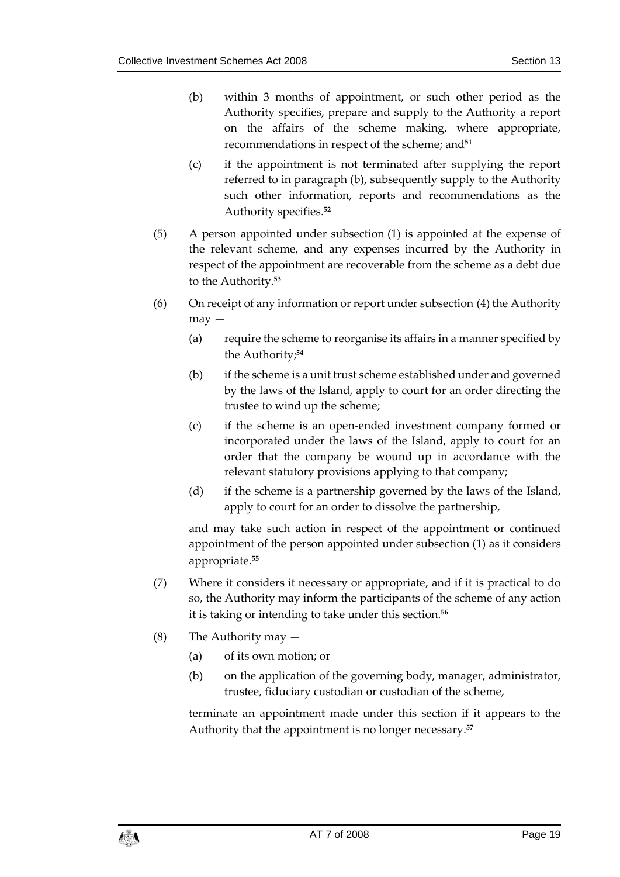(b) within 3 months of appointment, or such other period as the Authority specifies, prepare and supply to the Authority a report on the affairs of the scheme making, where appropriate, recommendations in respect of the scheme; and[51]

(c) if the appointment is not terminated after supplying the report referred to in paragraph (b), subsequently supply to the Authority such other information, reports and recommendations as the Authority specifies.[52]

(5) A person appointed under subsection (1) is appointed at the expense of the relevant scheme, and any expenses incurred by the Authority in respect of the appointment are recoverable from the scheme as a debt due to the Authority.[53]

(6) On receipt of any information or report under subsection (4) the Authority may —

(a) require the scheme to reorganise its affairs in a manner specified by the Authority;[54]

(b) if the scheme is a unit trust scheme established under and governed by the laws of the Island, apply to court for an order directing the trustee to wind up the scheme;

(c) if the scheme is an open-ended investment company formed or incorporated under the laws of the Island, apply to court for an order that the company be wound up in accordance with the relevant statutory provisions applying to that company;

(d) if the scheme is a partnership governed by the laws of the Island, apply to court for an order to dissolve the partnership,

and may take such action in respect of the appointment or continued appointment of the person appointed under subsection (1) as it considers appropriate.[55]

(7) Where it considers it necessary or appropriate, and if it is practical to do so, the Authority may inform the participants of the scheme of any action it is taking or intending to take under this section.[56]

(8) The Authority may —

(a) of its own motion; or

(b) on the application of the governing body, manager, administrator, trustee, fiduciary custodian or custodian of the scheme,

terminate an appointment made under this section if it appears to the Authority that the appointment is no longer necessary.[57]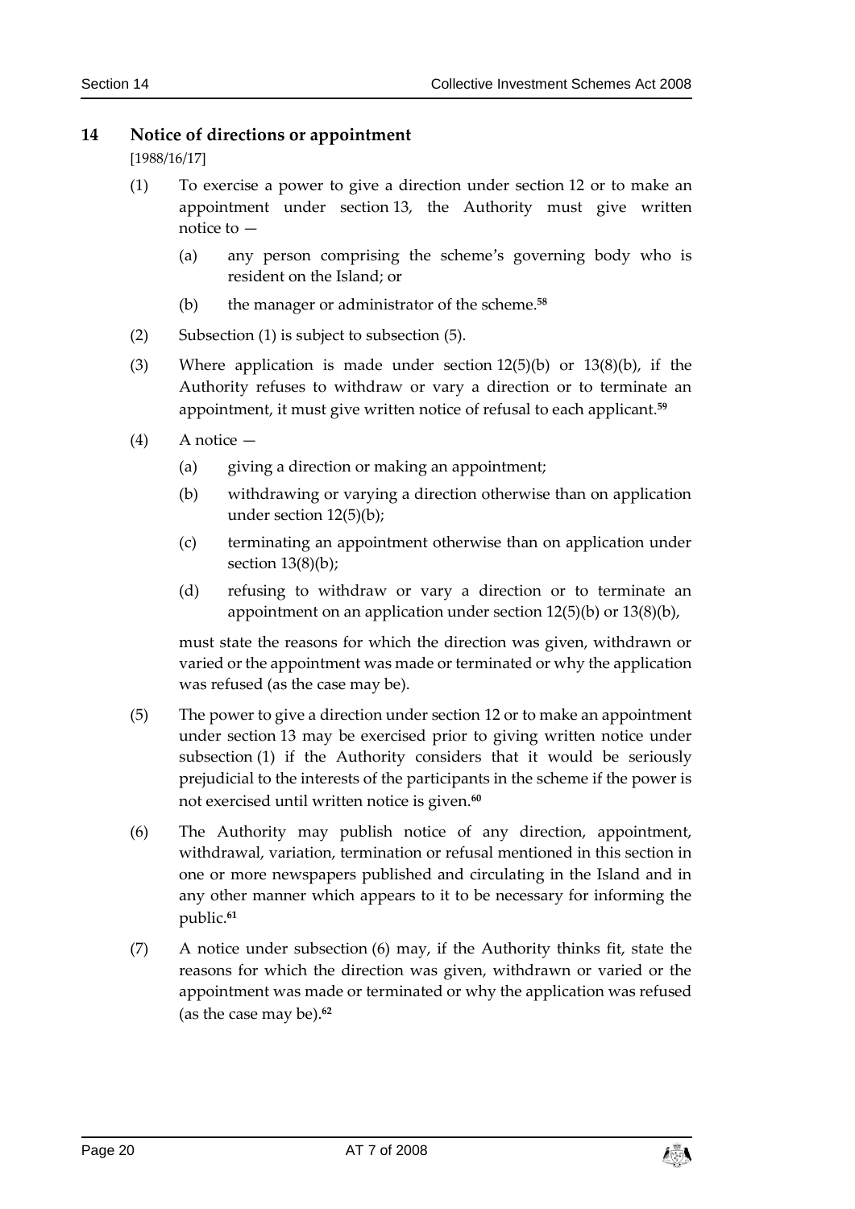## 14 Notice of directions or appointment

[1988/16/17]

(1) To exercise a power to give a direction under section 12 or to make an appointment under section 13, the Authority must give written notice to —

(a) any person comprising the scheme's governing body who is resident on the Island; or

(b) the manager or administrator of the scheme.[58]

(2) Subsection (1) is subject to subsection (5).

(3) Where application is made under section 12(5)(b) or 13(8)(b), if the Authority refuses to withdraw or vary a direction or to terminate an appointment, it must give written notice of refusal to each applicant.[59]

(4) A notice —

(a) giving a direction or making an appointment;

(b) withdrawing or varying a direction otherwise than on application under section 12(5)(b);

(c) terminating an appointment otherwise than on application under section 13(8)(b);

(d) refusing to withdraw or vary a direction or to terminate an appointment on an application under section 12(5)(b) or 13(8)(b),

must state the reasons for which the direction was given, withdrawn or varied or the appointment was made or terminated or why the application was refused (as the case may be).

(5) The power to give a direction under section 12 or to make an appointment under section 13 may be exercised prior to giving written notice under subsection (1) if the Authority considers that it would be seriously prejudicial to the interests of the participants in the scheme if the power is not exercised until written notice is given.[60]

(6) The Authority may publish notice of any direction, appointment, withdrawal, variation, termination or refusal mentioned in this section in one or more newspapers published and circulating in the Island and in any other manner which appears to it to be necessary for informing the public.[61]

(7) A notice under subsection (6) may, if the Authority thinks fit, state the reasons for which the direction was given, withdrawn or varied or the appointment was made or terminated or why the application was refused (as the case may be).[62]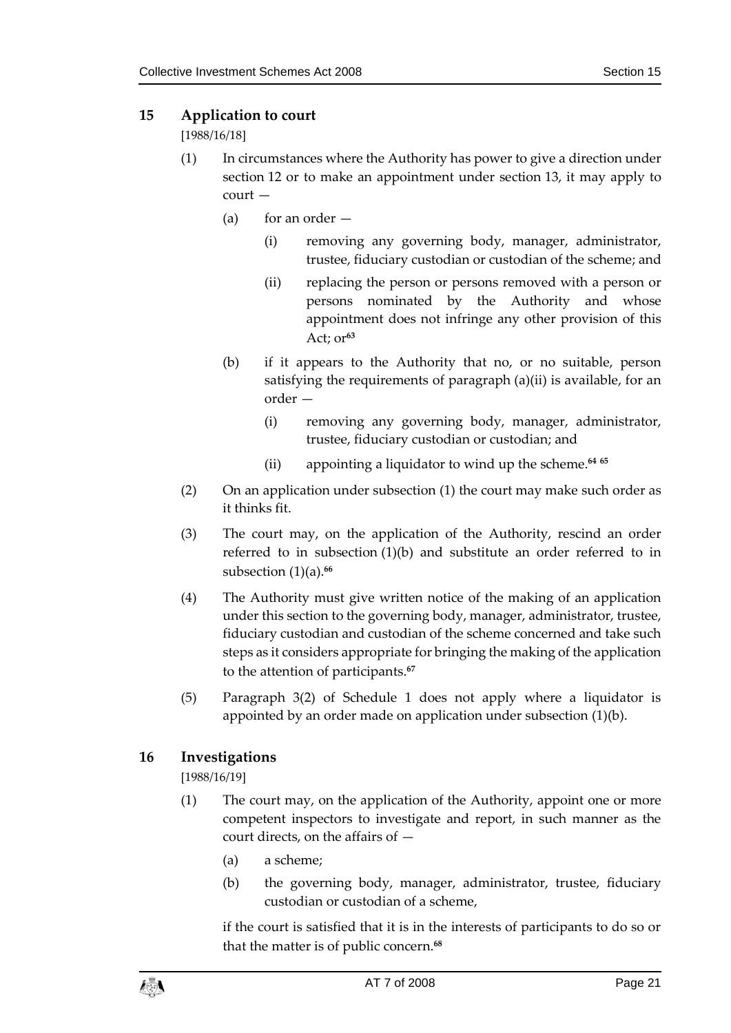## 15 Application to court

[1988/16/18]

(1) In circumstances where the Authority has power to give a direction under section 12 or to make an appointment under section 13, it may apply to court —

(a) for an order —

(i) removing any governing body, manager, administrator, trustee, fiduciary custodian or custodian of the scheme; and

(ii) replacing the person or persons removed with a person or persons nominated by the Authority and whose appointment does not infringe any other provision of this Act; or[63]

(b) if it appears to the Authority that no, or no suitable, person satisfying the requirements of paragraph (a)(ii) is available, for an order —

(i) removing any governing body, manager, administrator, trustee, fiduciary custodian or custodian; and

(ii) appointing a liquidator to wind up the scheme.[64] [65]

(2) On an application under subsection (1) the court may make such order as it thinks fit.

(3) The court may, on the application of the Authority, rescind an order referred to in subsection (1)(b) and substitute an order referred to in subsection (1)(a).[66]

(4) The Authority must give written notice of the making of an application under this section to the governing body, manager, administrator, trustee, fiduciary custodian and custodian of the scheme concerned and take such steps as it considers appropriate for bringing the making of the application to the attention of participants.[67]

(5) Paragraph 3(2) of Schedule 1 does not apply where a liquidator is appointed by an order made on application under subsection (1)(b).

## 16 Investigations

[1988/16/19]

(1) The court may, on the application of the Authority, appoint one or more competent inspectors to investigate and report, in such manner as the court directs, on the affairs of —

(a) a scheme;

(b) the governing body, manager, administrator, trustee, fiduciary custodian or custodian of a scheme,

if the court is satisfied that it is in the interests of participants to do so or that the matter is of public concern.[68]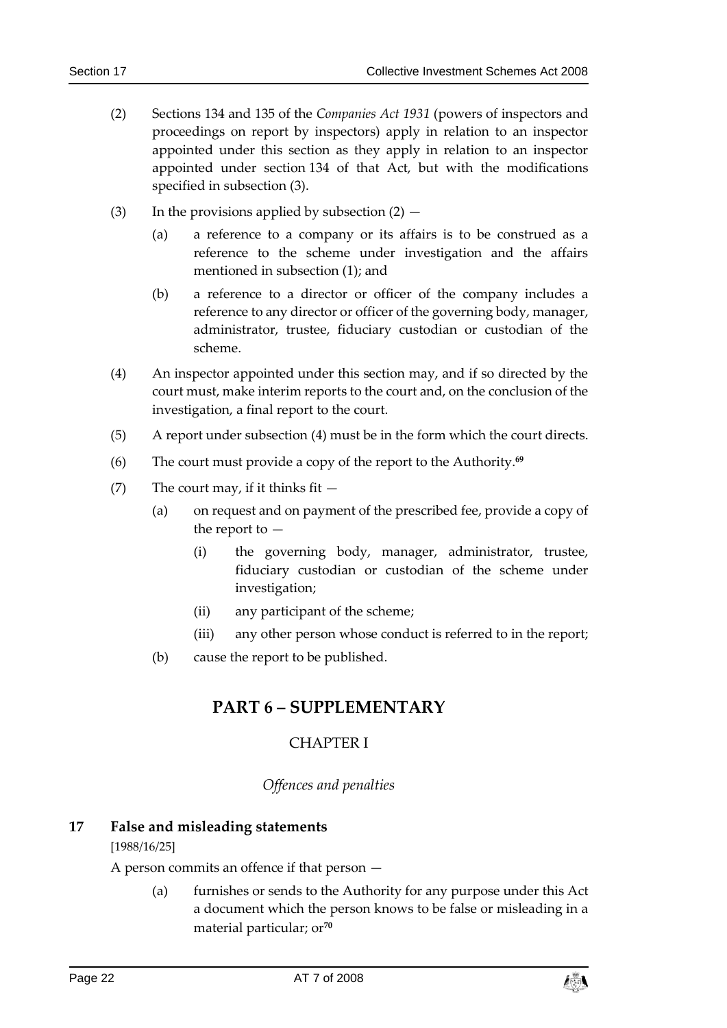(2) Sections 134 and 135 of the *Companies Act 1931* (powers of inspectors and proceedings on report by inspectors) apply in relation to an inspector appointed under this section as they apply in relation to an inspector appointed under section 134 of that Act, but with the modifications specified in subsection (3).

(3) In the provisions applied by subsection (2) —

(a) a reference to a company or its affairs is to be construed as a reference to the scheme under investigation and the affairs mentioned in subsection (1); and

(b) a reference to a director or officer of the company includes a reference to any director or officer of the governing body, manager, administrator, trustee, fiduciary custodian or custodian of the scheme.

(4) An inspector appointed under this section may, and if so directed by the court must, make interim reports to the court and, on the conclusion of the investigation, a final report to the court.

(5) A report under subsection (4) must be in the form which the court directs.

(6) The court must provide a copy of the report to the Authority.[69]

(7) The court may, if it thinks fit —

(a) on request and on payment of the prescribed fee, provide a copy of the report to —

(i) the governing body, manager, administrator, trustee, fiduciary custodian or custodian of the scheme under investigation;

(ii) any participant of the scheme;

(iii) any other person whose conduct is referred to in the report;

(b) cause the report to be published.

# PART 6 – SUPPLEMENTARY

## CHAPTER I

*Offences and penalties*

### 17 False and misleading statements

[1988/16/25]

A person commits an offence if that person —

(a) furnishes or sends to the Authority for any purpose under this Act a document which the person knows to be false or misleading in a material particular; or[70]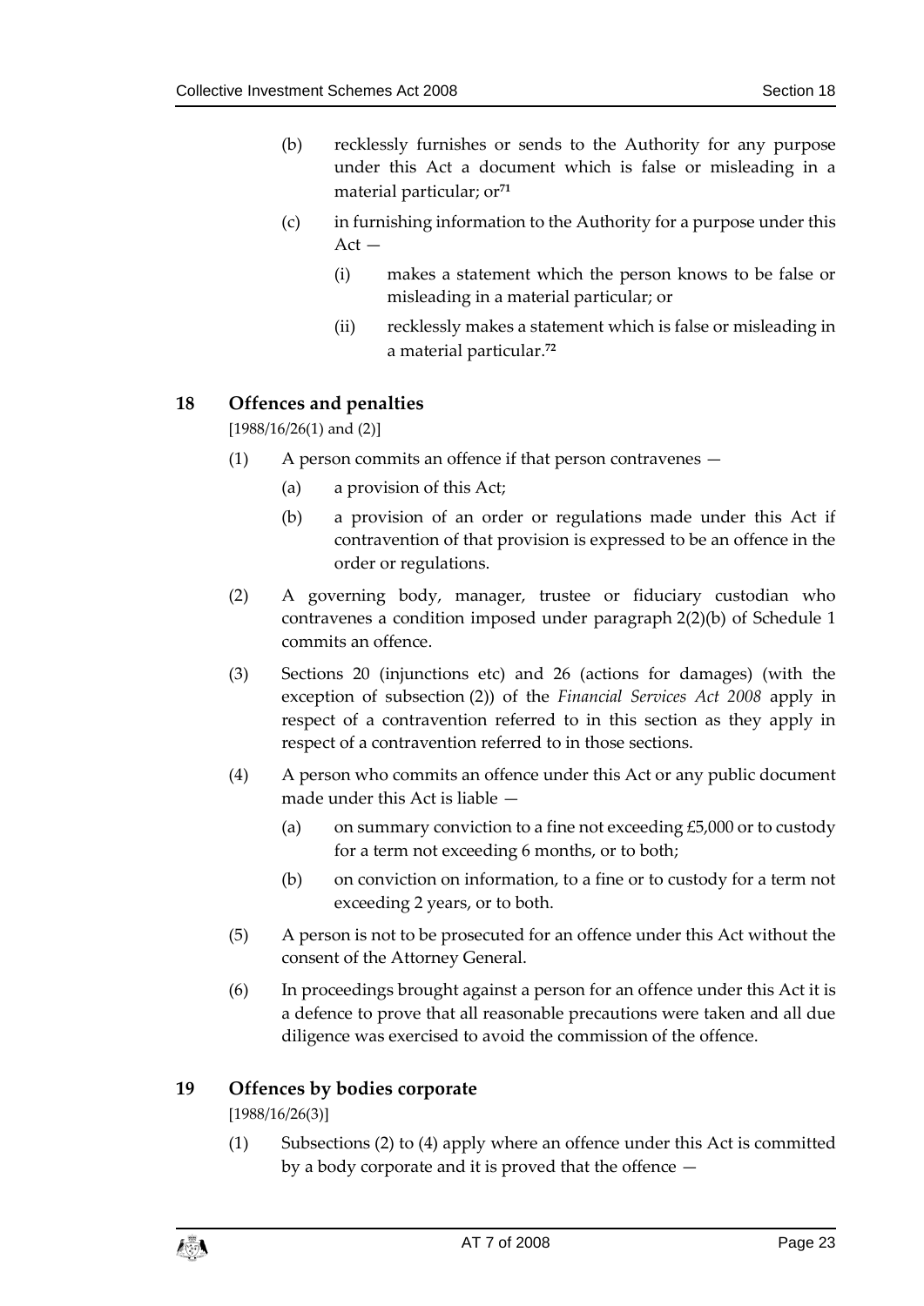(b) recklessly furnishes or sends to the Authority for any purpose under this Act a document which is false or misleading in a material particular; or[71]

(c) in furnishing information to the Authority for a purpose under this Act —

   (i) makes a statement which the person knows to be false or misleading in a material particular; or

   (ii) recklessly makes a statement which is false or misleading in a material particular.[72]

### 18 Offences and penalties

[1988/16/26(1) and (2)]

(1) A person commits an offence if that person contravenes —

   (a) a provision of this Act;

   (b) a provision of an order or regulations made under this Act if contravention of that provision is expressed to be an offence in the order or regulations.

(2) A governing body, manager, trustee or fiduciary custodian who contravenes a condition imposed under paragraph 2(2)(b) of Schedule 1 commits an offence.

(3) Sections 20 (injunctions etc) and 26 (actions for damages) (with the exception of subsection (2)) of the *Financial Services Act 2008* apply in respect of a contravention referred to in this section as they apply in respect of a contravention referred to in those sections.

(4) A person who commits an offence under this Act or any public document made under this Act is liable —

   (a) on summary conviction to a fine not exceeding £5,000 or to custody for a term not exceeding 6 months, or to both;

   (b) on conviction on information, to a fine or to custody for a term not exceeding 2 years, or to both.

(5) A person is not to be prosecuted for an offence under this Act without the consent of the Attorney General.

(6) In proceedings brought against a person for an offence under this Act it is a defence to prove that all reasonable precautions were taken and all due diligence was exercised to avoid the commission of the offence.

### 19 Offences by bodies corporate

[1988/16/26(3)]

(1) Subsections (2) to (4) apply where an offence under this Act is committed by a body corporate and it is proved that the offence —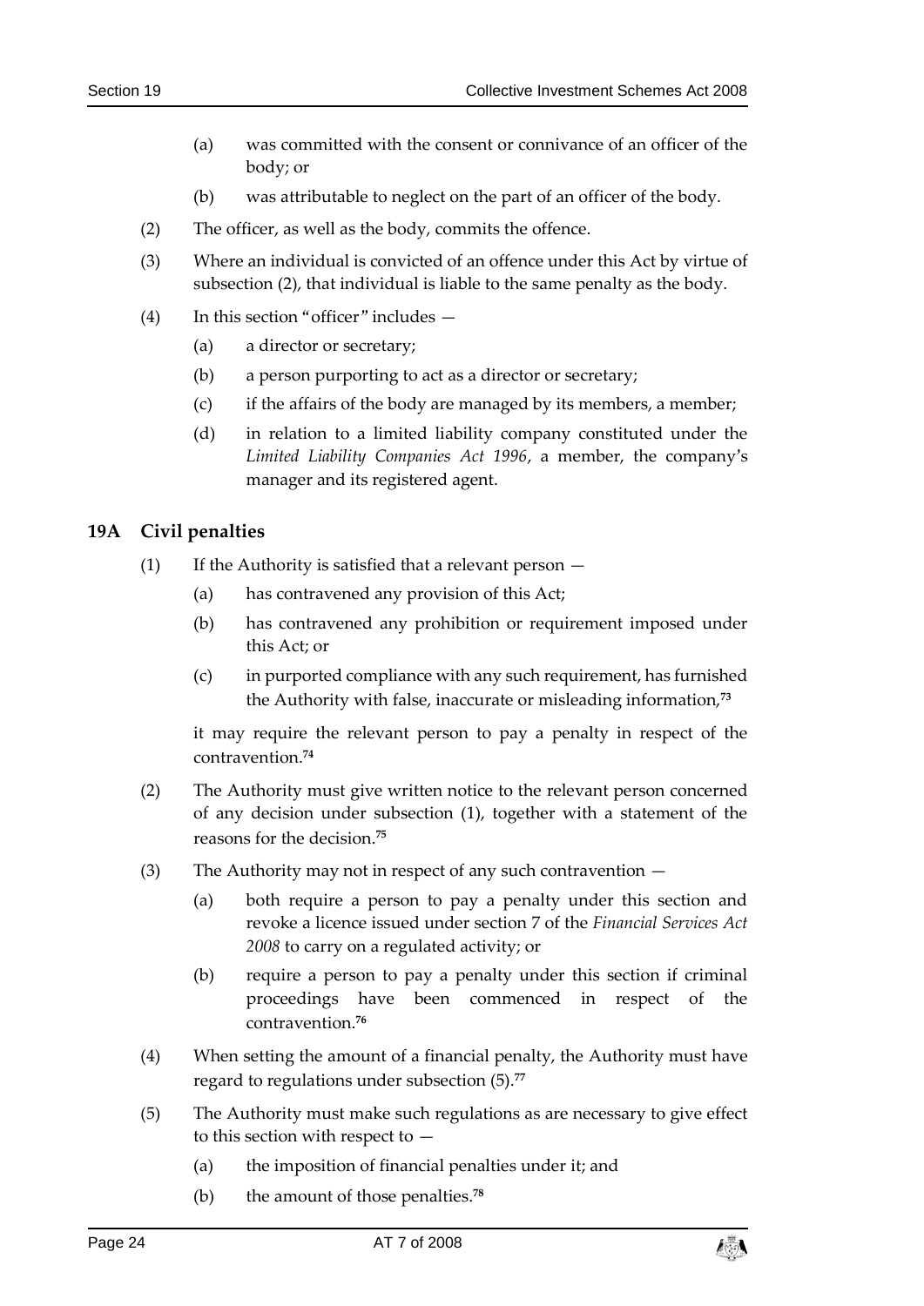(a) was committed with the consent or connivance of an officer of the body; or

(b) was attributable to neglect on the part of an officer of the body.

(2) The officer, as well as the body, commits the offence.

(3) Where an individual is convicted of an offence under this Act by virtue of subsection (2), that individual is liable to the same penalty as the body.

(4) In this section "officer" includes —

(a) a director or secretary;

(b) a person purporting to act as a director or secretary;

(c) if the affairs of the body are managed by its members, a member;

(d) in relation to a limited liability company constituted under the *Limited Liability Companies Act 1996*, a member, the company's manager and its registered agent.

## 19A Civil penalties

(1) If the Authority is satisfied that a relevant person —

(a) has contravened any provision of this Act;

(b) has contravened any prohibition or requirement imposed under this Act; or

(c) in purported compliance with any such requirement, has furnished the Authority with false, inaccurate or misleading information,[73]

it may require the relevant person to pay a penalty in respect of the contravention.[74]

(2) The Authority must give written notice to the relevant person concerned of any decision under subsection (1), together with a statement of the reasons for the decision.[75]

(3) The Authority may not in respect of any such contravention —

(a) both require a person to pay a penalty under this section and revoke a licence issued under section 7 of the *Financial Services Act 2008* to carry on a regulated activity; or

(b) require a person to pay a penalty under this section if criminal proceedings have been commenced in respect of the contravention.[76]

(4) When setting the amount of a financial penalty, the Authority must have regard to regulations under subsection (5).[77]

(5) The Authority must make such regulations as are necessary to give effect to this section with respect to —

(a) the imposition of financial penalties under it; and

(b) the amount of those penalties.[78]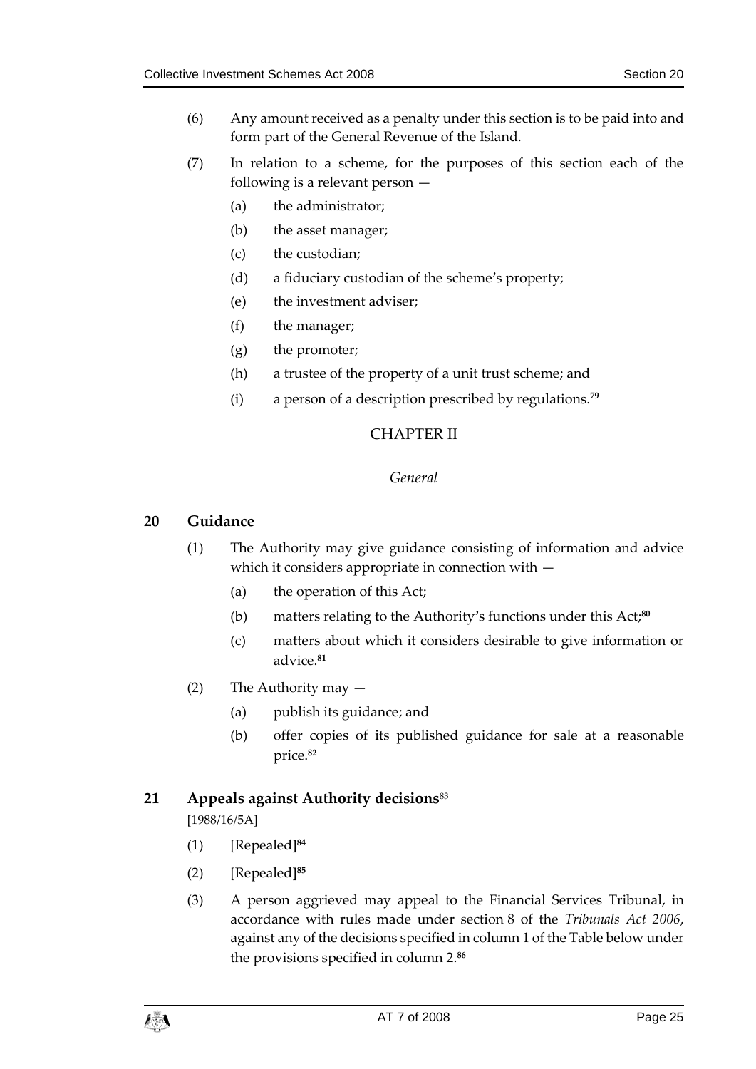(6) Any amount received as a penalty under this section is to be paid into and form part of the General Revenue of the Island.

(7) In relation to a scheme, for the purposes of this section each of the following is a relevant person —

(a) the administrator;

(b) the asset manager;

(c) the custodian;

(d) a fiduciary custodian of the scheme's property;

(e) the investment adviser;

(f) the manager;

(g) the promoter;

(h) a trustee of the property of a unit trust scheme; and

(i) a person of a description prescribed by regulations.[79]

## CHAPTER II

*General*

### 20 Guidance

(1) The Authority may give guidance consisting of information and advice which it considers appropriate in connection with —

(a) the operation of this Act;

(b) matters relating to the Authority's functions under this Act;[80]

(c) matters about which it considers desirable to give information or advice.[81]

(2) The Authority may —

(a) publish its guidance; and

(b) offer copies of its published guidance for sale at a reasonable price.[82]

### 21 Appeals against Authority decisions[83]

[1988/16/5A]

(1) [Repealed][84]

(2) [Repealed][85]

(3) A person aggrieved may appeal to the Financial Services Tribunal, in accordance with rules made under section 8 of the *Tribunals Act 2006*, against any of the decisions specified in column 1 of the Table below under the provisions specified in column 2.[86]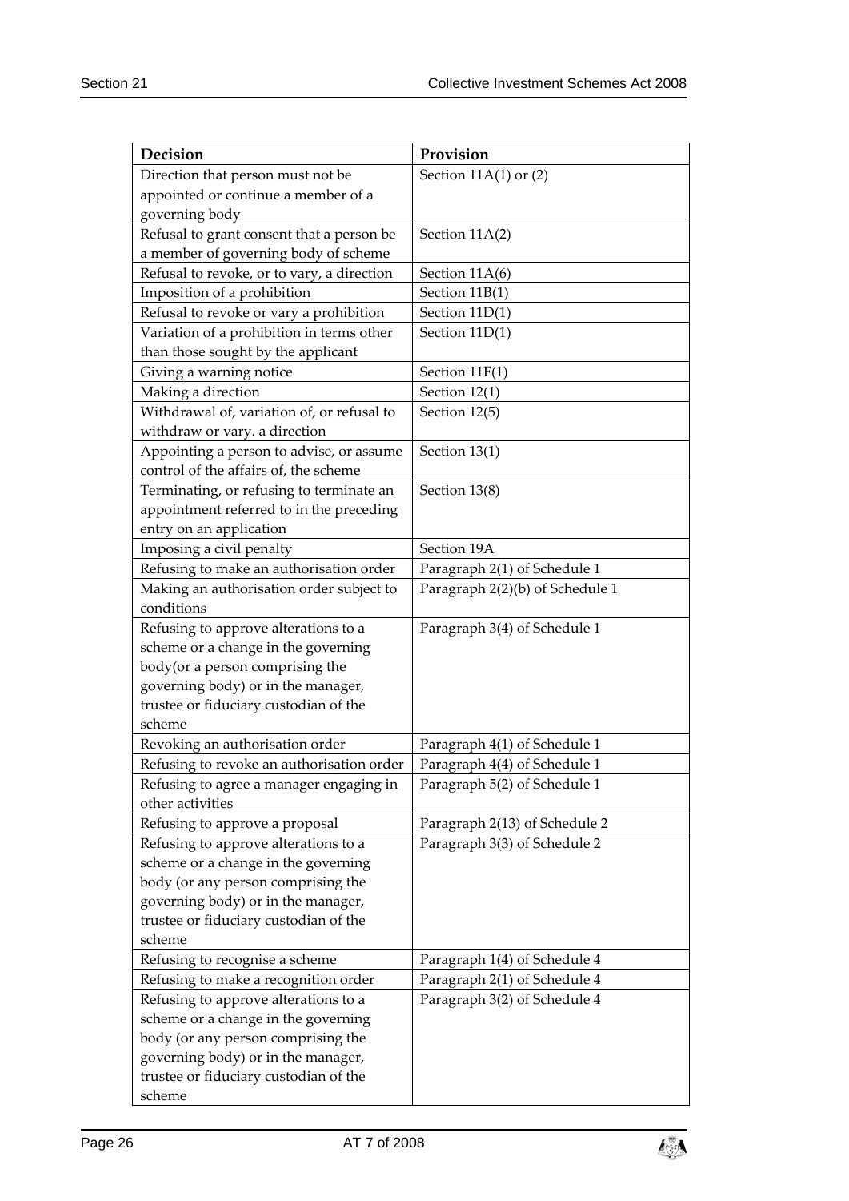| Decision | Provision |
|---|---|
| Direction that person must not be appointed or continue a member of a governing body | Section 11A(1) or (2) |
| Refusal to grant consent that a person be a member of governing body of scheme | Section 11A(2) |
| Refusal to revoke, or to vary, a direction | Section 11A(6) |
| Imposition of a prohibition | Section 11B(1) |
| Refusal to revoke or vary a prohibition | Section 11D(1) |
| Variation of a prohibition in terms other than those sought by the applicant | Section 11D(1) |
| Giving a warning notice | Section 11F(1) |
| Making a direction | Section 12(1) |
| Withdrawal of, variation of, or refusal to withdraw or vary. a direction | Section 12(5) |
| Appointing a person to advise, or assume control of the affairs of, the scheme | Section 13(1) |
| Terminating, or refusing to terminate an appointment referred to in the preceding entry on an application | Section 13(8) |
| Imposing a civil penalty | Section 19A |
| Refusing to make an authorisation order | Paragraph 2(1) of Schedule 1 |
| Making an authorisation order subject to conditions | Paragraph 2(2)(b) of Schedule 1 |
| Refusing to approve alterations to a scheme or a change in the governing body(or a person comprising the governing body) or in the manager, trustee or fiduciary custodian of the scheme | Paragraph 3(4) of Schedule 1 |
| Revoking an authorisation order | Paragraph 4(1) of Schedule 1 |
| Refusing to revoke an authorisation order | Paragraph 4(4) of Schedule 1 |
| Refusing to agree a manager engaging in other activities | Paragraph 5(2) of Schedule 1 |
| Refusing to approve a proposal | Paragraph 2(13) of Schedule 2 |
| Refusing to approve alterations to a scheme or a change in the governing body (or any person comprising the governing body) or in the manager, trustee or fiduciary custodian of the scheme | Paragraph 3(3) of Schedule 2 |
| Refusing to recognise a scheme | Paragraph 1(4) of Schedule 4 |
| Refusing to make a recognition order | Paragraph 2(1) of Schedule 4 |
| Refusing to approve alterations to a scheme or a change in the governing body (or any person comprising the governing body) or in the manager, trustee or fiduciary custodian of the scheme | Paragraph 3(2) of Schedule 4 |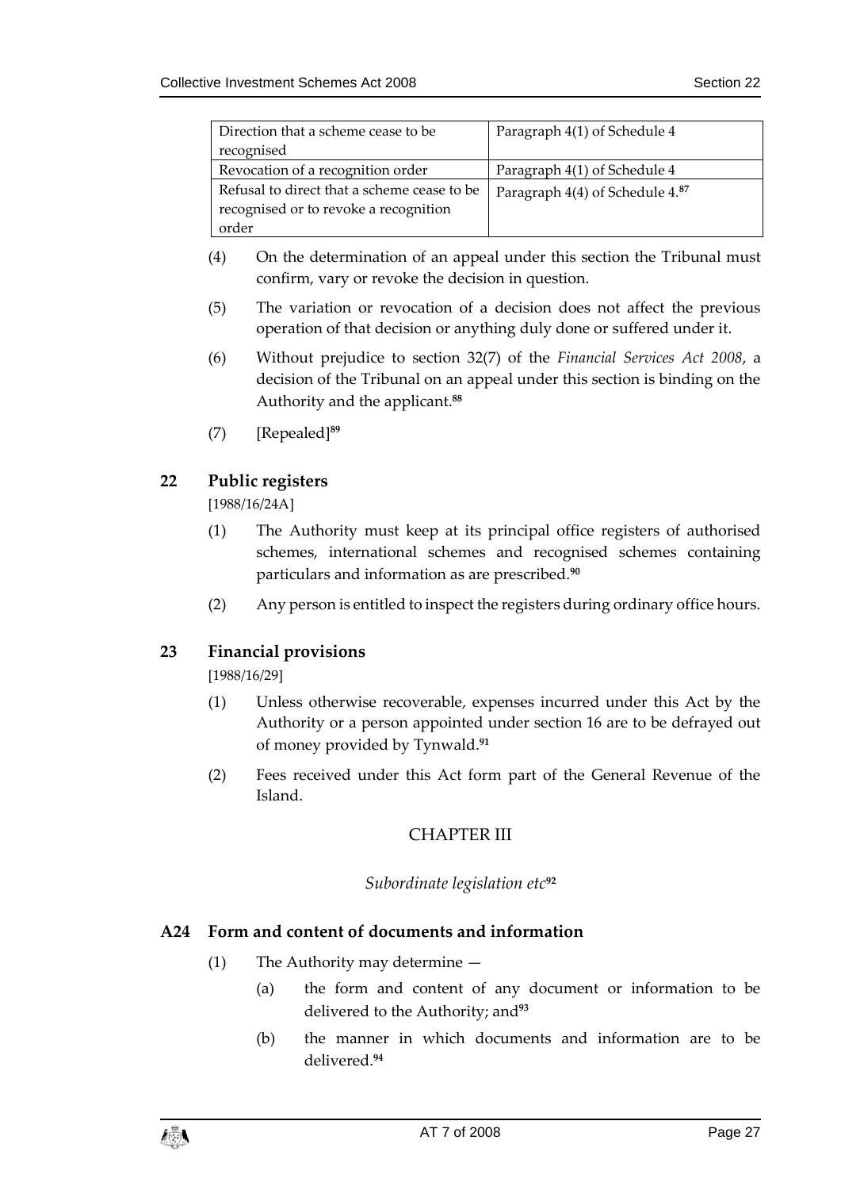| Direction that a scheme cease to be recognised | Paragraph 4(1) of Schedule 4 |
|---|---|
| Revocation of a recognition order | Paragraph 4(1) of Schedule 4 |
| Refusal to direct that a scheme cease to be recognised or to revoke a recognition order | Paragraph 4(4) of Schedule 4.[87] |

(4) On the determination of an appeal under this section the Tribunal must confirm, vary or revoke the decision in question.

(5) The variation or revocation of a decision does not affect the previous operation of that decision or anything duly done or suffered under it.

(6) Without prejudice to section 32(7) of the *Financial Services Act 2008*, a decision of the Tribunal on an appeal under this section is binding on the Authority and the applicant.[88]

(7) [Repealed][89]

## 22 Public registers

[1988/16/24A]

(1) The Authority must keep at its principal office registers of authorised schemes, international schemes and recognised schemes containing particulars and information as are prescribed.[90]

(2) Any person is entitled to inspect the registers during ordinary office hours.

## 23 Financial provisions

[1988/16/29]

(1) Unless otherwise recoverable, expenses incurred under this Act by the Authority or a person appointed under section 16 are to be defrayed out of money provided by Tynwald.[91]

(2) Fees received under this Act form part of the General Revenue of the Island.

## CHAPTER III

*Subordinate legislation etc*[92]

## A24 Form and content of documents and information

(1) The Authority may determine —

(a) the form and content of any document or information to be delivered to the Authority; and[93]

(b) the manner in which documents and information are to be delivered.[94]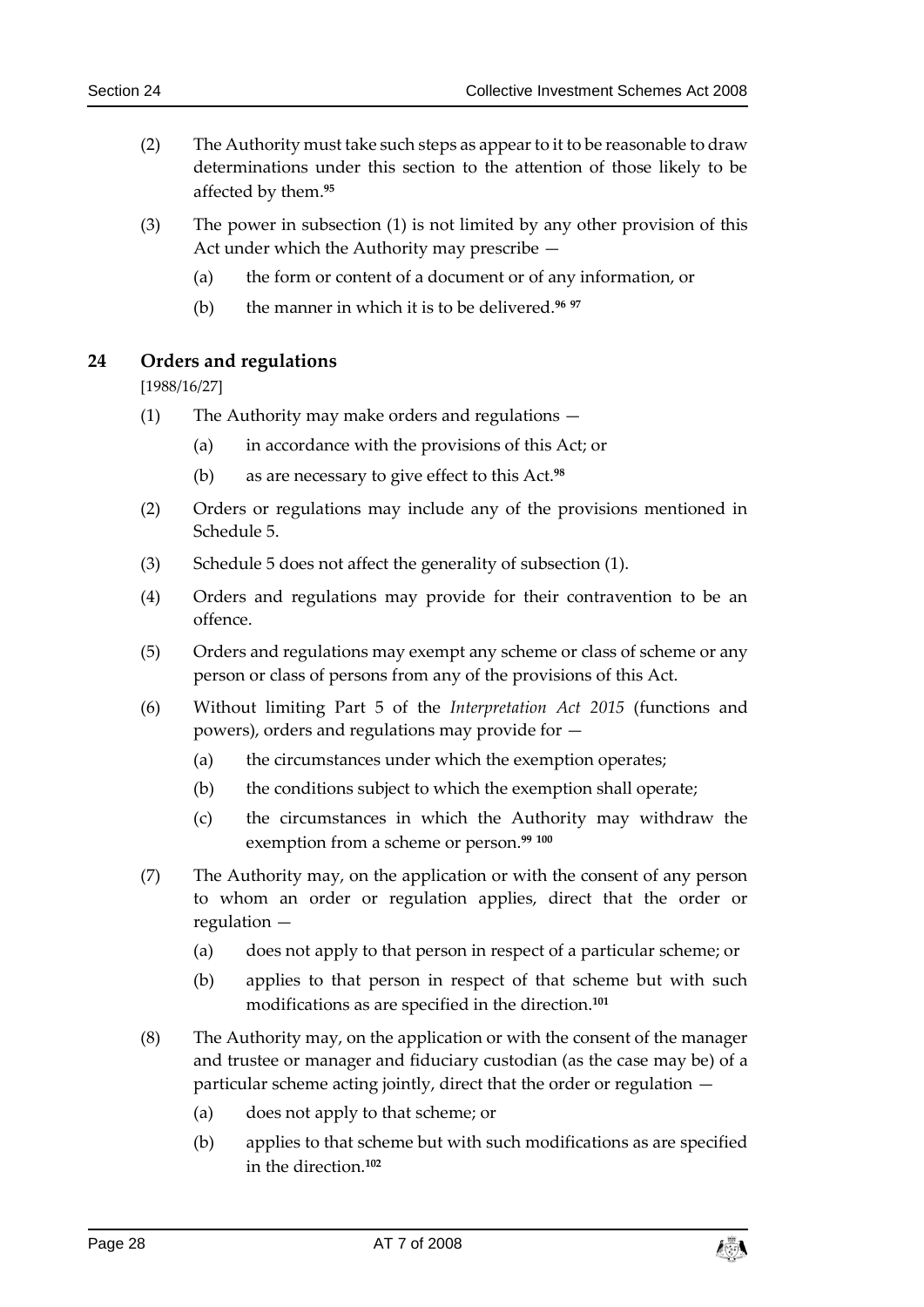(2) The Authority must take such steps as appear to it to be reasonable to draw determinations under this section to the attention of those likely to be affected by them.[95]

(3) The power in subsection (1) is not limited by any other provision of this Act under which the Authority may prescribe —

(a) the form or content of a document or of any information, or

(b) the manner in which it is to be delivered.[96] [97]

## 24 Orders and regulations

[1988/16/27]

(1) The Authority may make orders and regulations —

(a) in accordance with the provisions of this Act; or

(b) as are necessary to give effect to this Act.[98]

(2) Orders or regulations may include any of the provisions mentioned in Schedule 5.

(3) Schedule 5 does not affect the generality of subsection (1).

(4) Orders and regulations may provide for their contravention to be an offence.

(5) Orders and regulations may exempt any scheme or class of scheme or any person or class of persons from any of the provisions of this Act.

(6) Without limiting Part 5 of the *Interpretation Act 2015* (functions and powers), orders and regulations may provide for —

(a) the circumstances under which the exemption operates;

(b) the conditions subject to which the exemption shall operate;

(c) the circumstances in which the Authority may withdraw the exemption from a scheme or person.[99] [100]

(7) The Authority may, on the application or with the consent of any person to whom an order or regulation applies, direct that the order or regulation —

(a) does not apply to that person in respect of a particular scheme; or

(b) applies to that person in respect of that scheme but with such modifications as are specified in the direction.[101]

(8) The Authority may, on the application or with the consent of the manager and trustee or manager and fiduciary custodian (as the case may be) of a particular scheme acting jointly, direct that the order or regulation —

(a) does not apply to that scheme; or

(b) applies to that scheme but with such modifications as are specified in the direction.[102]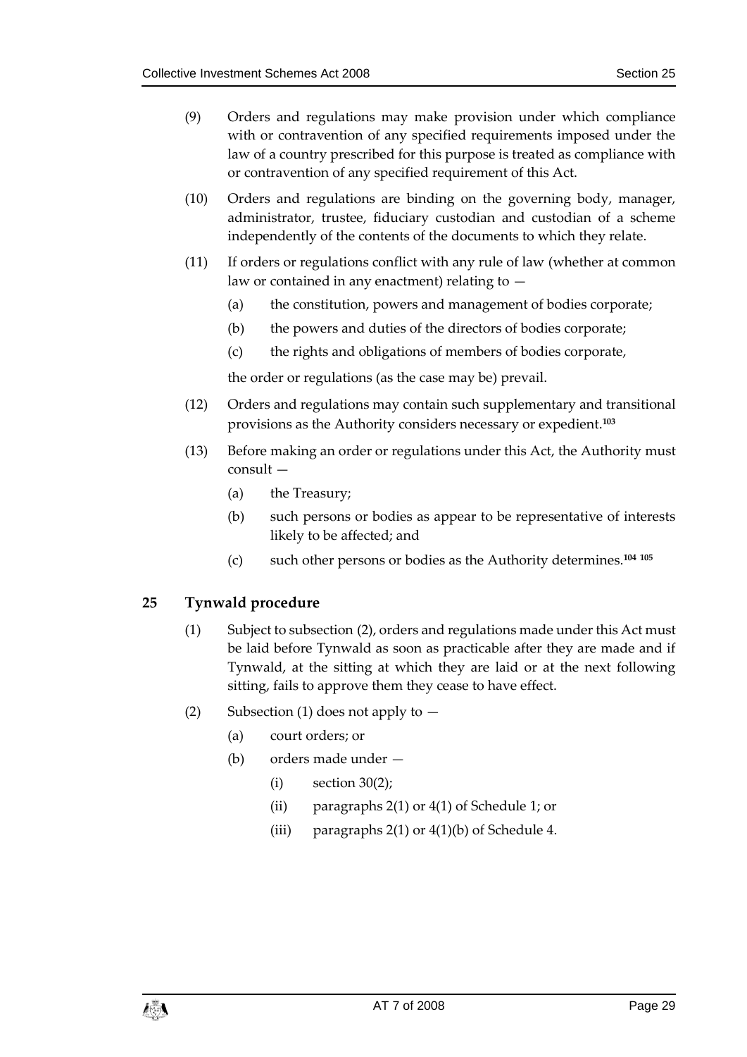(9) Orders and regulations may make provision under which compliance with or contravention of any specified requirements imposed under the law of a country prescribed for this purpose is treated as compliance with or contravention of any specified requirement of this Act.

(10) Orders and regulations are binding on the governing body, manager, administrator, trustee, fiduciary custodian and custodian of a scheme independently of the contents of the documents to which they relate.

(11) If orders or regulations conflict with any rule of law (whether at common law or contained in any enactment) relating to —

- (a) the constitution, powers and management of bodies corporate;
- (b) the powers and duties of the directors of bodies corporate;
- (c) the rights and obligations of members of bodies corporate,

the order or regulations (as the case may be) prevail.

(12) Orders and regulations may contain such supplementary and transitional provisions as the Authority considers necessary or expedient.[103]

(13) Before making an order or regulations under this Act, the Authority must consult —

- (a) the Treasury;
- (b) such persons or bodies as appear to be representative of interests likely to be affected; and
- (c) such other persons or bodies as the Authority determines.[104] [105]

## 25 Tynwald procedure

(1) Subject to subsection (2), orders and regulations made under this Act must be laid before Tynwald as soon as practicable after they are made and if Tynwald, at the sitting at which they are laid or at the next following sitting, fails to approve them they cease to have effect.

(2) Subsection (1) does not apply to —

- (a) court orders; or
- (b) orders made under —
  - (i) section 30(2);
  - (ii) paragraphs 2(1) or 4(1) of Schedule 1; or
  - (iii) paragraphs 2(1) or 4(1)(b) of Schedule 4.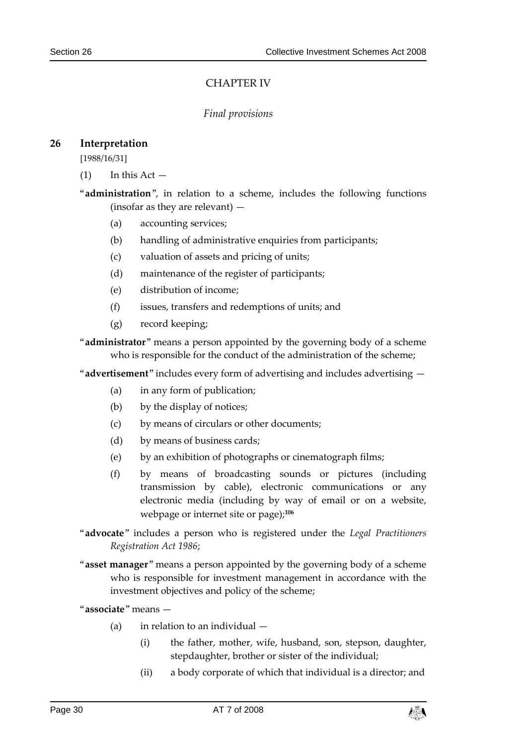# CHAPTER IV

*Final provisions*

## 26 Interpretation

[1988/16/31]

(1) In this Act —

"**administration**", in relation to a scheme, includes the following functions (insofar as they are relevant) —

(a) accounting services;

(b) handling of administrative enquiries from participants;

(c) valuation of assets and pricing of units;

(d) maintenance of the register of participants;

(e) distribution of income;

(f) issues, transfers and redemptions of units; and

(g) record keeping;

"**administrator**" means a person appointed by the governing body of a scheme who is responsible for the conduct of the administration of the scheme;

"**advertisement**" includes every form of advertising and includes advertising —

(a) in any form of publication;

(b) by the display of notices;

(c) by means of circulars or other documents;

(d) by means of business cards;

(e) by an exhibition of photographs or cinematograph films;

(f) by means of broadcasting sounds or pictures (including transmission by cable), electronic communications or any electronic media (including by way of email or on a website, webpage or internet site or page);[106]

"**advocate**" includes a person who is registered under the *Legal Practitioners Registration Act 1986*;

"**asset manager**" means a person appointed by the governing body of a scheme who is responsible for investment management in accordance with the investment objectives and policy of the scheme;

"**associate**" means —

(a) in relation to an individual —

(i) the father, mother, wife, husband, son, stepson, daughter, stepdaughter, brother or sister of the individual;

(ii) a body corporate of which that individual is a director; and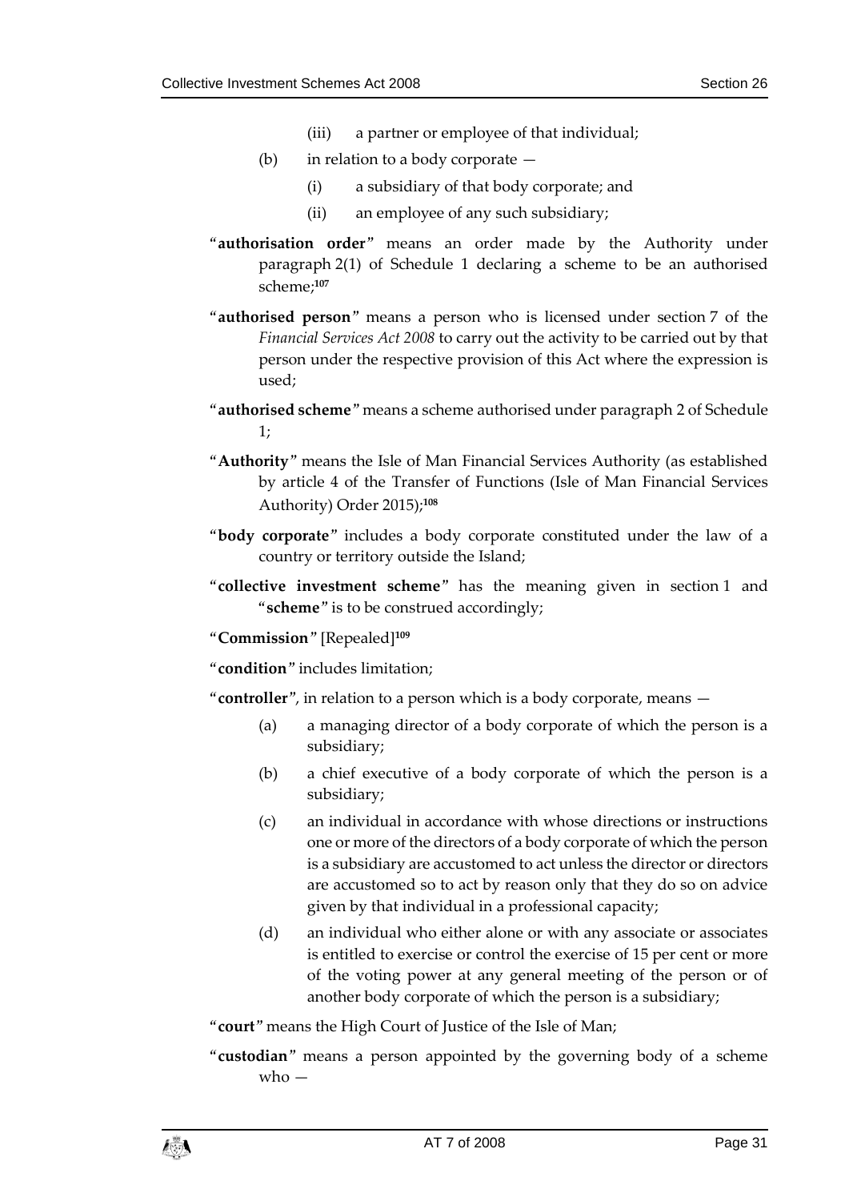(iii) a partner or employee of that individual;

(b) in relation to a body corporate —

(i) a subsidiary of that body corporate; and

(ii) an employee of any such subsidiary;

"**authorisation order**" means an order made by the Authority under paragraph 2(1) of Schedule 1 declaring a scheme to be an authorised scheme;[107]

"**authorised person**" means a person who is licensed under section 7 of the *Financial Services Act 2008* to carry out the activity to be carried out by that person under the respective provision of this Act where the expression is used;

"**authorised scheme**" means a scheme authorised under paragraph 2 of Schedule 1;

"**Authority**" means the Isle of Man Financial Services Authority (as established by article 4 of the Transfer of Functions (Isle of Man Financial Services Authority) Order 2015);[108]

"**body corporate**" includes a body corporate constituted under the law of a country or territory outside the Island;

"**collective investment scheme**" has the meaning given in section 1 and "**scheme**" is to be construed accordingly;

"**Commission**" [Repealed][109]

"**condition**" includes limitation;

"**controller**", in relation to a person which is a body corporate, means —

(a) a managing director of a body corporate of which the person is a subsidiary;

(b) a chief executive of a body corporate of which the person is a subsidiary;

(c) an individual in accordance with whose directions or instructions one or more of the directors of a body corporate of which the person is a subsidiary are accustomed to act unless the director or directors are accustomed so to act by reason only that they do so on advice given by that individual in a professional capacity;

(d) an individual who either alone or with any associate or associates is entitled to exercise or control the exercise of 15 per cent or more of the voting power at any general meeting of the person or of another body corporate of which the person is a subsidiary;

"**court**" means the High Court of Justice of the Isle of Man;

"**custodian**" means a person appointed by the governing body of a scheme who —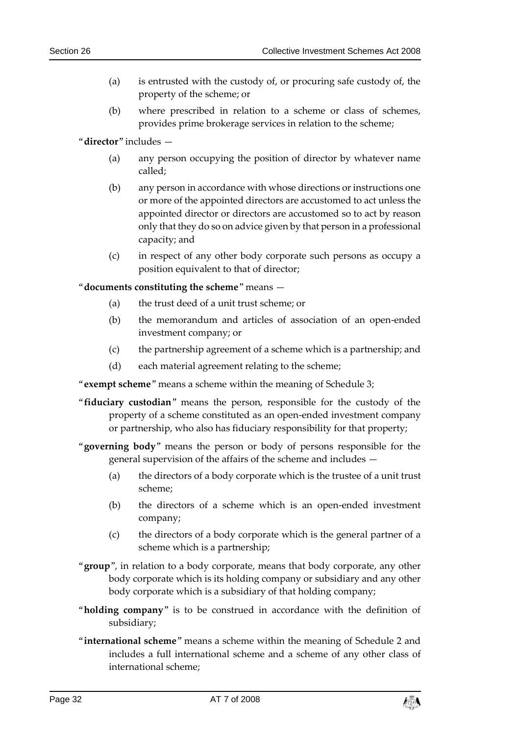(a) is entrusted with the custody of, or procuring safe custody of, the property of the scheme; or

(b) where prescribed in relation to a scheme or class of schemes, provides prime brokerage services in relation to the scheme;

"**director**" includes —

(a) any person occupying the position of director by whatever name called;

(b) any person in accordance with whose directions or instructions one or more of the appointed directors are accustomed to act unless the appointed director or directors are accustomed so to act by reason only that they do so on advice given by that person in a professional capacity; and

(c) in respect of any other body corporate such persons as occupy a position equivalent to that of director;

"**documents constituting the scheme**" means —

(a) the trust deed of a unit trust scheme; or

(b) the memorandum and articles of association of an open-ended investment company; or

(c) the partnership agreement of a scheme which is a partnership; and

(d) each material agreement relating to the scheme;

"**exempt scheme**" means a scheme within the meaning of Schedule 3;

"**fiduciary custodian**" means the person, responsible for the custody of the property of a scheme constituted as an open-ended investment company or partnership, who also has fiduciary responsibility for that property;

"**governing body**" means the person or body of persons responsible for the general supervision of the affairs of the scheme and includes —

(a) the directors of a body corporate which is the trustee of a unit trust scheme;

(b) the directors of a scheme which is an open-ended investment company;

(c) the directors of a body corporate which is the general partner of a scheme which is a partnership;

"**group**", in relation to a body corporate, means that body corporate, any other body corporate which is its holding company or subsidiary and any other body corporate which is a subsidiary of that holding company;

"**holding company**" is to be construed in accordance with the definition of subsidiary;

"**international scheme**" means a scheme within the meaning of Schedule 2 and includes a full international scheme and a scheme of any other class of international scheme;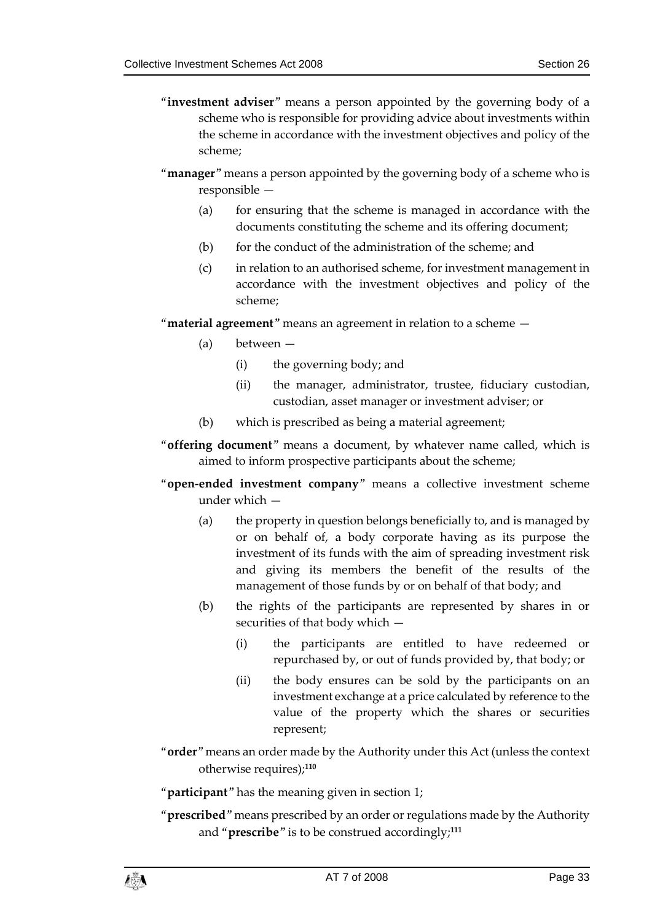"**investment adviser**" means a person appointed by the governing body of a scheme who is responsible for providing advice about investments within the scheme in accordance with the investment objectives and policy of the scheme;

"**manager**" means a person appointed by the governing body of a scheme who is responsible —

(a) for ensuring that the scheme is managed in accordance with the documents constituting the scheme and its offering document;

(b) for the conduct of the administration of the scheme; and

(c) in relation to an authorised scheme, for investment management in accordance with the investment objectives and policy of the scheme;

"**material agreement**" means an agreement in relation to a scheme —

(a) between —

(i) the governing body; and

(ii) the manager, administrator, trustee, fiduciary custodian, custodian, asset manager or investment adviser; or

(b) which is prescribed as being a material agreement;

"**offering document**" means a document, by whatever name called, which is aimed to inform prospective participants about the scheme;

"**open-ended investment company**" means a collective investment scheme under which —

(a) the property in question belongs beneficially to, and is managed by or on behalf of, a body corporate having as its purpose the investment of its funds with the aim of spreading investment risk and giving its members the benefit of the results of the management of those funds by or on behalf of that body; and

(b) the rights of the participants are represented by shares in or securities of that body which —

(i) the participants are entitled to have redeemed or repurchased by, or out of funds provided by, that body; or

(ii) the body ensures can be sold by the participants on an investment exchange at a price calculated by reference to the value of the property which the shares or securities represent;

"**order**" means an order made by the Authority under this Act (unless the context otherwise requires);[110]

"**participant**" has the meaning given in section 1;

"**prescribed**" means prescribed by an order or regulations made by the Authority and "**prescribe**" is to be construed accordingly;[111]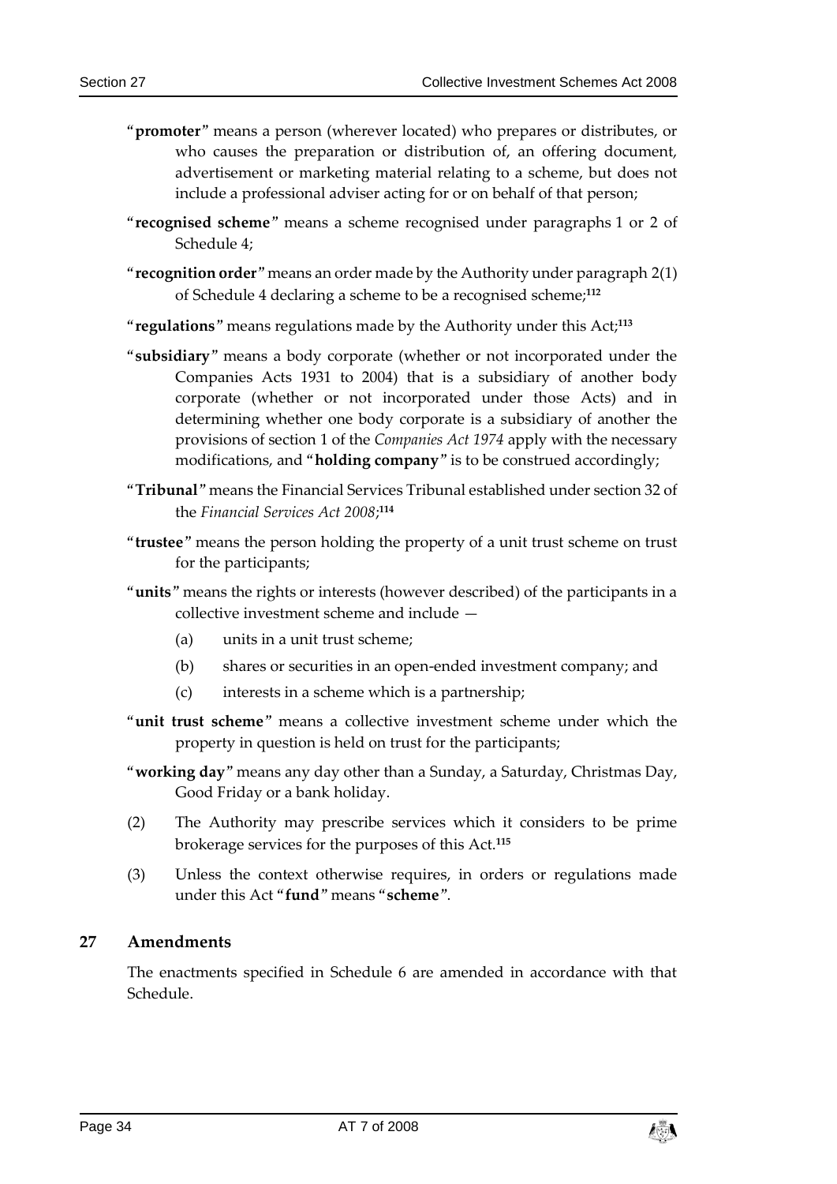"**promoter**" means a person (wherever located) who prepares or distributes, or who causes the preparation or distribution of, an offering document, advertisement or marketing material relating to a scheme, but does not include a professional adviser acting for or on behalf of that person;

"**recognised scheme**" means a scheme recognised under paragraphs 1 or 2 of Schedule 4;

"**recognition order**" means an order made by the Authority under paragraph 2(1) of Schedule 4 declaring a scheme to be a recognised scheme;[112]

"**regulations**" means regulations made by the Authority under this Act;[113]

"**subsidiary**" means a body corporate (whether or not incorporated under the Companies Acts 1931 to 2004) that is a subsidiary of another body corporate (whether or not incorporated under those Acts) and in determining whether one body corporate is a subsidiary of another the provisions of section 1 of the *Companies Act 1974* apply with the necessary modifications, and "**holding company**" is to be construed accordingly;

"**Tribunal**" means the Financial Services Tribunal established under section 32 of the *Financial Services Act 2008*;[114]

"**trustee**" means the person holding the property of a unit trust scheme on trust for the participants;

"**units**" means the rights or interests (however described) of the participants in a collective investment scheme and include —

(a) units in a unit trust scheme;

(b) shares or securities in an open-ended investment company; and

(c) interests in a scheme which is a partnership;

"**unit trust scheme**" means a collective investment scheme under which the property in question is held on trust for the participants;

"**working day**" means any day other than a Sunday, a Saturday, Christmas Day, Good Friday or a bank holiday.

(2) The Authority may prescribe services which it considers to be prime brokerage services for the purposes of this Act.[115]

(3) Unless the context otherwise requires, in orders or regulations made under this Act "**fund**" means "**scheme**".

## 27 Amendments

The enactments specified in Schedule 6 are amended in accordance with that Schedule.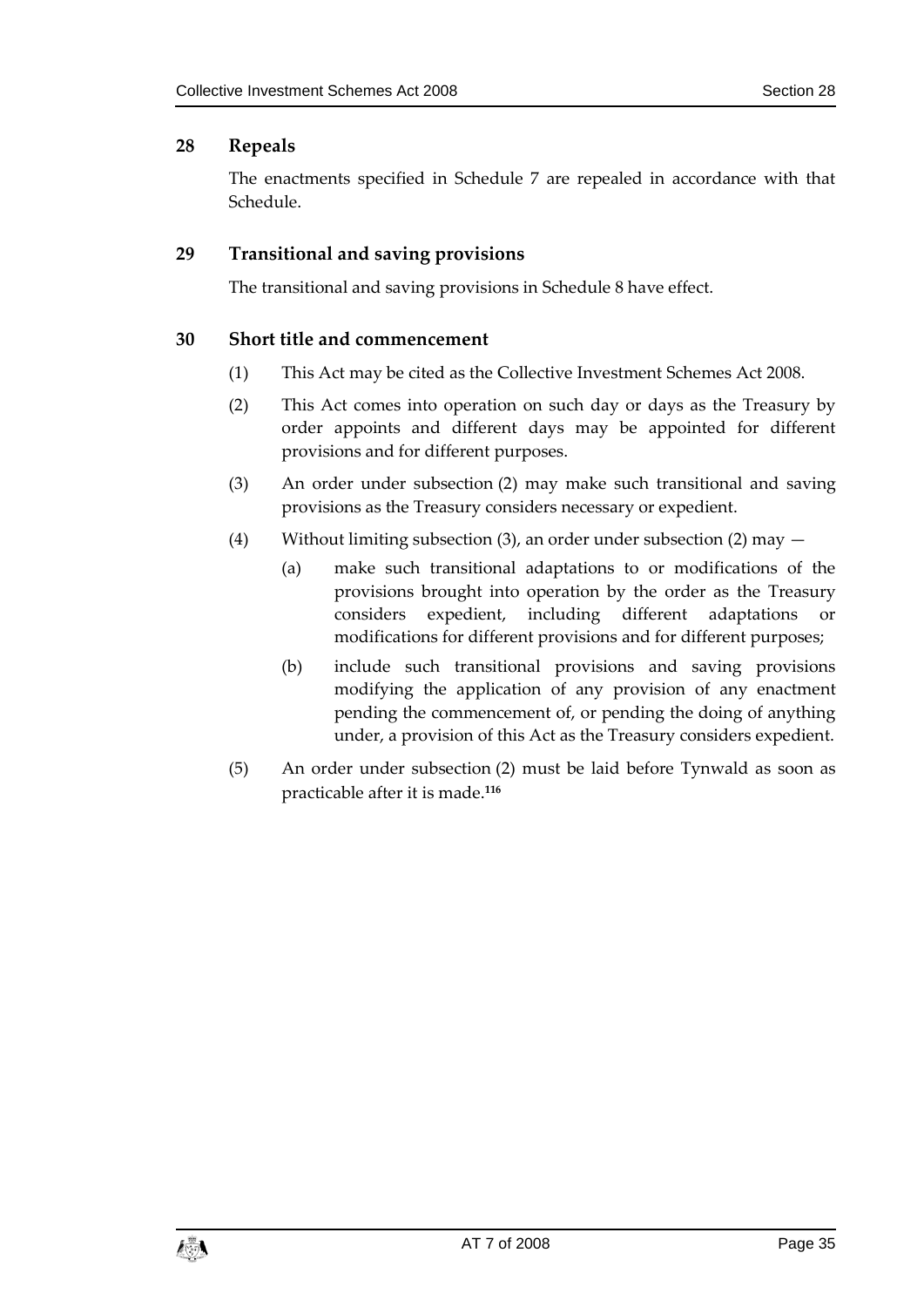## 28 Repeals

The enactments specified in Schedule 7 are repealed in accordance with that Schedule.

## 29 Transitional and saving provisions

The transitional and saving provisions in Schedule 8 have effect.

## 30 Short title and commencement

(1) This Act may be cited as the Collective Investment Schemes Act 2008.

(2) This Act comes into operation on such day or days as the Treasury by order appoints and different days may be appointed for different provisions and for different purposes.

(3) An order under subsection (2) may make such transitional and saving provisions as the Treasury considers necessary or expedient.

(4) Without limiting subsection (3), an order under subsection (2) may —

(a) make such transitional adaptations to or modifications of the provisions brought into operation by the order as the Treasury considers expedient, including different adaptations or modifications for different provisions and for different purposes;

(b) include such transitional provisions and saving provisions modifying the application of any provision of any enactment pending the commencement of, or pending the doing of anything under, a provision of this Act as the Treasury considers expedient.

(5) An order under subsection (2) must be laid before Tynwald as soon as practicable after it is made.[116]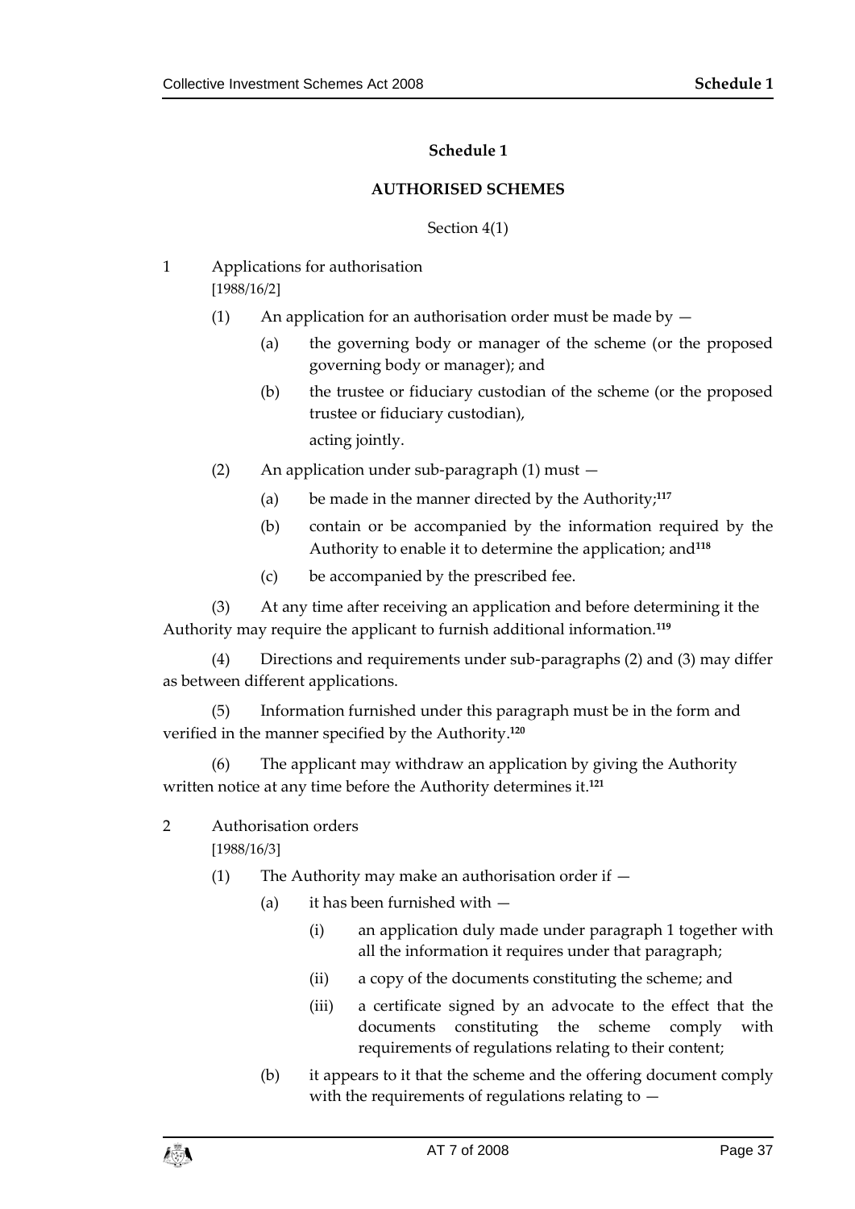# Schedule 1

## AUTHORISED SCHEMES

Section 4(1)

1 Applications for authorisation
[1988/16/2]

(1) An application for an authorisation order must be made by —

(a) the governing body or manager of the scheme (or the proposed governing body or manager); and

(b) the trustee or fiduciary custodian of the scheme (or the proposed trustee or fiduciary custodian),

acting jointly.

(2) An application under sub-paragraph (1) must —

(a) be made in the manner directed by the Authority;[117]

(b) contain or be accompanied by the information required by the Authority to enable it to determine the application; and[118]

(c) be accompanied by the prescribed fee.

(3) At any time after receiving an application and before determining it the Authority may require the applicant to furnish additional information.[119]

(4) Directions and requirements under sub-paragraphs (2) and (3) may differ as between different applications.

(5) Information furnished under this paragraph must be in the form and verified in the manner specified by the Authority.[120]

(6) The applicant may withdraw an application by giving the Authority written notice at any time before the Authority determines it.[121]

2 Authorisation orders
[1988/16/3]

(1) The Authority may make an authorisation order if —

(a) it has been furnished with —

(i) an application duly made under paragraph 1 together with all the information it requires under that paragraph;

(ii) a copy of the documents constituting the scheme; and

(iii) a certificate signed by an advocate to the effect that the documents constituting the scheme comply with requirements of regulations relating to their content;

(b) it appears to it that the scheme and the offering document comply with the requirements of regulations relating to —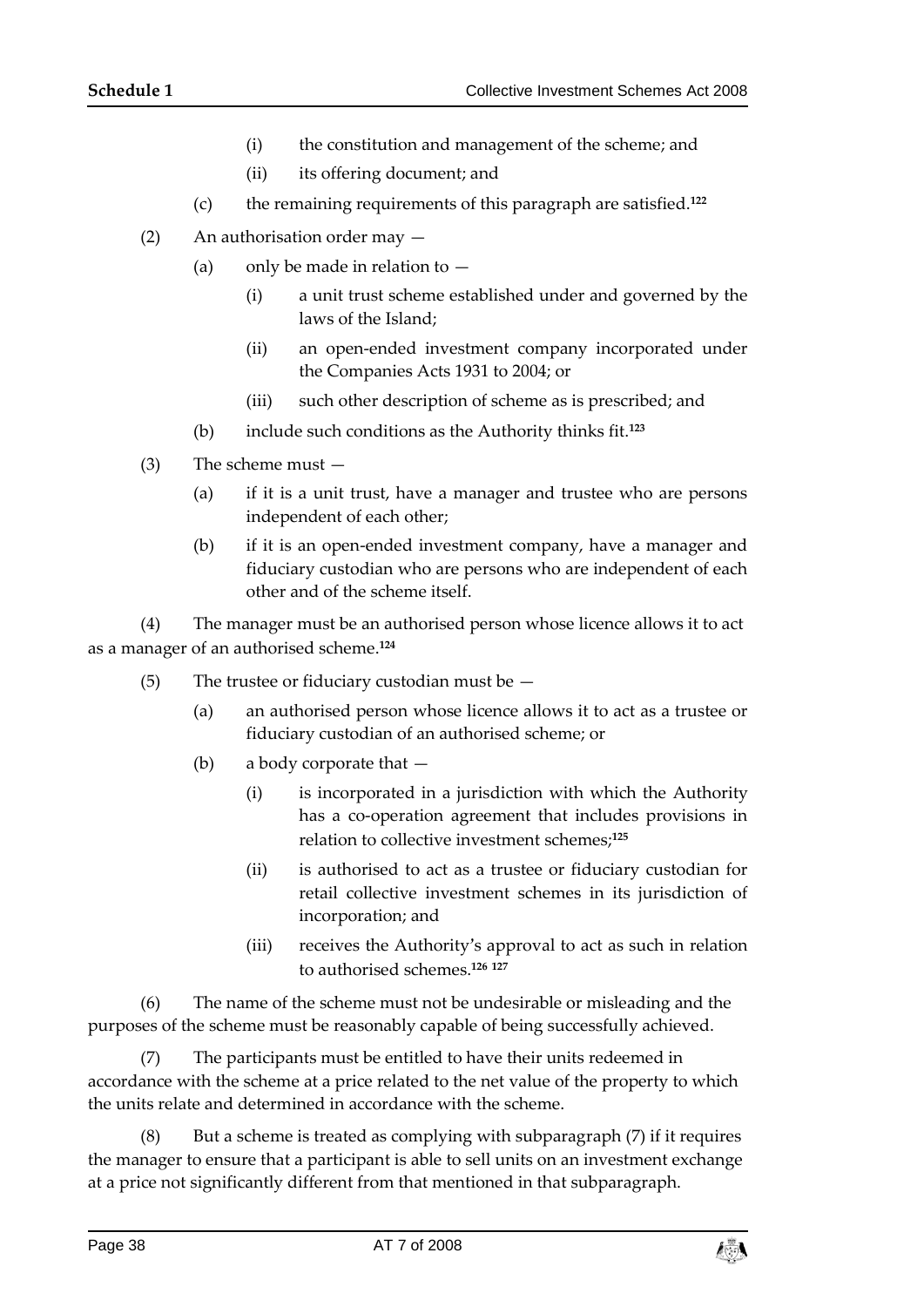(i) the constitution and management of the scheme; and

(ii) its offering document; and

(c) the remaining requirements of this paragraph are satisfied.[122]

(2) An authorisation order may —

(a) only be made in relation to —

(i) a unit trust scheme established under and governed by the laws of the Island;

(ii) an open-ended investment company incorporated under the Companies Acts 1931 to 2004; or

(iii) such other description of scheme as is prescribed; and

(b) include such conditions as the Authority thinks fit.[123]

(3) The scheme must —

(a) if it is a unit trust, have a manager and trustee who are persons independent of each other;

(b) if it is an open-ended investment company, have a manager and fiduciary custodian who are persons who are independent of each other and of the scheme itself.

(4) The manager must be an authorised person whose licence allows it to act as a manager of an authorised scheme.[124]

(5) The trustee or fiduciary custodian must be —

(a) an authorised person whose licence allows it to act as a trustee or fiduciary custodian of an authorised scheme; or

(b) a body corporate that —

(i) is incorporated in a jurisdiction with which the Authority has a co-operation agreement that includes provisions in relation to collective investment schemes;[125]

(ii) is authorised to act as a trustee or fiduciary custodian for retail collective investment schemes in its jurisdiction of incorporation; and

(iii) receives the Authority's approval to act as such in relation to authorised schemes.[126] [127]

(6) The name of the scheme must not be undesirable or misleading and the purposes of the scheme must be reasonably capable of being successfully achieved.

(7) The participants must be entitled to have their units redeemed in accordance with the scheme at a price related to the net value of the property to which the units relate and determined in accordance with the scheme.

(8) But a scheme is treated as complying with subparagraph (7) if it requires the manager to ensure that a participant is able to sell units on an investment exchange at a price not significantly different from that mentioned in that subparagraph.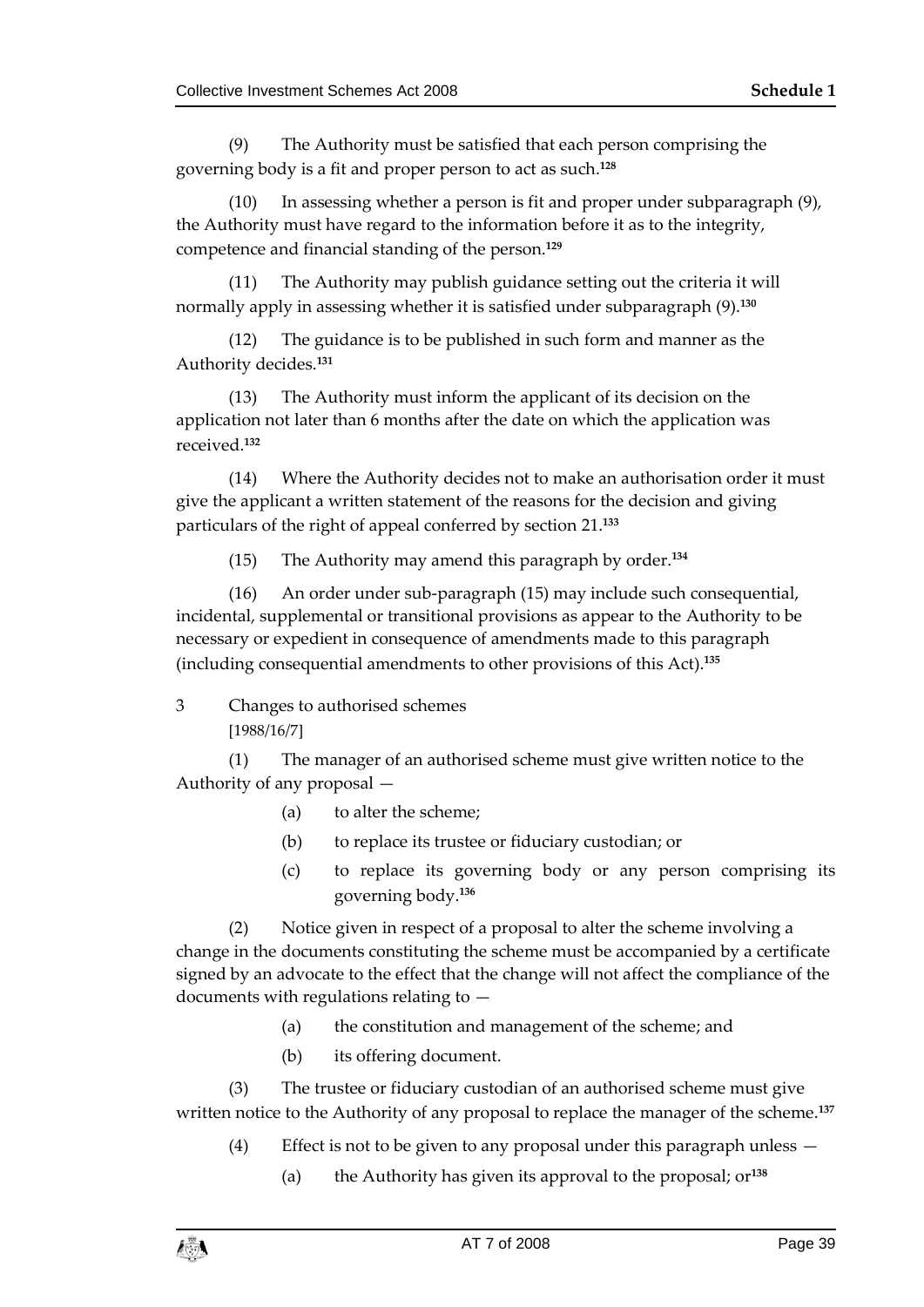(9) The Authority must be satisfied that each person comprising the governing body is a fit and proper person to act as such.[128]

(10) In assessing whether a person is fit and proper under subparagraph (9), the Authority must have regard to the information before it as to the integrity, competence and financial standing of the person.[129]

(11) The Authority may publish guidance setting out the criteria it will normally apply in assessing whether it is satisfied under subparagraph (9).[130]

(12) The guidance is to be published in such form and manner as the Authority decides.[131]

(13) The Authority must inform the applicant of its decision on the application not later than 6 months after the date on which the application was received.[132]

(14) Where the Authority decides not to make an authorisation order it must give the applicant a written statement of the reasons for the decision and giving particulars of the right of appeal conferred by section 21.[133]

(15) The Authority may amend this paragraph by order.[134]

(16) An order under sub-paragraph (15) may include such consequential, incidental, supplemental or transitional provisions as appear to the Authority to be necessary or expedient in consequence of amendments made to this paragraph (including consequential amendments to other provisions of this Act).[135]

3 Changes to authorised schemes

[1988/16/7]

(1) The manager of an authorised scheme must give written notice to the Authority of any proposal —

(a) to alter the scheme;

(b) to replace its trustee or fiduciary custodian; or

(c) to replace its governing body or any person comprising its governing body.[136]

(2) Notice given in respect of a proposal to alter the scheme involving a change in the documents constituting the scheme must be accompanied by a certificate signed by an advocate to the effect that the change will not affect the compliance of the documents with regulations relating to —

(a) the constitution and management of the scheme; and

(b) its offering document.

(3) The trustee or fiduciary custodian of an authorised scheme must give written notice to the Authority of any proposal to replace the manager of the scheme.[137]

(4) Effect is not to be given to any proposal under this paragraph unless —

(a) the Authority has given its approval to the proposal; or[138]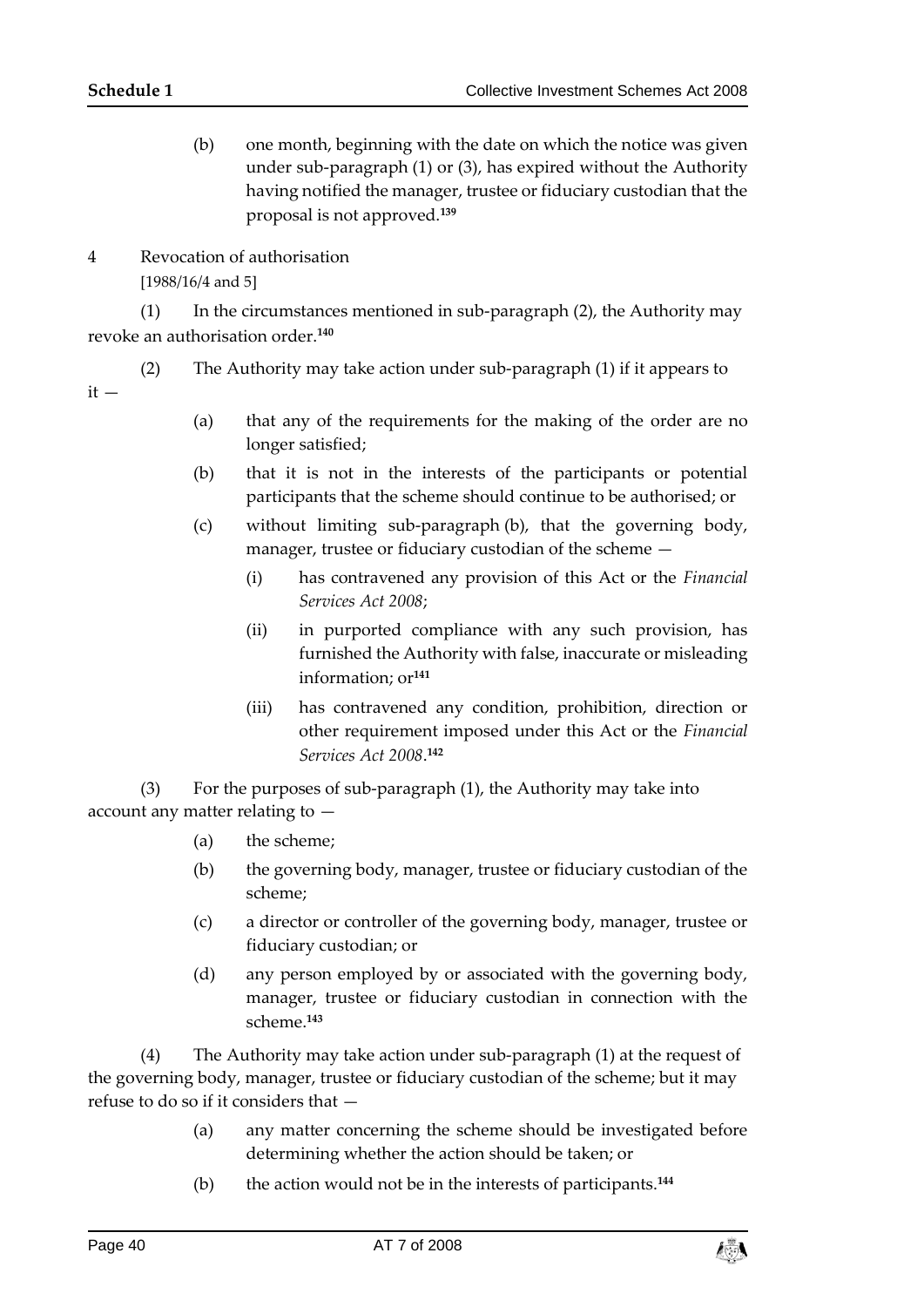(b) one month, beginning with the date on which the notice was given under sub-paragraph (1) or (3), has expired without the Authority having notified the manager, trustee or fiduciary custodian that the proposal is not approved.[139]

4 Revocation of authorisation

[1988/16/4 and 5]

(1) In the circumstances mentioned in sub-paragraph (2), the Authority may revoke an authorisation order.[140]

(2) The Authority may take action under sub-paragraph (1) if it appears to it —

(a) that any of the requirements for the making of the order are no longer satisfied;

(b) that it is not in the interests of the participants or potential participants that the scheme should continue to be authorised; or

(c) without limiting sub-paragraph (b), that the governing body, manager, trustee or fiduciary custodian of the scheme —

(i) has contravened any provision of this Act or the *Financial Services Act 2008*;

(ii) in purported compliance with any such provision, has furnished the Authority with false, inaccurate or misleading information; or[141]

(iii) has contravened any condition, prohibition, direction or other requirement imposed under this Act or the *Financial Services Act 2008*.[142]

(3) For the purposes of sub-paragraph (1), the Authority may take into account any matter relating to —

(a) the scheme;

(b) the governing body, manager, trustee or fiduciary custodian of the scheme;

(c) a director or controller of the governing body, manager, trustee or fiduciary custodian; or

(d) any person employed by or associated with the governing body, manager, trustee or fiduciary custodian in connection with the scheme.[143]

(4) The Authority may take action under sub-paragraph (1) at the request of the governing body, manager, trustee or fiduciary custodian of the scheme; but it may refuse to do so if it considers that —

(a) any matter concerning the scheme should be investigated before determining whether the action should be taken; or

(b) the action would not be in the interests of participants.[144]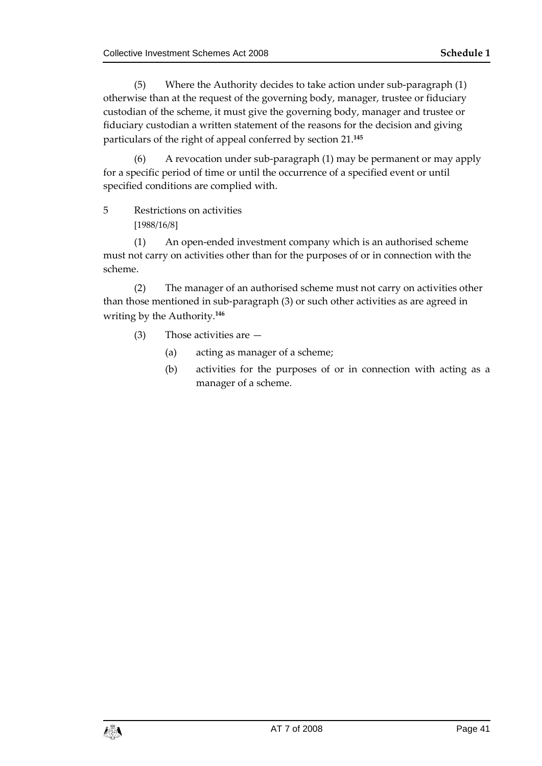(5) Where the Authority decides to take action under sub-paragraph (1) otherwise than at the request of the governing body, manager, trustee or fiduciary custodian of the scheme, it must give the governing body, manager and trustee or fiduciary custodian a written statement of the reasons for the decision and giving particulars of the right of appeal conferred by section 21.[145]

(6) A revocation under sub-paragraph (1) may be permanent or may apply for a specific period of time or until the occurrence of a specified event or until specified conditions are complied with.

### 5 Restrictions on activities

[1988/16/8]

(1) An open-ended investment company which is an authorised scheme must not carry on activities other than for the purposes of or in connection with the scheme.

(2) The manager of an authorised scheme must not carry on activities other than those mentioned in sub-paragraph (3) or such other activities as are agreed in writing by the Authority.[146]

(3) Those activities are —

- (a) acting as manager of a scheme;
- (b) activities for the purposes of or in connection with acting as a manager of a scheme.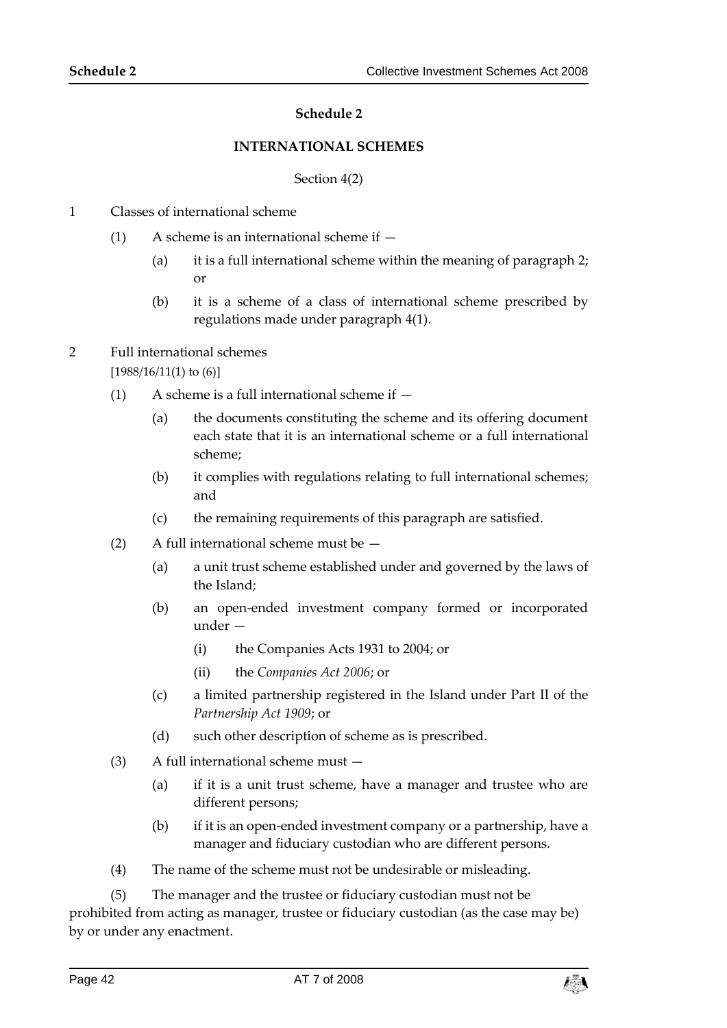## Schedule 2

### INTERNATIONAL SCHEMES

Section 4(2)

1 Classes of international scheme

(1) A scheme is an international scheme if —

(a) it is a full international scheme within the meaning of paragraph 2; or

(b) it is a scheme of a class of international scheme prescribed by regulations made under paragraph 4(1).

2 Full international schemes

[1988/16/11(1) to (6)]

(1) A scheme is a full international scheme if —

(a) the documents constituting the scheme and its offering document each state that it is an international scheme or a full international scheme;

(b) it complies with regulations relating to full international schemes; and

(c) the remaining requirements of this paragraph are satisfied.

(2) A full international scheme must be —

(a) a unit trust scheme established under and governed by the laws of the Island;

(b) an open-ended investment company formed or incorporated under —

(i) the Companies Acts 1931 to 2004; or

(ii) the *Companies Act 2006*; or

(c) a limited partnership registered in the Island under Part II of the *Partnership Act 1909*; or

(d) such other description of scheme as is prescribed.

(3) A full international scheme must —

(a) if it is a unit trust scheme, have a manager and trustee who are different persons;

(b) if it is an open-ended investment company or a partnership, have a manager and fiduciary custodian who are different persons.

(4) The name of the scheme must not be undesirable or misleading.

(5) The manager and the trustee or fiduciary custodian must not be prohibited from acting as manager, trustee or fiduciary custodian (as the case may be) by or under any enactment.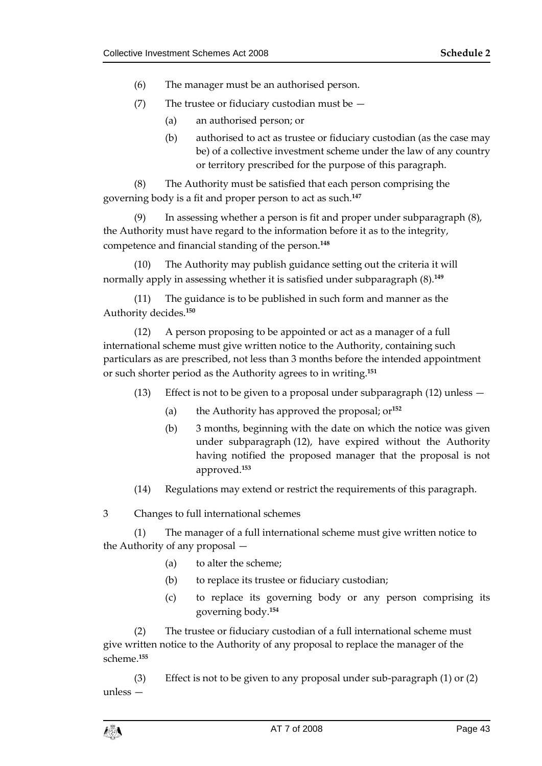(6) The manager must be an authorised person.

(7) The trustee or fiduciary custodian must be —

(a) an authorised person; or

(b) authorised to act as trustee or fiduciary custodian (as the case may be) of a collective investment scheme under the law of any country or territory prescribed for the purpose of this paragraph.

(8) The Authority must be satisfied that each person comprising the governing body is a fit and proper person to act as such.[147]

(9) In assessing whether a person is fit and proper under subparagraph (8), the Authority must have regard to the information before it as to the integrity, competence and financial standing of the person.[148]

(10) The Authority may publish guidance setting out the criteria it will normally apply in assessing whether it is satisfied under subparagraph (8).[149]

(11) The guidance is to be published in such form and manner as the Authority decides.[150]

(12) A person proposing to be appointed or act as a manager of a full international scheme must give written notice to the Authority, containing such particulars as are prescribed, not less than 3 months before the intended appointment or such shorter period as the Authority agrees to in writing.[151]

(13) Effect is not to be given to a proposal under subparagraph (12) unless —

(a) the Authority has approved the proposal; or[152]

(b) 3 months, beginning with the date on which the notice was given under subparagraph (12), have expired without the Authority having notified the proposed manager that the proposal is not approved.[153]

(14) Regulations may extend or restrict the requirements of this paragraph.

3 Changes to full international schemes

(1) The manager of a full international scheme must give written notice to the Authority of any proposal —

(a) to alter the scheme;

(b) to replace its trustee or fiduciary custodian;

(c) to replace its governing body or any person comprising its governing body.[154]

(2) The trustee or fiduciary custodian of a full international scheme must give written notice to the Authority of any proposal to replace the manager of the scheme.[155]

(3) Effect is not to be given to any proposal under sub-paragraph (1) or (2) unless —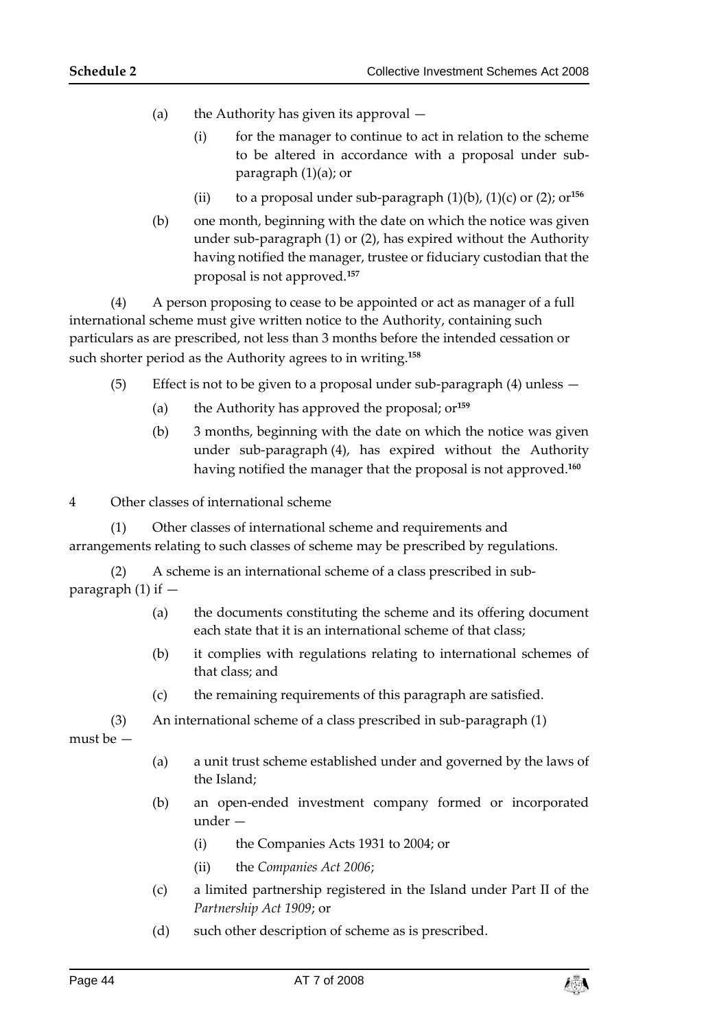(a) the Authority has given its approval —

(i) for the manager to continue to act in relation to the scheme to be altered in accordance with a proposal under sub-paragraph (1)(a); or

(ii) to a proposal under sub-paragraph (1)(b), (1)(c) or (2); or[156]

(b) one month, beginning with the date on which the notice was given under sub-paragraph (1) or (2), has expired without the Authority having notified the manager, trustee or fiduciary custodian that the proposal is not approved.[157]

(4) A person proposing to cease to be appointed or act as manager of a full international scheme must give written notice to the Authority, containing such particulars as are prescribed, not less than 3 months before the intended cessation or such shorter period as the Authority agrees to in writing.[158]

(5) Effect is not to be given to a proposal under sub-paragraph (4) unless —

(a) the Authority has approved the proposal; or[159]

(b) 3 months, beginning with the date on which the notice was given under sub-paragraph (4), has expired without the Authority having notified the manager that the proposal is not approved.[160]

4 Other classes of international scheme

(1) Other classes of international scheme and requirements and arrangements relating to such classes of scheme may be prescribed by regulations.

(2) A scheme is an international scheme of a class prescribed in sub-paragraph (1) if —

(a) the documents constituting the scheme and its offering document each state that it is an international scheme of that class;

(b) it complies with regulations relating to international schemes of that class; and

(c) the remaining requirements of this paragraph are satisfied.

(3) An international scheme of a class prescribed in sub-paragraph (1) must be —

(a) a unit trust scheme established under and governed by the laws of the Island;

(b) an open-ended investment company formed or incorporated under —

(i) the Companies Acts 1931 to 2004; or

(ii) the *Companies Act 2006*;

(c) a limited partnership registered in the Island under Part II of the *Partnership Act 1909*; or

(d) such other description of scheme as is prescribed.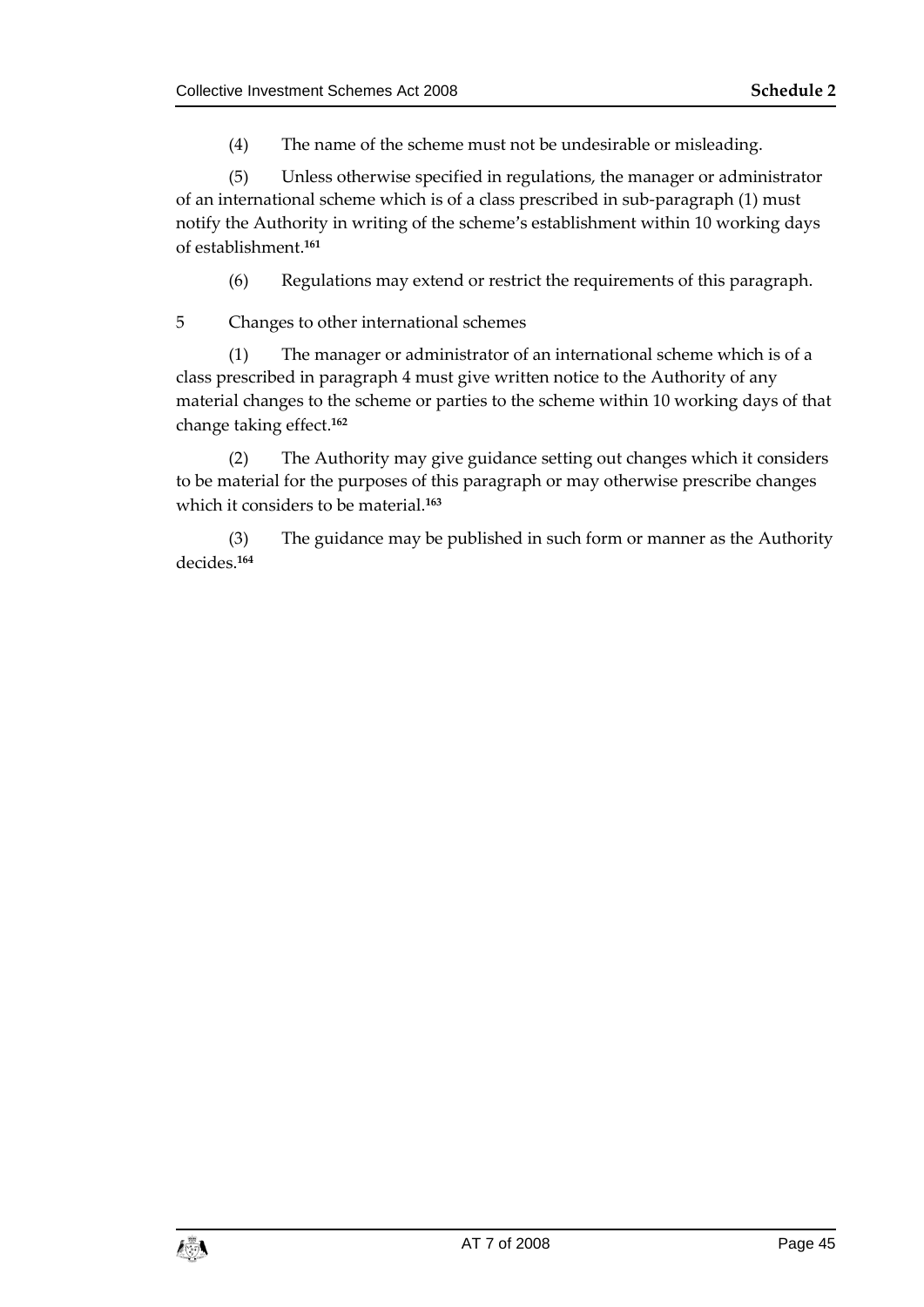(4) The name of the scheme must not be undesirable or misleading.

(5) Unless otherwise specified in regulations, the manager or administrator of an international scheme which is of a class prescribed in sub-paragraph (1) must notify the Authority in writing of the scheme's establishment within 10 working days of establishment.[161]

(6) Regulations may extend or restrict the requirements of this paragraph.

5 Changes to other international schemes

(1) The manager or administrator of an international scheme which is of a class prescribed in paragraph 4 must give written notice to the Authority of any material changes to the scheme or parties to the scheme within 10 working days of that change taking effect.[162]

(2) The Authority may give guidance setting out changes which it considers to be material for the purposes of this paragraph or may otherwise prescribe changes which it considers to be material.[163]

(3) The guidance may be published in such form or manner as the Authority decides.[164]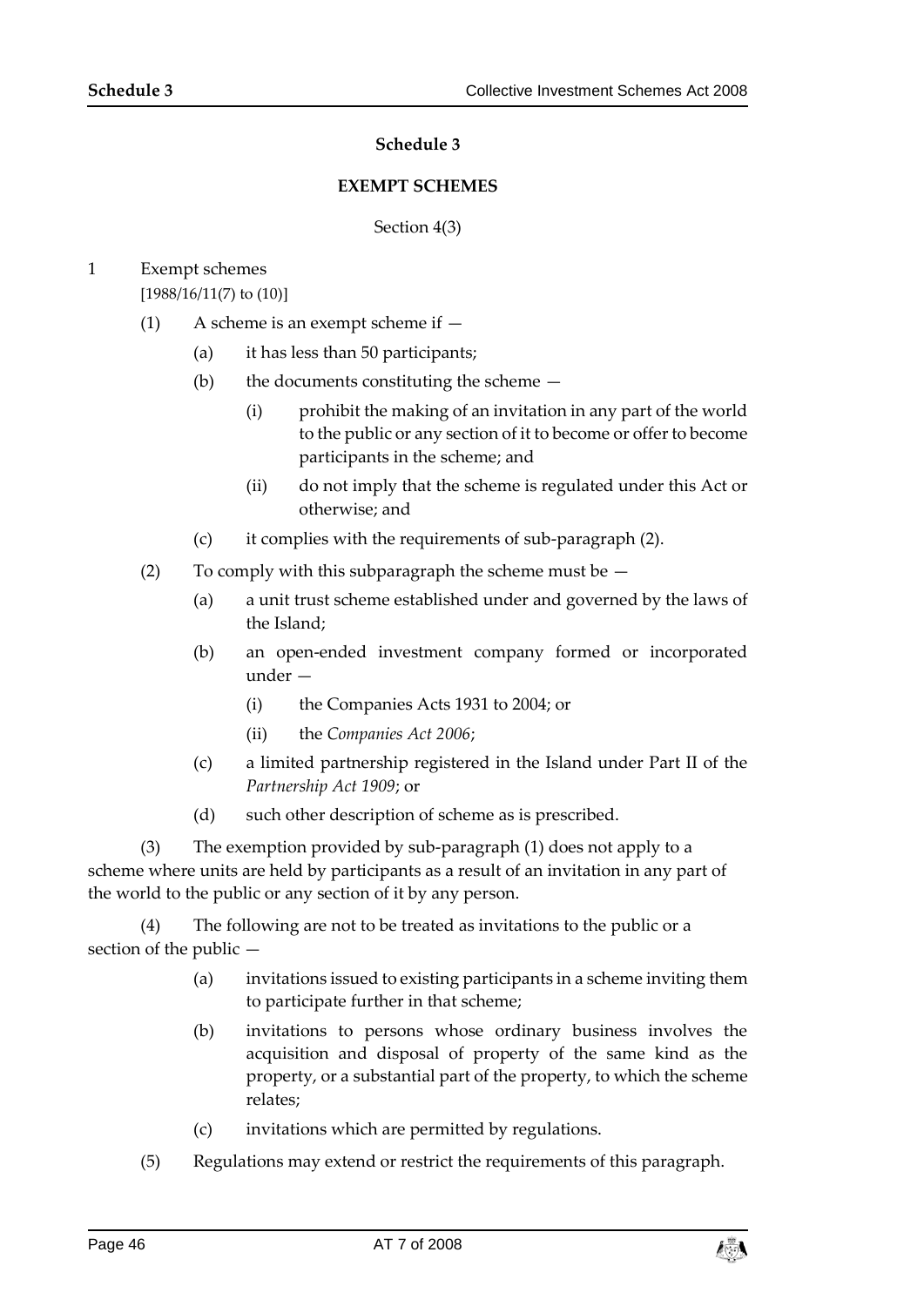## Schedule 3

### EXEMPT SCHEMES

Section 4(3)

1 Exempt schemes

[1988/16/11(7) to (10)]

(1) A scheme is an exempt scheme if —

(a) it has less than 50 participants;

(b) the documents constituting the scheme —

(i) prohibit the making of an invitation in any part of the world to the public or any section of it to become or offer to become participants in the scheme; and

(ii) do not imply that the scheme is regulated under this Act or otherwise; and

(c) it complies with the requirements of sub-paragraph (2).

(2) To comply with this subparagraph the scheme must be —

(a) a unit trust scheme established under and governed by the laws of the Island;

(b) an open-ended investment company formed or incorporated under —

(i) the Companies Acts 1931 to 2004; or

(ii) the *Companies Act 2006*;

(c) a limited partnership registered in the Island under Part II of the *Partnership Act 1909*; or

(d) such other description of scheme as is prescribed.

(3) The exemption provided by sub-paragraph (1) does not apply to a scheme where units are held by participants as a result of an invitation in any part of the world to the public or any section of it by any person.

(4) The following are not to be treated as invitations to the public or a section of the public —

(a) invitations issued to existing participants in a scheme inviting them to participate further in that scheme;

(b) invitations to persons whose ordinary business involves the acquisition and disposal of property of the same kind as the property, or a substantial part of the property, to which the scheme relates;

(c) invitations which are permitted by regulations.

(5) Regulations may extend or restrict the requirements of this paragraph.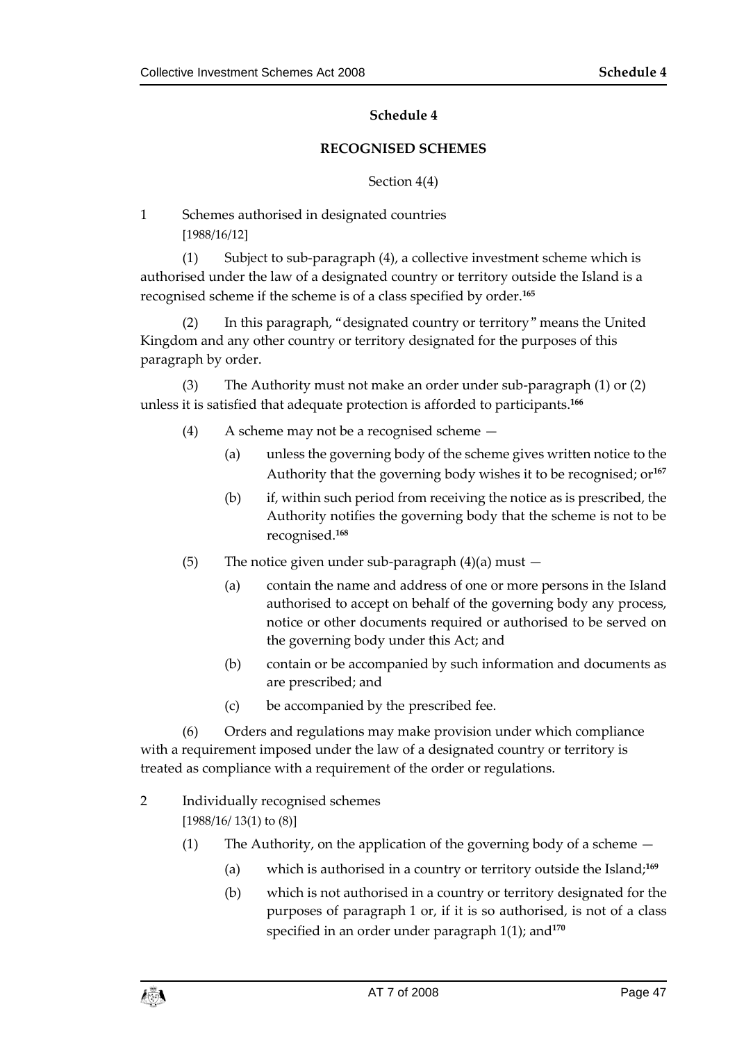# Schedule 4

## RECOGNISED SCHEMES

Section 4(4)

1 Schemes authorised in designated countries

[1988/16/12]

(1) Subject to sub-paragraph (4), a collective investment scheme which is authorised under the law of a designated country or territory outside the Island is a recognised scheme if the scheme is of a class specified by order.[165]

(2) In this paragraph, "designated country or territory" means the United Kingdom and any other country or territory designated for the purposes of this paragraph by order.

(3) The Authority must not make an order under sub-paragraph (1) or (2) unless it is satisfied that adequate protection is afforded to participants.[166]

(4) A scheme may not be a recognised scheme —

(a) unless the governing body of the scheme gives written notice to the Authority that the governing body wishes it to be recognised; or[167]

(b) if, within such period from receiving the notice as is prescribed, the Authority notifies the governing body that the scheme is not to be recognised.[168]

(5) The notice given under sub-paragraph (4)(a) must —

(a) contain the name and address of one or more persons in the Island authorised to accept on behalf of the governing body any process, notice or other documents required or authorised to be served on the governing body under this Act; and

(b) contain or be accompanied by such information and documents as are prescribed; and

(c) be accompanied by the prescribed fee.

(6) Orders and regulations may make provision under which compliance with a requirement imposed under the law of a designated country or territory is treated as compliance with a requirement of the order or regulations.

2 Individually recognised schemes

[1988/16/ 13(1) to (8)]

(1) The Authority, on the application of the governing body of a scheme —

(a) which is authorised in a country or territory outside the Island;[169]

(b) which is not authorised in a country or territory designated for the purposes of paragraph 1 or, if it is so authorised, is not of a class specified in an order under paragraph 1(1); and[170]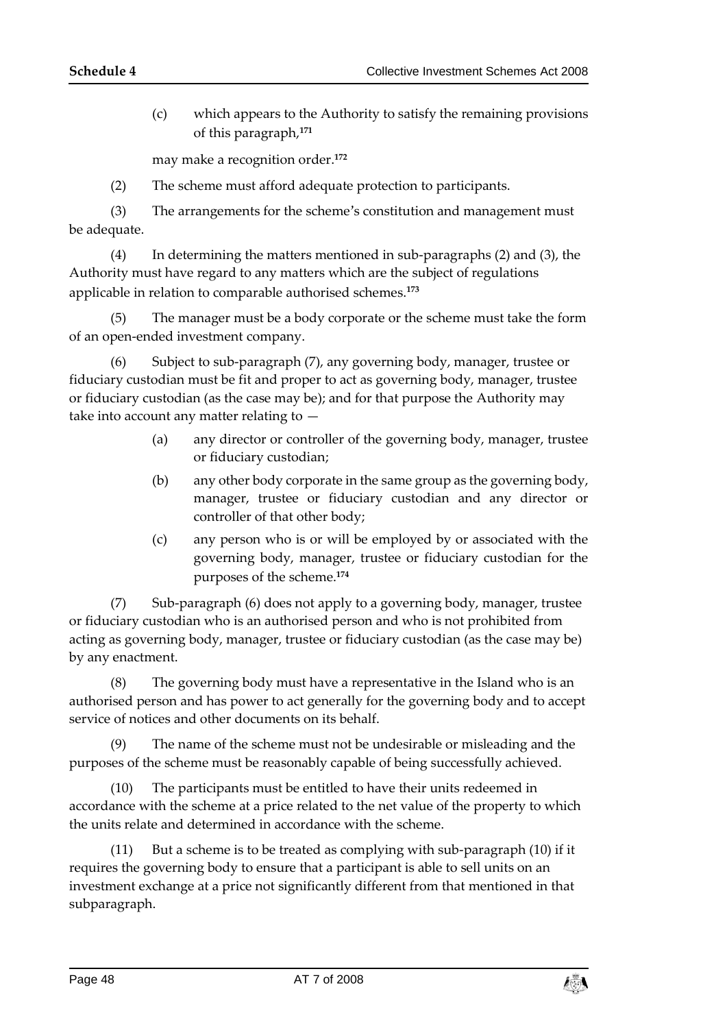(c) which appears to the Authority to satisfy the remaining provisions of this paragraph,[171]

may make a recognition order.[172]

(2) The scheme must afford adequate protection to participants.

(3) The arrangements for the scheme's constitution and management must be adequate.

(4) In determining the matters mentioned in sub-paragraphs (2) and (3), the Authority must have regard to any matters which are the subject of regulations applicable in relation to comparable authorised schemes.[173]

(5) The manager must be a body corporate or the scheme must take the form of an open-ended investment company.

(6) Subject to sub-paragraph (7), any governing body, manager, trustee or fiduciary custodian must be fit and proper to act as governing body, manager, trustee or fiduciary custodian (as the case may be); and for that purpose the Authority may take into account any matter relating to —

(a) any director or controller of the governing body, manager, trustee or fiduciary custodian;

(b) any other body corporate in the same group as the governing body, manager, trustee or fiduciary custodian and any director or controller of that other body;

(c) any person who is or will be employed by or associated with the governing body, manager, trustee or fiduciary custodian for the purposes of the scheme.[174]

(7) Sub-paragraph (6) does not apply to a governing body, manager, trustee or fiduciary custodian who is an authorised person and who is not prohibited from acting as governing body, manager, trustee or fiduciary custodian (as the case may be) by any enactment.

(8) The governing body must have a representative in the Island who is an authorised person and has power to act generally for the governing body and to accept service of notices and other documents on its behalf.

(9) The name of the scheme must not be undesirable or misleading and the purposes of the scheme must be reasonably capable of being successfully achieved.

(10) The participants must be entitled to have their units redeemed in accordance with the scheme at a price related to the net value of the property to which the units relate and determined in accordance with the scheme.

(11) But a scheme is to be treated as complying with sub-paragraph (10) if it requires the governing body to ensure that a participant is able to sell units on an investment exchange at a price not significantly different from that mentioned in that subparagraph.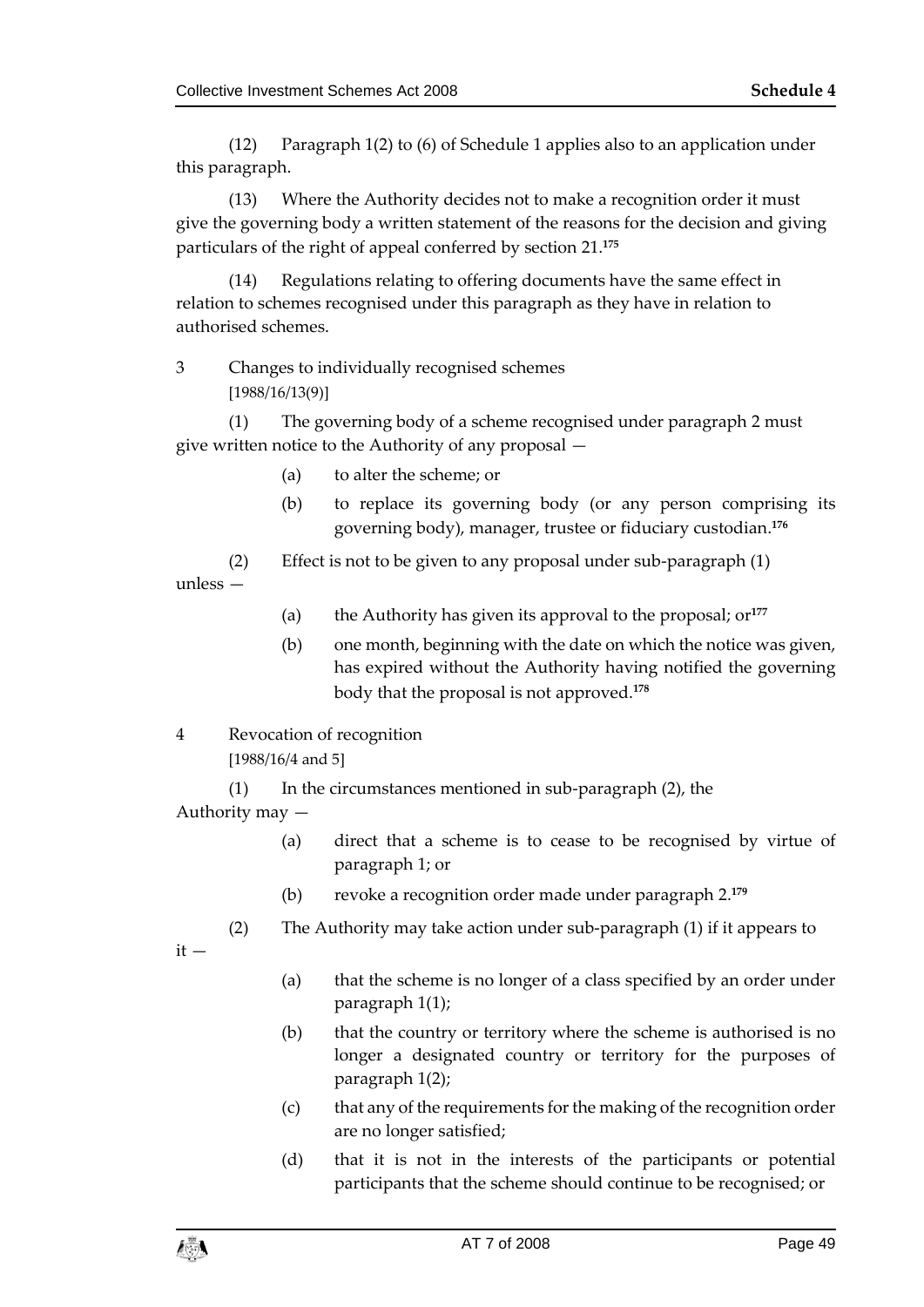(12) Paragraph 1(2) to (6) of Schedule 1 applies also to an application under this paragraph.

(13) Where the Authority decides not to make a recognition order it must give the governing body a written statement of the reasons for the decision and giving particulars of the right of appeal conferred by section 21.[175]

(14) Regulations relating to offering documents have the same effect in relation to schemes recognised under this paragraph as they have in relation to authorised schemes.

3 Changes to individually recognised schemes

[1988/16/13(9)]

(1) The governing body of a scheme recognised under paragraph 2 must give written notice to the Authority of any proposal —

(a) to alter the scheme; or

(b) to replace its governing body (or any person comprising its governing body), manager, trustee or fiduciary custodian.[176]

(2) Effect is not to be given to any proposal under sub-paragraph (1) unless —

(a) the Authority has given its approval to the proposal; or[177]

(b) one month, beginning with the date on which the notice was given, has expired without the Authority having notified the governing body that the proposal is not approved.[178]

4 Revocation of recognition

[1988/16/4 and 5]

(1) In the circumstances mentioned in sub-paragraph (2), the Authority may —

(a) direct that a scheme is to cease to be recognised by virtue of paragraph 1; or

(b) revoke a recognition order made under paragraph 2.[179]

(2) The Authority may take action under sub-paragraph (1) if it appears to it —

(a) that the scheme is no longer of a class specified by an order under paragraph 1(1);

(b) that the country or territory where the scheme is authorised is no longer a designated country or territory for the purposes of paragraph 1(2);

(c) that any of the requirements for the making of the recognition order are no longer satisfied;

(d) that it is not in the interests of the participants or potential participants that the scheme should continue to be recognised; or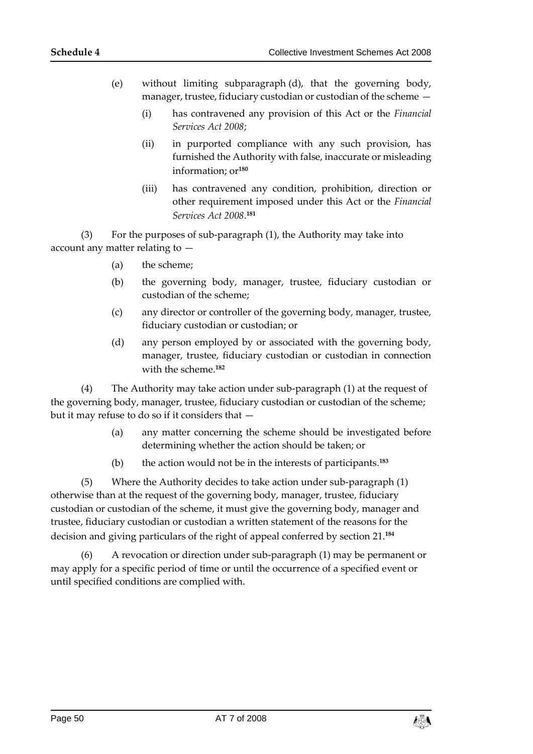(e) without limiting subparagraph (d), that the governing body, manager, trustee, fiduciary custodian or custodian of the scheme —

(i) has contravened any provision of this Act or the *Financial Services Act 2008*;

(ii) in purported compliance with any such provision, has furnished the Authority with false, inaccurate or misleading information; or[180]

(iii) has contravened any condition, prohibition, direction or other requirement imposed under this Act or the *Financial Services Act 2008*.[181]

(3) For the purposes of sub-paragraph (1), the Authority may take into account any matter relating to —

(a) the scheme;

(b) the governing body, manager, trustee, fiduciary custodian or custodian of the scheme;

(c) any director or controller of the governing body, manager, trustee, fiduciary custodian or custodian; or

(d) any person employed by or associated with the governing body, manager, trustee, fiduciary custodian or custodian in connection with the scheme.[182]

(4) The Authority may take action under sub-paragraph (1) at the request of the governing body, manager, trustee, fiduciary custodian or custodian of the scheme; but it may refuse to do so if it considers that —

(a) any matter concerning the scheme should be investigated before determining whether the action should be taken; or

(b) the action would not be in the interests of participants.[183]

(5) Where the Authority decides to take action under sub-paragraph (1) otherwise than at the request of the governing body, manager, trustee, fiduciary custodian or custodian of the scheme, it must give the governing body, manager and trustee, fiduciary custodian or custodian a written statement of the reasons for the decision and giving particulars of the right of appeal conferred by section 21.[184]

(6) A revocation or direction under sub-paragraph (1) may be permanent or may apply for a specific period of time or until the occurrence of a specified event or until specified conditions are complied with.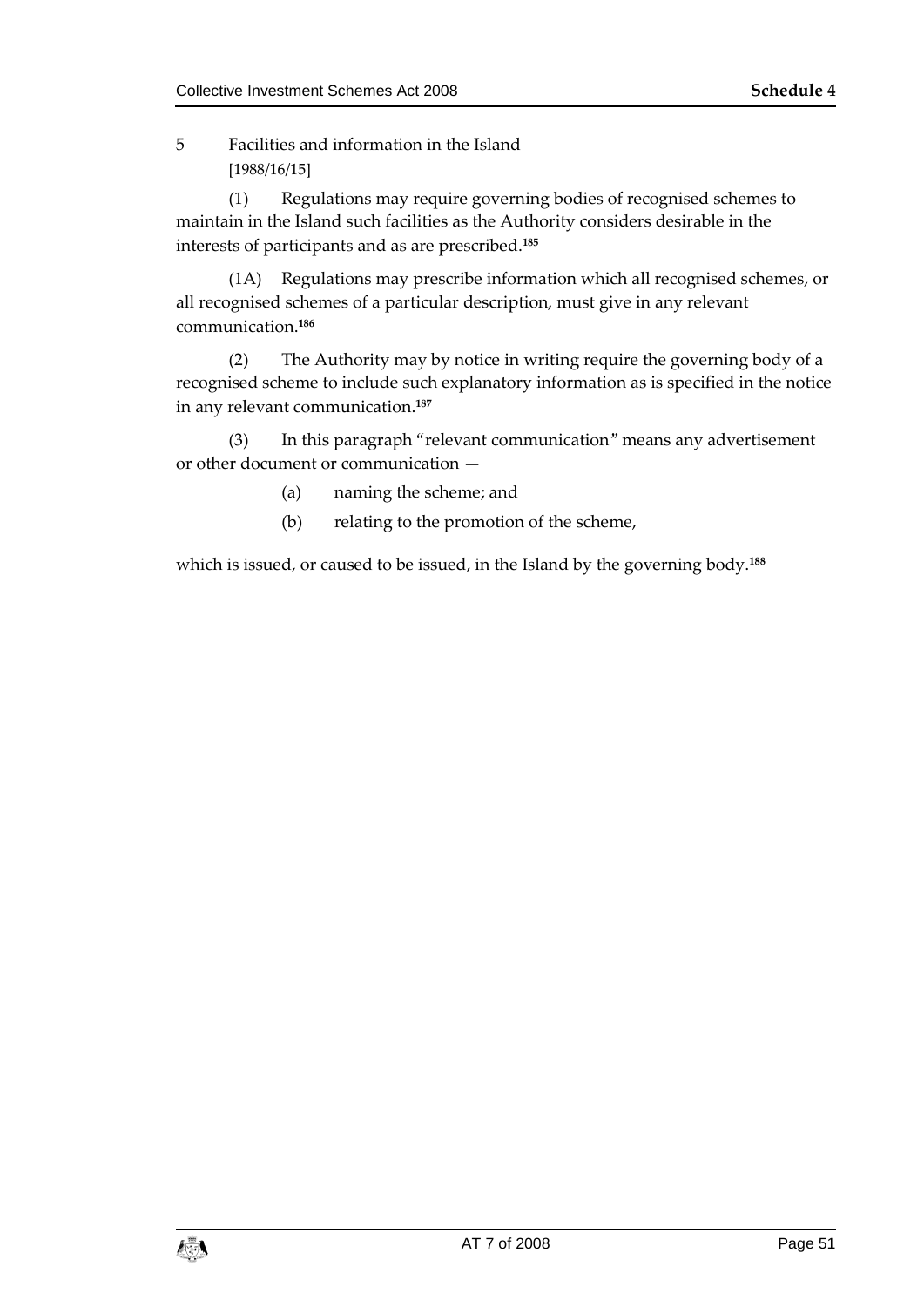### 5 Facilities and information in the Island

[1988/16/15]

(1) Regulations may require governing bodies of recognised schemes to maintain in the Island such facilities as the Authority considers desirable in the interests of participants and as are prescribed.[185]

(1A) Regulations may prescribe information which all recognised schemes, or all recognised schemes of a particular description, must give in any relevant communication.[186]

(2) The Authority may by notice in writing require the governing body of a recognised scheme to include such explanatory information as is specified in the notice in any relevant communication.[187]

(3) In this paragraph "relevant communication" means any advertisement or other document or communication —

(a) naming the scheme; and

(b) relating to the promotion of the scheme,

which is issued, or caused to be issued, in the Island by the governing body.[188]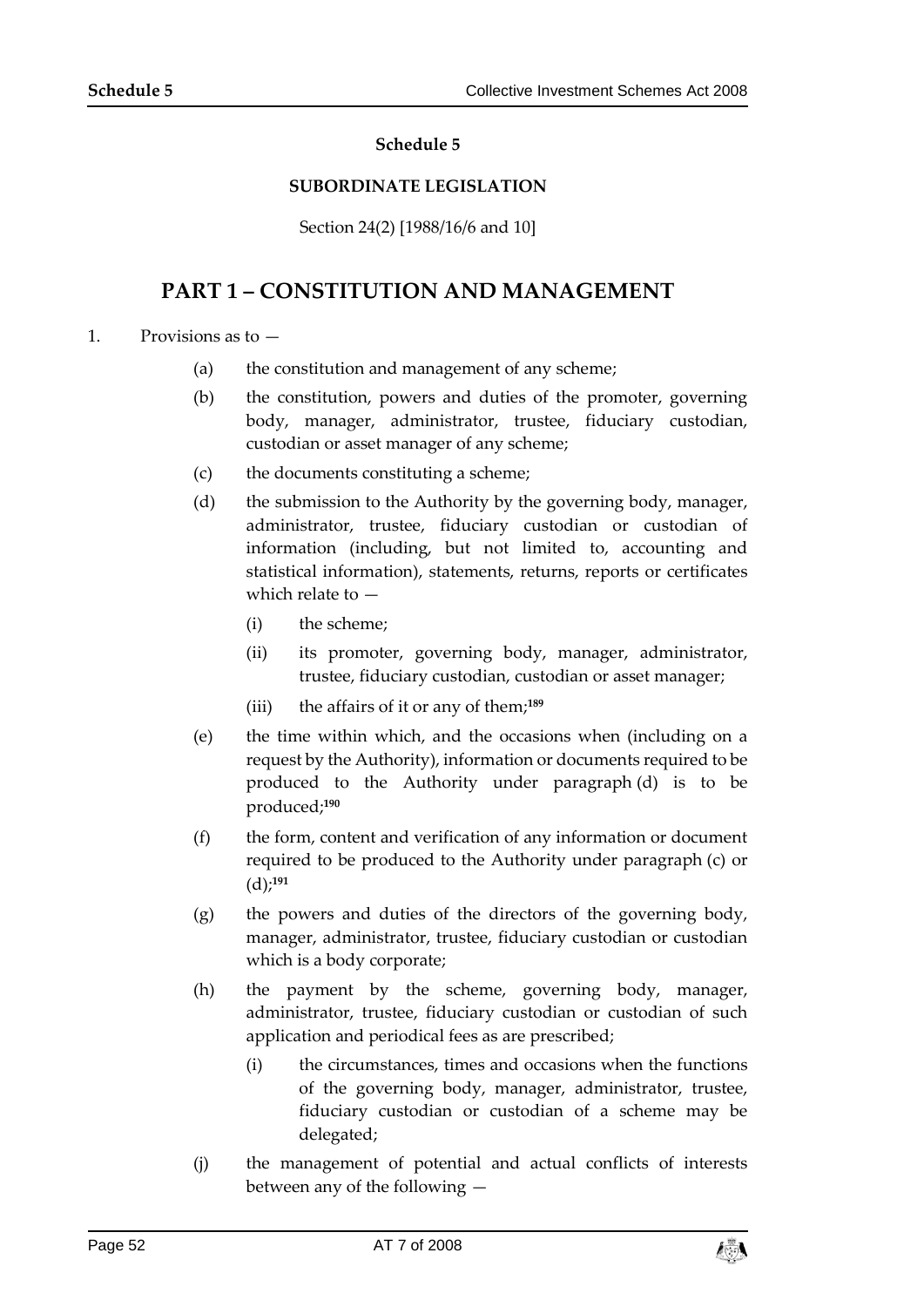**Schedule 5**

**SUBORDINATE LEGISLATION**

Section 24(2) [1988/16/6 and 10]

# PART 1 – CONSTITUTION AND MANAGEMENT

1. Provisions as to —

   (a) the constitution and management of any scheme;

   (b) the constitution, powers and duties of the promoter, governing body, manager, administrator, trustee, fiduciary custodian, custodian or asset manager of any scheme;

   (c) the documents constituting a scheme;

   (d) the submission to the Authority by the governing body, manager, administrator, trustee, fiduciary custodian or custodian of information (including, but not limited to, accounting and statistical information), statements, returns, reports or certificates which relate to —

      (i) the scheme;

      (ii) its promoter, governing body, manager, administrator, trustee, fiduciary custodian, custodian or asset manager;

      (iii) the affairs of it or any of them;[189]

   (e) the time within which, and the occasions when (including on a request by the Authority), information or documents required to be produced to the Authority under paragraph (d) is to be produced;[190]

   (f) the form, content and verification of any information or document required to be produced to the Authority under paragraph (c) or (d);[191]

   (g) the powers and duties of the directors of the governing body, manager, administrator, trustee, fiduciary custodian or custodian which is a body corporate;

   (h) the payment by the scheme, governing body, manager, administrator, trustee, fiduciary custodian or custodian of such application and periodical fees as are prescribed;

      (i) the circumstances, times and occasions when the functions of the governing body, manager, administrator, trustee, fiduciary custodian or custodian of a scheme may be delegated;

   (j) the management of potential and actual conflicts of interests between any of the following —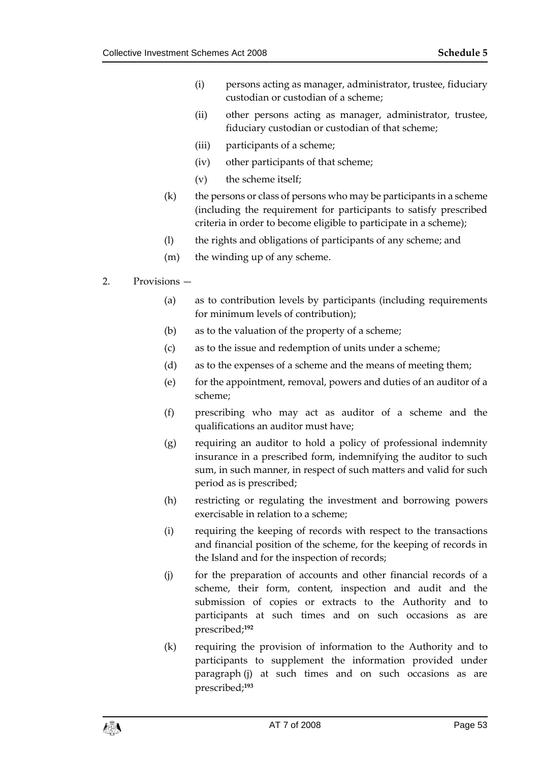(i) persons acting as manager, administrator, trustee, fiduciary custodian or custodian of a scheme;

(ii) other persons acting as manager, administrator, trustee, fiduciary custodian or custodian of that scheme;

(iii) participants of a scheme;

(iv) other participants of that scheme;

(v) the scheme itself;

(k) the persons or class of persons who may be participants in a scheme (including the requirement for participants to satisfy prescribed criteria in order to become eligible to participate in a scheme);

(l) the rights and obligations of participants of any scheme; and

(m) the winding up of any scheme.

2. Provisions —

(a) as to contribution levels by participants (including requirements for minimum levels of contribution);

(b) as to the valuation of the property of a scheme;

(c) as to the issue and redemption of units under a scheme;

(d) as to the expenses of a scheme and the means of meeting them;

(e) for the appointment, removal, powers and duties of an auditor of a scheme;

(f) prescribing who may act as auditor of a scheme and the qualifications an auditor must have;

(g) requiring an auditor to hold a policy of professional indemnity insurance in a prescribed form, indemnifying the auditor to such sum, in such manner, in respect of such matters and valid for such period as is prescribed;

(h) restricting or regulating the investment and borrowing powers exercisable in relation to a scheme;

(i) requiring the keeping of records with respect to the transactions and financial position of the scheme, for the keeping of records in the Island and for the inspection of records;

(j) for the preparation of accounts and other financial records of a scheme, their form, content, inspection and audit and the submission of copies or extracts to the Authority and to participants at such times and on such occasions as are prescribed;[192]

(k) requiring the provision of information to the Authority and to participants to supplement the information provided under paragraph (j) at such times and on such occasions as are prescribed;[193]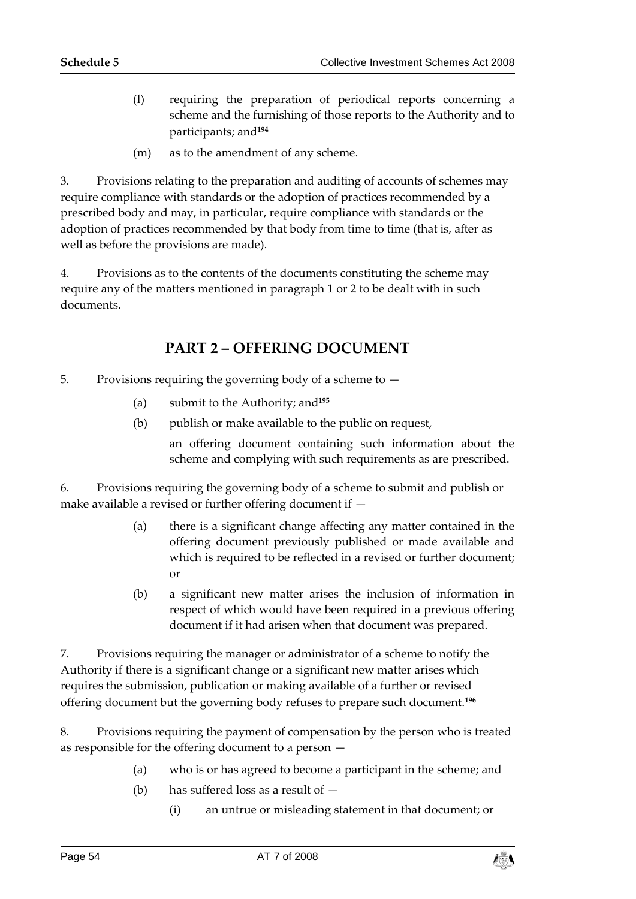(l) requiring the preparation of periodical reports concerning a scheme and the furnishing of those reports to the Authority and to participants; and[194]

(m) as to the amendment of any scheme.

3. Provisions relating to the preparation and auditing of accounts of schemes may require compliance with standards or the adoption of practices recommended by a prescribed body and may, in particular, require compliance with standards or the adoption of practices recommended by that body from time to time (that is, after as well as before the provisions are made).

4. Provisions as to the contents of the documents constituting the scheme may require any of the matters mentioned in paragraph 1 or 2 to be dealt with in such documents.

## PART 2 – OFFERING DOCUMENT

5. Provisions requiring the governing body of a scheme to —

(a) submit to the Authority; and[195]

(b) publish or make available to the public on request,

an offering document containing such information about the scheme and complying with such requirements as are prescribed.

6. Provisions requiring the governing body of a scheme to submit and publish or make available a revised or further offering document if —

(a) there is a significant change affecting any matter contained in the offering document previously published or made available and which is required to be reflected in a revised or further document; or

(b) a significant new matter arises the inclusion of information in respect of which would have been required in a previous offering document if it had arisen when that document was prepared.

7. Provisions requiring the manager or administrator of a scheme to notify the Authority if there is a significant change or a significant new matter arises which requires the submission, publication or making available of a further or revised offering document but the governing body refuses to prepare such document.[196]

8. Provisions requiring the payment of compensation by the person who is treated as responsible for the offering document to a person —

(a) who is or has agreed to become a participant in the scheme; and

(b) has suffered loss as a result of —

(i) an untrue or misleading statement in that document; or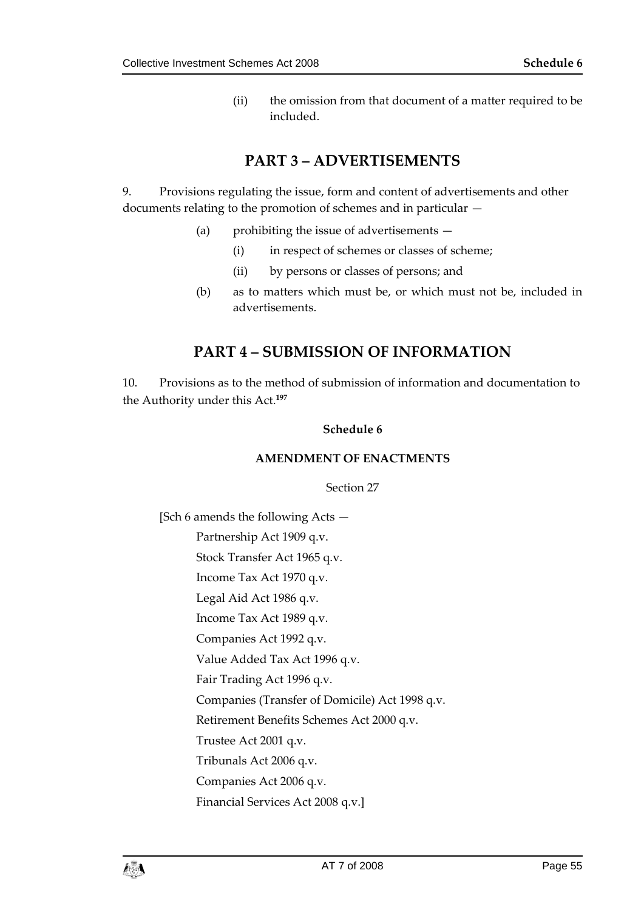(ii) the omission from that document of a matter required to be included.

## PART 3 – ADVERTISEMENTS

9. Provisions regulating the issue, form and content of advertisements and other documents relating to the promotion of schemes and in particular —

(a) prohibiting the issue of advertisements —

(i) in respect of schemes or classes of scheme;

(ii) by persons or classes of persons; and

(b) as to matters which must be, or which must not be, included in advertisements.

## PART 4 – SUBMISSION OF INFORMATION

10. Provisions as to the method of submission of information and documentation to the Authority under this Act.[197]

**Schedule 6**

**AMENDMENT OF ENACTMENTS**

Section 27

[Sch 6 amends the following Acts —

Partnership Act 1909 q.v.

Stock Transfer Act 1965 q.v.

Income Tax Act 1970 q.v.

Legal Aid Act 1986 q.v.

Income Tax Act 1989 q.v.

Companies Act 1992 q.v.

Value Added Tax Act 1996 q.v.

Fair Trading Act 1996 q.v.

Companies (Transfer of Domicile) Act 1998 q.v.

Retirement Benefits Schemes Act 2000 q.v.

Trustee Act 2001 q.v.

Tribunals Act 2006 q.v.

Companies Act 2006 q.v.

Financial Services Act 2008 q.v.]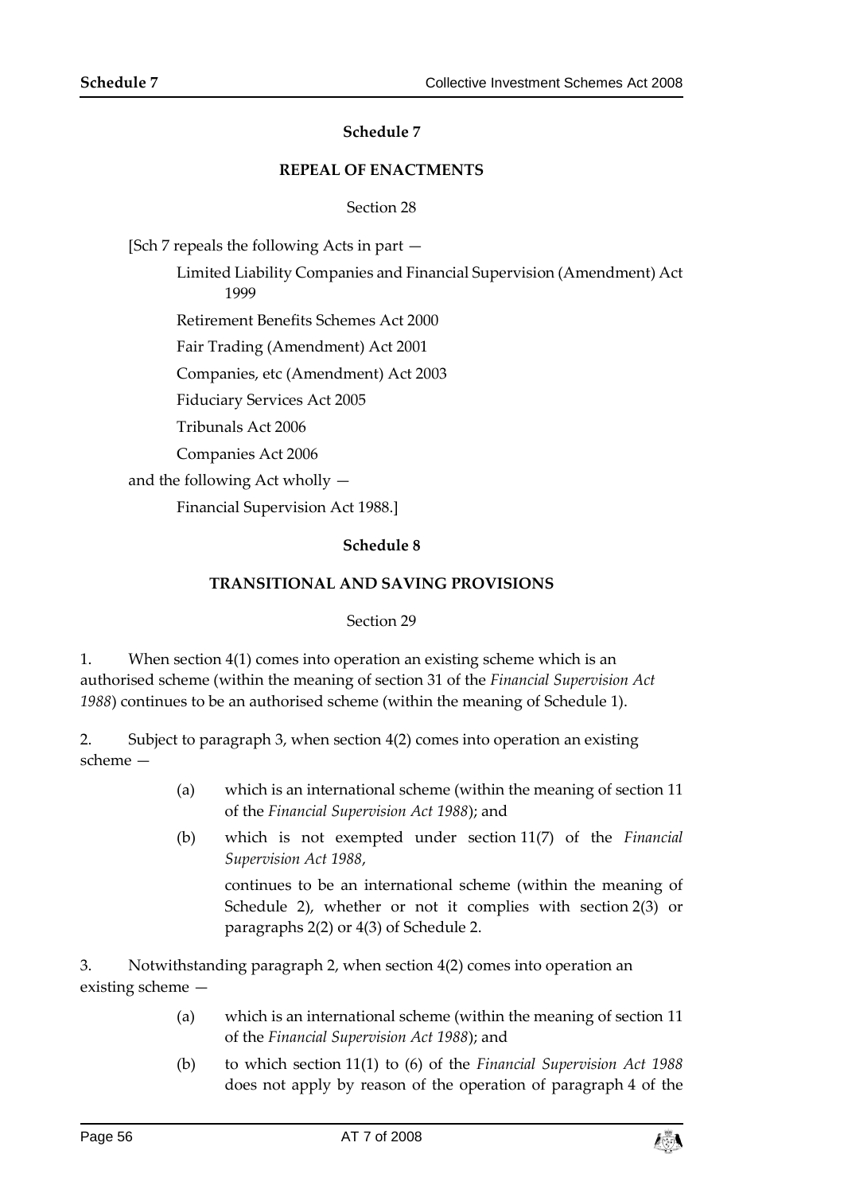## Schedule 7

### REPEAL OF ENACTMENTS

Section 28

[Sch 7 repeals the following Acts in part —

Limited Liability Companies and Financial Supervision (Amendment) Act 1999

Retirement Benefits Schemes Act 2000

Fair Trading (Amendment) Act 2001

Companies, etc (Amendment) Act 2003

Fiduciary Services Act 2005

Tribunals Act 2006

Companies Act 2006

and the following Act wholly —

Financial Supervision Act 1988.]

## Schedule 8

### TRANSITIONAL AND SAVING PROVISIONS

Section 29

1. When section 4(1) comes into operation an existing scheme which is an authorised scheme (within the meaning of section 31 of the *Financial Supervision Act 1988*) continues to be an authorised scheme (within the meaning of Schedule 1).

2. Subject to paragraph 3, when section 4(2) comes into operation an existing scheme —

   (a) which is an international scheme (within the meaning of section 11 of the *Financial Supervision Act 1988*); and

   (b) which is not exempted under section 11(7) of the *Financial Supervision Act 1988*,

   continues to be an international scheme (within the meaning of Schedule 2), whether or not it complies with section 2(3) or paragraphs 2(2) or 4(3) of Schedule 2.

3. Notwithstanding paragraph 2, when section 4(2) comes into operation an existing scheme —

   (a) which is an international scheme (within the meaning of section 11 of the *Financial Supervision Act 1988*); and

   (b) to which section 11(1) to (6) of the *Financial Supervision Act 1988* does not apply by reason of the operation of paragraph 4 of the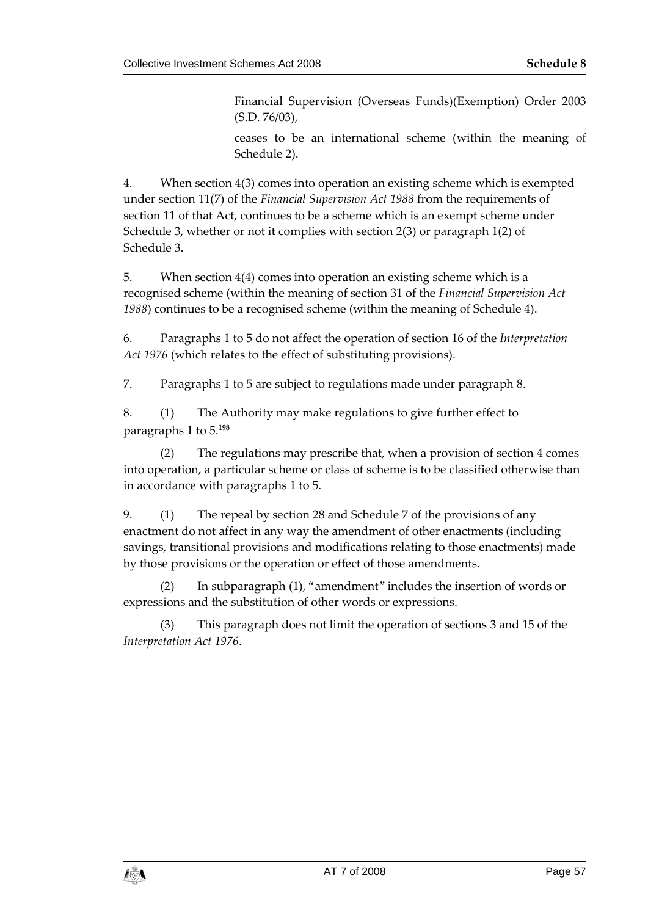Financial Supervision (Overseas Funds)(Exemption) Order 2003 (S.D. 76/03),

ceases to be an international scheme (within the meaning of Schedule 2).

4. When section 4(3) comes into operation an existing scheme which is exempted under section 11(7) of the *Financial Supervision Act 1988* from the requirements of section 11 of that Act, continues to be a scheme which is an exempt scheme under Schedule 3, whether or not it complies with section 2(3) or paragraph 1(2) of Schedule 3.

5. When section 4(4) comes into operation an existing scheme which is a recognised scheme (within the meaning of section 31 of the *Financial Supervision Act 1988*) continues to be a recognised scheme (within the meaning of Schedule 4).

6. Paragraphs 1 to 5 do not affect the operation of section 16 of the *Interpretation Act 1976* (which relates to the effect of substituting provisions).

7. Paragraphs 1 to 5 are subject to regulations made under paragraph 8.

8. (1) The Authority may make regulations to give further effect to paragraphs 1 to 5.[198]

(2) The regulations may prescribe that, when a provision of section 4 comes into operation, a particular scheme or class of scheme is to be classified otherwise than in accordance with paragraphs 1 to 5.

9. (1) The repeal by section 28 and Schedule 7 of the provisions of any enactment do not affect in any way the amendment of other enactments (including savings, transitional provisions and modifications relating to those enactments) made by those provisions or the operation or effect of those amendments.

(2) In subparagraph (1), "amendment" includes the insertion of words or expressions and the substitution of other words or expressions.

(3) This paragraph does not limit the operation of sections 3 and 15 of the *Interpretation Act 1976*.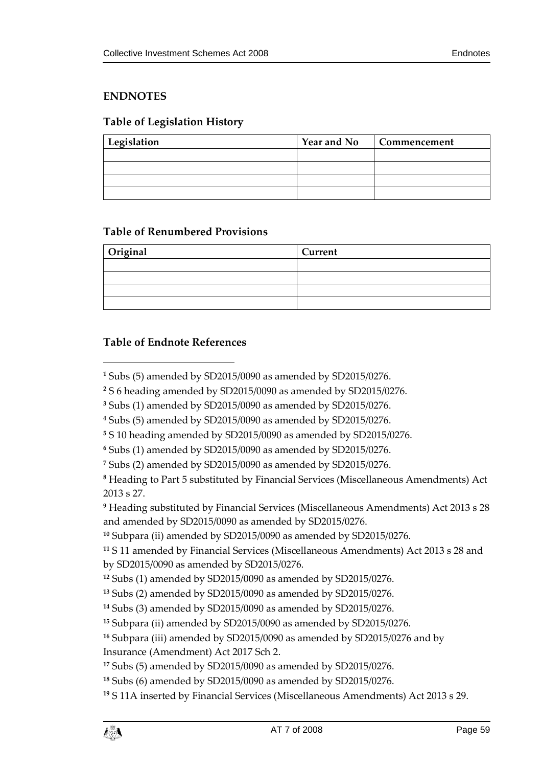## ENDNOTES

### Table of Legislation History

| Legislation | Year and No | Commencement |
|---|---|---|
| | | |
| | | |
| | | |
| | | |

### Table of Renumbered Provisions

| Original | Current |
|---|---|
| | |
| | |
| | |
| | |

### Table of Endnote References

[1] Subs (5) amended by SD2015/0090 as amended by SD2015/0276.

[2] S 6 heading amended by SD2015/0090 as amended by SD2015/0276.

[3] Subs (1) amended by SD2015/0090 as amended by SD2015/0276.

[4] Subs (5) amended by SD2015/0090 as amended by SD2015/0276.

[5] S 10 heading amended by SD2015/0090 as amended by SD2015/0276.

[6] Subs (1) amended by SD2015/0090 as amended by SD2015/0276.

[7] Subs (2) amended by SD2015/0090 as amended by SD2015/0276.

[8] Heading to Part 5 substituted by Financial Services (Miscellaneous Amendments) Act 2013 s 27.

[9] Heading substituted by Financial Services (Miscellaneous Amendments) Act 2013 s 28 and amended by SD2015/0090 as amended by SD2015/0276.

[10] Subpara (ii) amended by SD2015/0090 as amended by SD2015/0276.

[11] S 11 amended by Financial Services (Miscellaneous Amendments) Act 2013 s 28 and by SD2015/0090 as amended by SD2015/0276.

[12] Subs (1) amended by SD2015/0090 as amended by SD2015/0276.

[13] Subs (2) amended by SD2015/0090 as amended by SD2015/0276.

[14] Subs (3) amended by SD2015/0090 as amended by SD2015/0276.

[15] Subpara (ii) amended by SD2015/0090 as amended by SD2015/0276.

[16] Subpara (iii) amended by SD2015/0090 as amended by SD2015/0276 and by Insurance (Amendment) Act 2017 Sch 2.

[17] Subs (5) amended by SD2015/0090 as amended by SD2015/0276.

[18] Subs (6) amended by SD2015/0090 as amended by SD2015/0276.

[19] S 11A inserted by Financial Services (Miscellaneous Amendments) Act 2013 s 29.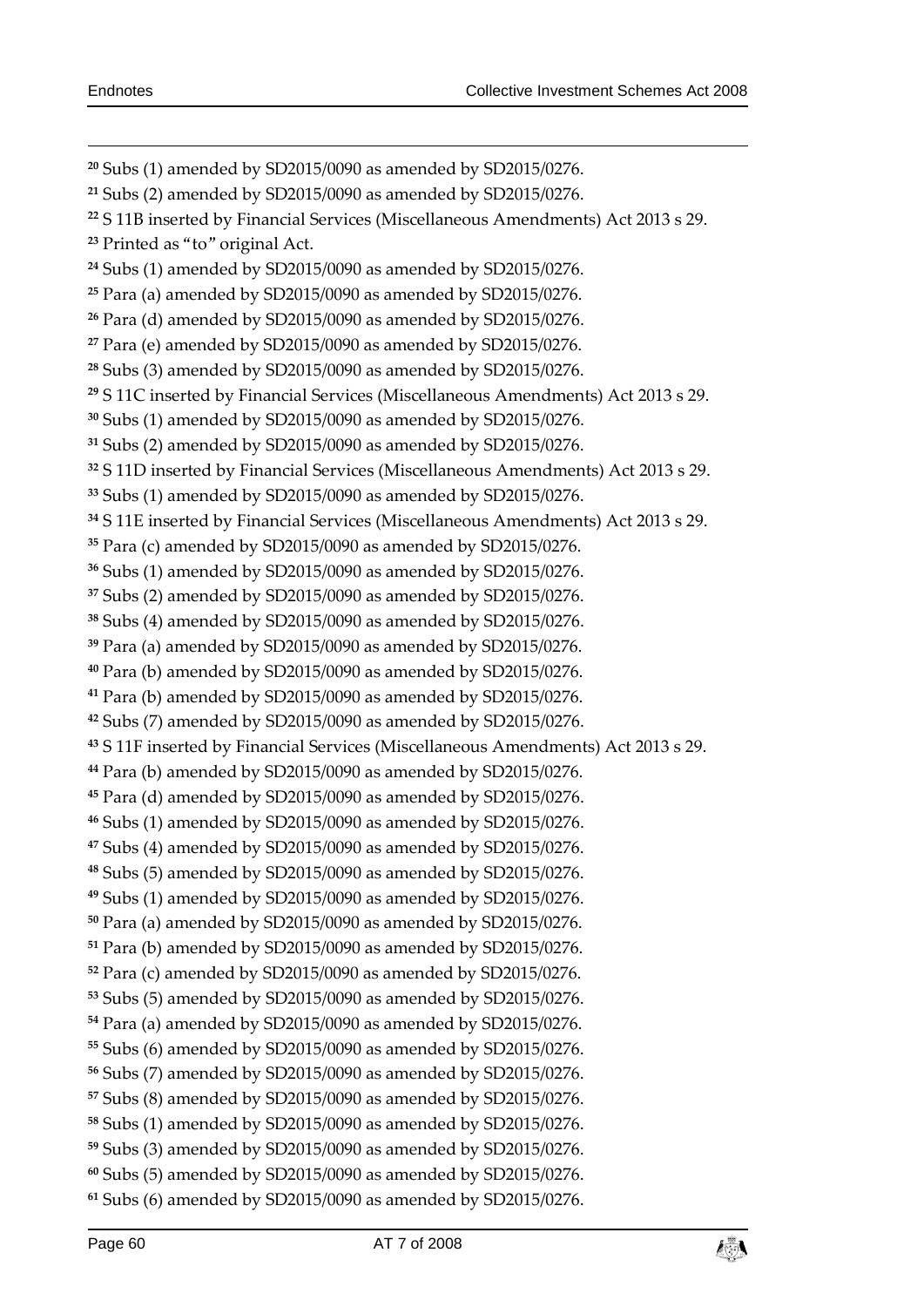[20] Subs (1) amended by SD2015/0090 as amended by SD2015/0276.

[21] Subs (2) amended by SD2015/0090 as amended by SD2015/0276.

[22] S 11B inserted by Financial Services (Miscellaneous Amendments) Act 2013 s 29.

[23] Printed as "to" original Act.

[24] Subs (1) amended by SD2015/0090 as amended by SD2015/0276.

[25] Para (a) amended by SD2015/0090 as amended by SD2015/0276.

[26] Para (d) amended by SD2015/0090 as amended by SD2015/0276.

[27] Para (e) amended by SD2015/0090 as amended by SD2015/0276.

[28] Subs (3) amended by SD2015/0090 as amended by SD2015/0276.

[29] S 11C inserted by Financial Services (Miscellaneous Amendments) Act 2013 s 29.

[30] Subs (1) amended by SD2015/0090 as amended by SD2015/0276.

[31] Subs (2) amended by SD2015/0090 as amended by SD2015/0276.

[32] S 11D inserted by Financial Services (Miscellaneous Amendments) Act 2013 s 29.

[33] Subs (1) amended by SD2015/0090 as amended by SD2015/0276.

[34] S 11E inserted by Financial Services (Miscellaneous Amendments) Act 2013 s 29.

[35] Para (c) amended by SD2015/0090 as amended by SD2015/0276.

[36] Subs (1) amended by SD2015/0090 as amended by SD2015/0276.

[37] Subs (2) amended by SD2015/0090 as amended by SD2015/0276.

[38] Subs (4) amended by SD2015/0090 as amended by SD2015/0276.

[39] Para (a) amended by SD2015/0090 as amended by SD2015/0276.

[40] Para (b) amended by SD2015/0090 as amended by SD2015/0276.

[41] Para (b) amended by SD2015/0090 as amended by SD2015/0276.

[42] Subs (7) amended by SD2015/0090 as amended by SD2015/0276.

[43] S 11F inserted by Financial Services (Miscellaneous Amendments) Act 2013 s 29.

[44] Para (b) amended by SD2015/0090 as amended by SD2015/0276.

[45] Para (d) amended by SD2015/0090 as amended by SD2015/0276.

[46] Subs (1) amended by SD2015/0090 as amended by SD2015/0276.

[47] Subs (4) amended by SD2015/0090 as amended by SD2015/0276.

[48] Subs (5) amended by SD2015/0090 as amended by SD2015/0276.

[49] Subs (1) amended by SD2015/0090 as amended by SD2015/0276.

[50] Para (a) amended by SD2015/0090 as amended by SD2015/0276.

[51] Para (b) amended by SD2015/0090 as amended by SD2015/0276.

[52] Para (c) amended by SD2015/0090 as amended by SD2015/0276.

[53] Subs (5) amended by SD2015/0090 as amended by SD2015/0276.

[54] Para (a) amended by SD2015/0090 as amended by SD2015/0276.

[55] Subs (6) amended by SD2015/0090 as amended by SD2015/0276.

[56] Subs (7) amended by SD2015/0090 as amended by SD2015/0276.

[57] Subs (8) amended by SD2015/0090 as amended by SD2015/0276.

[58] Subs (1) amended by SD2015/0090 as amended by SD2015/0276.

[59] Subs (3) amended by SD2015/0090 as amended by SD2015/0276.

[60] Subs (5) amended by SD2015/0090 as amended by SD2015/0276.

[61] Subs (6) amended by SD2015/0090 as amended by SD2015/0276.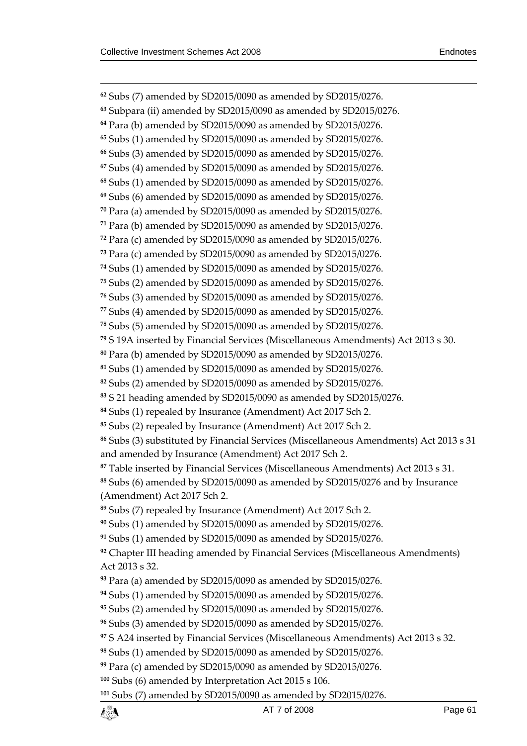[62] Subs (7) amended by SD2015/0090 as amended by SD2015/0276.

[63] Subpara (ii) amended by SD2015/0090 as amended by SD2015/0276.

[64] Para (b) amended by SD2015/0090 as amended by SD2015/0276.

[65] Subs (1) amended by SD2015/0090 as amended by SD2015/0276.

[66] Subs (3) amended by SD2015/0090 as amended by SD2015/0276.

[67] Subs (4) amended by SD2015/0090 as amended by SD2015/0276.

[68] Subs (1) amended by SD2015/0090 as amended by SD2015/0276.

[69] Subs (6) amended by SD2015/0090 as amended by SD2015/0276.

[70] Para (a) amended by SD2015/0090 as amended by SD2015/0276.

[71] Para (b) amended by SD2015/0090 as amended by SD2015/0276.

[72] Para (c) amended by SD2015/0090 as amended by SD2015/0276.

[73] Para (c) amended by SD2015/0090 as amended by SD2015/0276.

[74] Subs (1) amended by SD2015/0090 as amended by SD2015/0276.

[75] Subs (2) amended by SD2015/0090 as amended by SD2015/0276.

[76] Subs (3) amended by SD2015/0090 as amended by SD2015/0276.

[77] Subs (4) amended by SD2015/0090 as amended by SD2015/0276.

[78] Subs (5) amended by SD2015/0090 as amended by SD2015/0276.

[79] S 19A inserted by Financial Services (Miscellaneous Amendments) Act 2013 s 30.

[80] Para (b) amended by SD2015/0090 as amended by SD2015/0276.

[81] Subs (1) amended by SD2015/0090 as amended by SD2015/0276.

[82] Subs (2) amended by SD2015/0090 as amended by SD2015/0276.

[83] S 21 heading amended by SD2015/0090 as amended by SD2015/0276.

[84] Subs (1) repealed by Insurance (Amendment) Act 2017 Sch 2.

[85] Subs (2) repealed by Insurance (Amendment) Act 2017 Sch 2.

[86] Subs (3) substituted by Financial Services (Miscellaneous Amendments) Act 2013 s 31 and amended by Insurance (Amendment) Act 2017 Sch 2.

[87] Table inserted by Financial Services (Miscellaneous Amendments) Act 2013 s 31.

[88] Subs (6) amended by SD2015/0090 as amended by SD2015/0276 and by Insurance (Amendment) Act 2017 Sch 2.

[89] Subs (7) repealed by Insurance (Amendment) Act 2017 Sch 2.

[90] Subs (1) amended by SD2015/0090 as amended by SD2015/0276.

[91] Subs (1) amended by SD2015/0090 as amended by SD2015/0276.

[92] Chapter III heading amended by Financial Services (Miscellaneous Amendments) Act 2013 s 32.

[93] Para (a) amended by SD2015/0090 as amended by SD2015/0276.

[94] Subs (1) amended by SD2015/0090 as amended by SD2015/0276.

[95] Subs (2) amended by SD2015/0090 as amended by SD2015/0276.

[96] Subs (3) amended by SD2015/0090 as amended by SD2015/0276.

[97] S A24 inserted by Financial Services (Miscellaneous Amendments) Act 2013 s 32.

[98] Subs (1) amended by SD2015/0090 as amended by SD2015/0276.

[99] Para (c) amended by SD2015/0090 as amended by SD2015/0276.

[100] Subs (6) amended by Interpretation Act 2015 s 106.

[101] Subs (7) amended by SD2015/0090 as amended by SD2015/0276.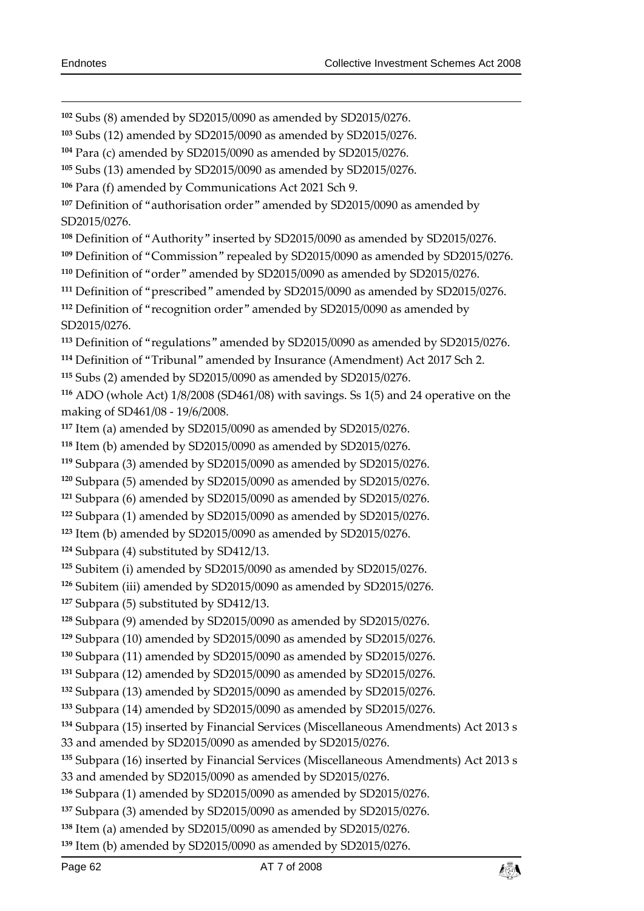[102] Subs (8) amended by SD2015/0090 as amended by SD2015/0276.

[103] Subs (12) amended by SD2015/0090 as amended by SD2015/0276.

[104] Para (c) amended by SD2015/0090 as amended by SD2015/0276.

[105] Subs (13) amended by SD2015/0090 as amended by SD2015/0276.

[106] Para (f) amended by Communications Act 2021 Sch 9.

[107] Definition of "authorisation order" amended by SD2015/0090 as amended by SD2015/0276.

[108] Definition of "Authority" inserted by SD2015/0090 as amended by SD2015/0276.

[109] Definition of "Commission" repealed by SD2015/0090 as amended by SD2015/0276.

[110] Definition of "order" amended by SD2015/0090 as amended by SD2015/0276.

[111] Definition of "prescribed" amended by SD2015/0090 as amended by SD2015/0276.

[112] Definition of "recognition order" amended by SD2015/0090 as amended by SD2015/0276.

[113] Definition of "regulations" amended by SD2015/0090 as amended by SD2015/0276.

[114] Definition of "Tribunal" amended by Insurance (Amendment) Act 2017 Sch 2.

[115] Subs (2) amended by SD2015/0090 as amended by SD2015/0276.

[116] ADO (whole Act) 1/8/2008 (SD461/08) with savings. Ss 1(5) and 24 operative on the making of SD461/08 - 19/6/2008.

[117] Item (a) amended by SD2015/0090 as amended by SD2015/0276.

[118] Item (b) amended by SD2015/0090 as amended by SD2015/0276.

[119] Subpara (3) amended by SD2015/0090 as amended by SD2015/0276.

[120] Subpara (5) amended by SD2015/0090 as amended by SD2015/0276.

[121] Subpara (6) amended by SD2015/0090 as amended by SD2015/0276.

[122] Subpara (1) amended by SD2015/0090 as amended by SD2015/0276.

[123] Item (b) amended by SD2015/0090 as amended by SD2015/0276.

[124] Subpara (4) substituted by SD412/13.

[125] Subitem (i) amended by SD2015/0090 as amended by SD2015/0276.

[126] Subitem (iii) amended by SD2015/0090 as amended by SD2015/0276.

[127] Subpara (5) substituted by SD412/13.

[128] Subpara (9) amended by SD2015/0090 as amended by SD2015/0276.

[129] Subpara (10) amended by SD2015/0090 as amended by SD2015/0276.

[130] Subpara (11) amended by SD2015/0090 as amended by SD2015/0276.

[131] Subpara (12) amended by SD2015/0090 as amended by SD2015/0276.

[132] Subpara (13) amended by SD2015/0090 as amended by SD2015/0276.

[133] Subpara (14) amended by SD2015/0090 as amended by SD2015/0276.

[134] Subpara (15) inserted by Financial Services (Miscellaneous Amendments) Act 2013 s 33 and amended by SD2015/0090 as amended by SD2015/0276.

[135] Subpara (16) inserted by Financial Services (Miscellaneous Amendments) Act 2013 s 33 and amended by SD2015/0090 as amended by SD2015/0276.

[136] Subpara (1) amended by SD2015/0090 as amended by SD2015/0276.

[137] Subpara (3) amended by SD2015/0090 as amended by SD2015/0276.

[138] Item (a) amended by SD2015/0090 as amended by SD2015/0276.

[139] Item (b) amended by SD2015/0090 as amended by SD2015/0276.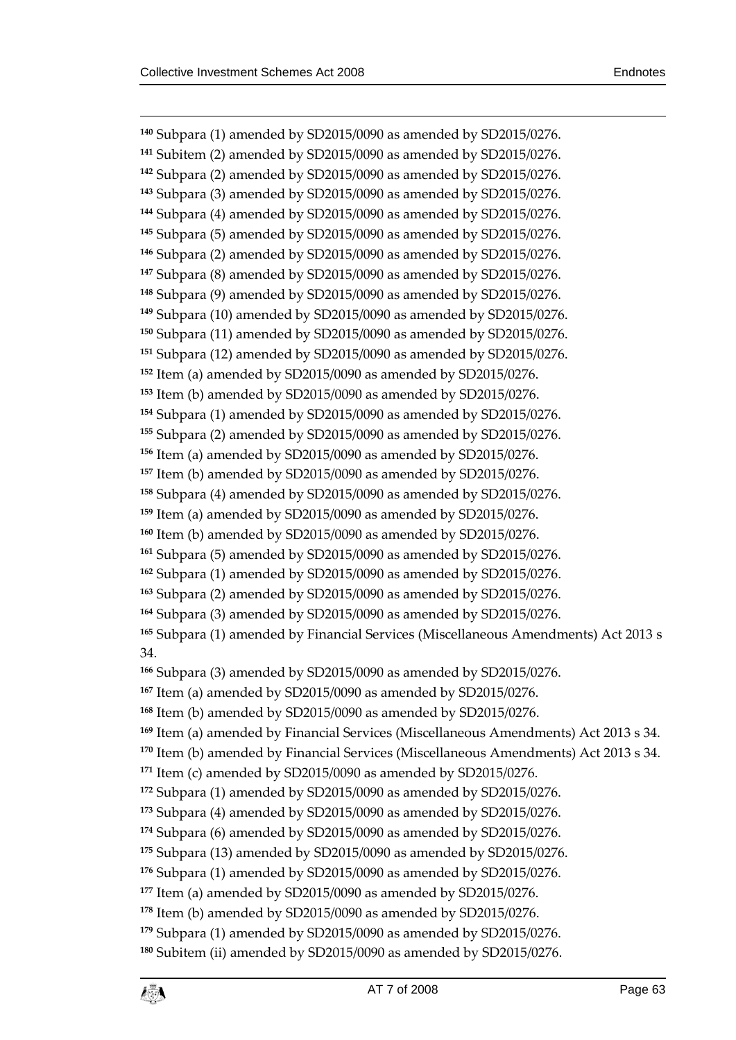[140] Subpara (1) amended by SD2015/0090 as amended by SD2015/0276.

[141] Subitem (2) amended by SD2015/0090 as amended by SD2015/0276.

[142] Subpara (2) amended by SD2015/0090 as amended by SD2015/0276.

[143] Subpara (3) amended by SD2015/0090 as amended by SD2015/0276.

[144] Subpara (4) amended by SD2015/0090 as amended by SD2015/0276.

[145] Subpara (5) amended by SD2015/0090 as amended by SD2015/0276.

[146] Subpara (2) amended by SD2015/0090 as amended by SD2015/0276.

[147] Subpara (8) amended by SD2015/0090 as amended by SD2015/0276.

[148] Subpara (9) amended by SD2015/0090 as amended by SD2015/0276.

[149] Subpara (10) amended by SD2015/0090 as amended by SD2015/0276.

[150] Subpara (11) amended by SD2015/0090 as amended by SD2015/0276.

[151] Subpara (12) amended by SD2015/0090 as amended by SD2015/0276.

[152] Item (a) amended by SD2015/0090 as amended by SD2015/0276.

[153] Item (b) amended by SD2015/0090 as amended by SD2015/0276.

[154] Subpara (1) amended by SD2015/0090 as amended by SD2015/0276.

[155] Subpara (2) amended by SD2015/0090 as amended by SD2015/0276.

[156] Item (a) amended by SD2015/0090 as amended by SD2015/0276.

[157] Item (b) amended by SD2015/0090 as amended by SD2015/0276.

[158] Subpara (4) amended by SD2015/0090 as amended by SD2015/0276.

[159] Item (a) amended by SD2015/0090 as amended by SD2015/0276.

[160] Item (b) amended by SD2015/0090 as amended by SD2015/0276.

[161] Subpara (5) amended by SD2015/0090 as amended by SD2015/0276.

[162] Subpara (1) amended by SD2015/0090 as amended by SD2015/0276.

[163] Subpara (2) amended by SD2015/0090 as amended by SD2015/0276.

[164] Subpara (3) amended by SD2015/0090 as amended by SD2015/0276.

[165] Subpara (1) amended by Financial Services (Miscellaneous Amendments) Act 2013 s 34.

[166] Subpara (3) amended by SD2015/0090 as amended by SD2015/0276.

[167] Item (a) amended by SD2015/0090 as amended by SD2015/0276.

[168] Item (b) amended by SD2015/0090 as amended by SD2015/0276.

[169] Item (a) amended by Financial Services (Miscellaneous Amendments) Act 2013 s 34.

[170] Item (b) amended by Financial Services (Miscellaneous Amendments) Act 2013 s 34.

[171] Item (c) amended by SD2015/0090 as amended by SD2015/0276.

[172] Subpara (1) amended by SD2015/0090 as amended by SD2015/0276.

[173] Subpara (4) amended by SD2015/0090 as amended by SD2015/0276.

[174] Subpara (6) amended by SD2015/0090 as amended by SD2015/0276.

[175] Subpara (13) amended by SD2015/0090 as amended by SD2015/0276.

[176] Subpara (1) amended by SD2015/0090 as amended by SD2015/0276.

[177] Item (a) amended by SD2015/0090 as amended by SD2015/0276.

[178] Item (b) amended by SD2015/0090 as amended by SD2015/0276.

[179] Subpara (1) amended by SD2015/0090 as amended by SD2015/0276.

[180] Subitem (ii) amended by SD2015/0090 as amended by SD2015/0276.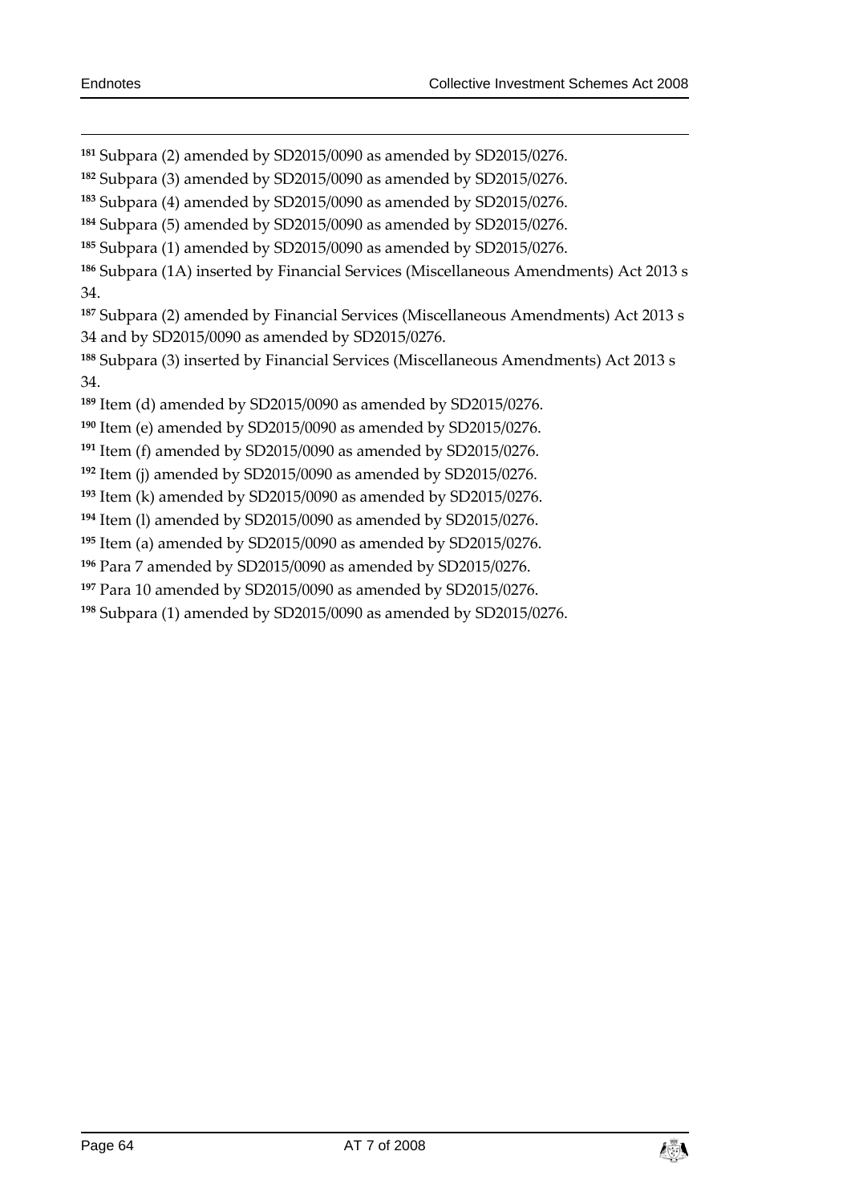[181] Subpara (2) amended by SD2015/0090 as amended by SD2015/0276.

[182] Subpara (3) amended by SD2015/0090 as amended by SD2015/0276.

[183] Subpara (4) amended by SD2015/0090 as amended by SD2015/0276.

[184] Subpara (5) amended by SD2015/0090 as amended by SD2015/0276.

[185] Subpara (1) amended by SD2015/0090 as amended by SD2015/0276.

[186] Subpara (1A) inserted by Financial Services (Miscellaneous Amendments) Act 2013 s 34.

[187] Subpara (2) amended by Financial Services (Miscellaneous Amendments) Act 2013 s 34 and by SD2015/0090 as amended by SD2015/0276.

[188] Subpara (3) inserted by Financial Services (Miscellaneous Amendments) Act 2013 s 34.

[189] Item (d) amended by SD2015/0090 as amended by SD2015/0276.

[190] Item (e) amended by SD2015/0090 as amended by SD2015/0276.

[191] Item (f) amended by SD2015/0090 as amended by SD2015/0276.

[192] Item (j) amended by SD2015/0090 as amended by SD2015/0276.

[193] Item (k) amended by SD2015/0090 as amended by SD2015/0276.

[194] Item (l) amended by SD2015/0090 as amended by SD2015/0276.

[195] Item (a) amended by SD2015/0090 as amended by SD2015/0276.

[196] Para 7 amended by SD2015/0090 as amended by SD2015/0276.

[197] Para 10 amended by SD2015/0090 as amended by SD2015/0276.

[198] Subpara (1) amended by SD2015/0090 as amended by SD2015/0276.